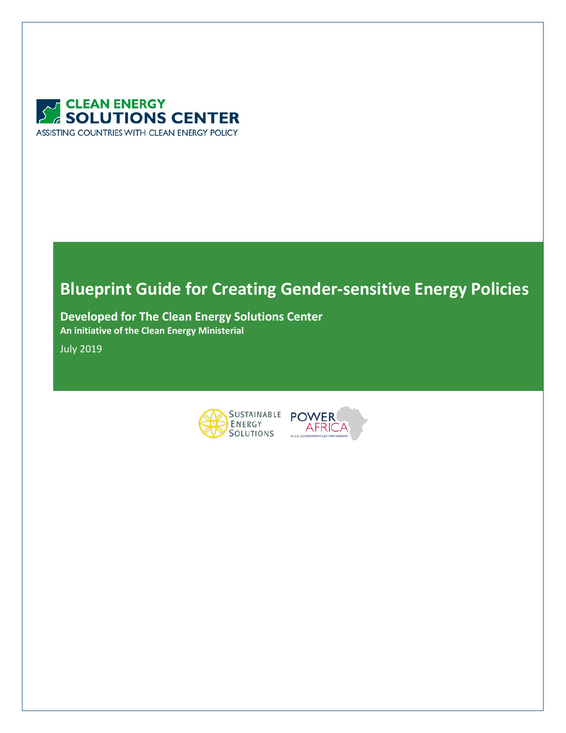CLEAN ENERGY
SOLUTIONS CENTER
ASSISTING COUNTRIES WITH CLEAN ENERGY POLICY

# Blueprint Guide for Creating Gender-sensitive Energy Policies

**Developed for The Clean Energy Solutions Center**

**An initiative of the Clean Energy Ministerial**

July 2019

SUSTAINABLE ENERGY SOLUTIONS

POWER AFRICA

A U.S. GOVERNMENT-LED PARTNERSHIP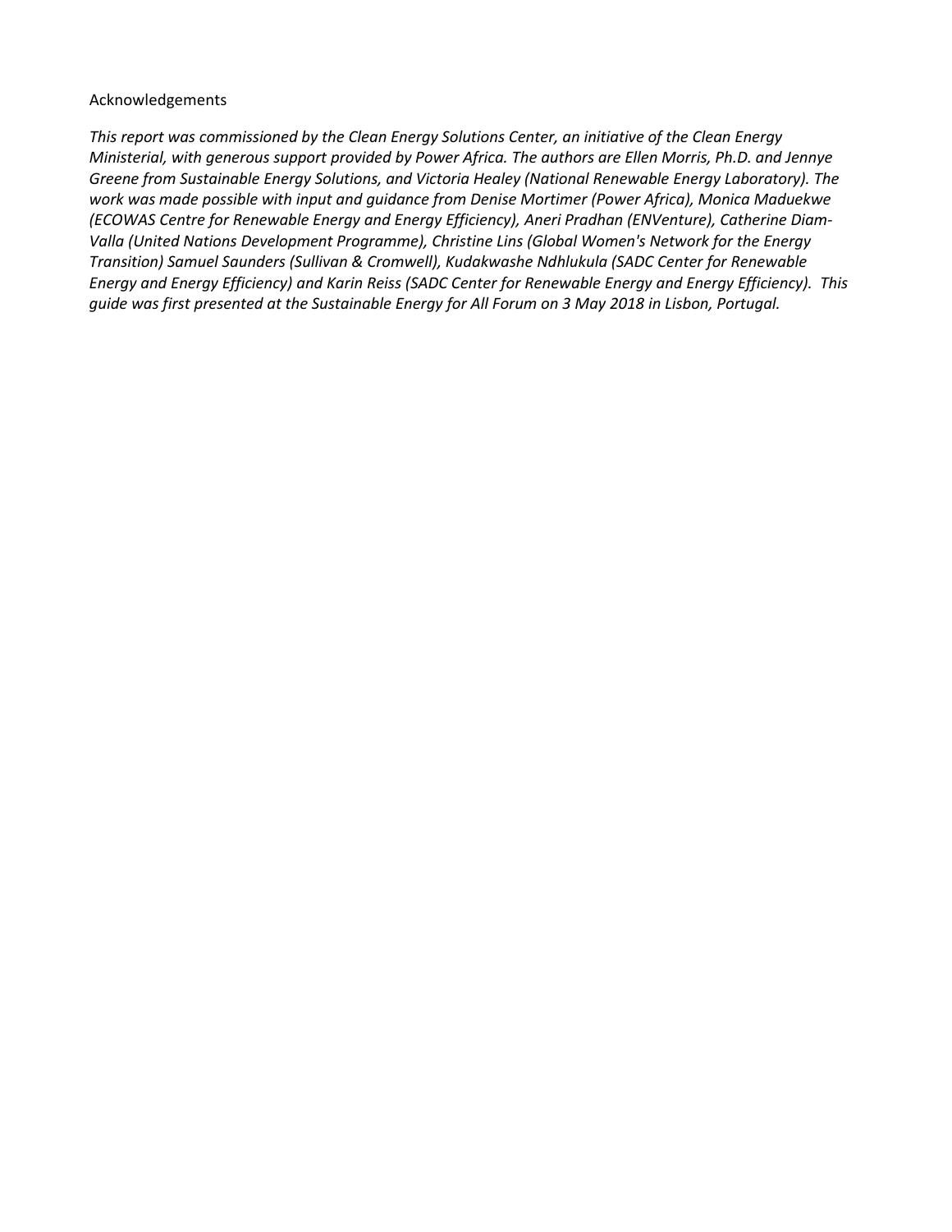Acknowledgements

*This report was commissioned by the Clean Energy Solutions Center, an initiative of the Clean Energy Ministerial, with generous support provided by Power Africa. The authors are Ellen Morris, Ph.D. and Jennye Greene from Sustainable Energy Solutions, and Victoria Healey (National Renewable Energy Laboratory). The work was made possible with input and guidance from Denise Mortimer (Power Africa), Monica Maduekwe (ECOWAS Centre for Renewable Energy and Energy Efficiency), Aneri Pradhan (ENVenture), Catherine Diam-Valla (United Nations Development Programme), Christine Lins (Global Women's Network for the Energy Transition) Samuel Saunders (Sullivan & Cromwell), Kudakwashe Ndhlukula (SADC Center for Renewable Energy and Energy Efficiency) and Karin Reiss (SADC Center for Renewable Energy and Energy Efficiency). This guide was first presented at the Sustainable Energy for All Forum on 3 May 2018 in Lisbon, Portugal.*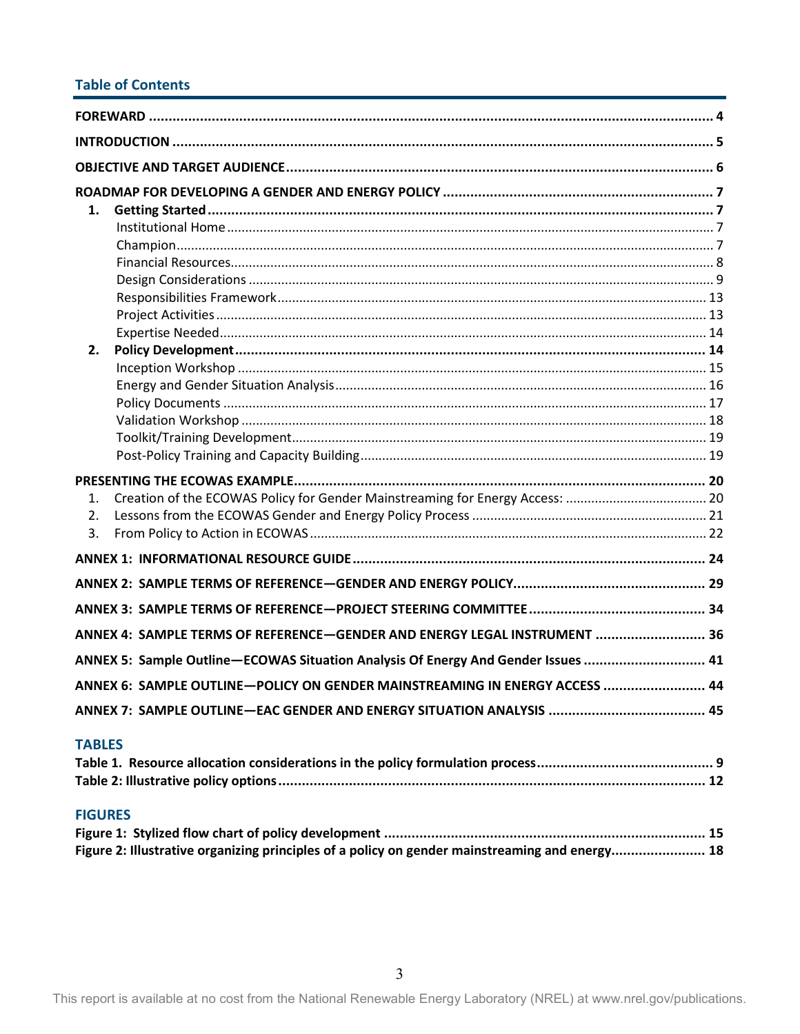## Table of Contents

**FOREWARD** .......... 4

**INTRODUCTION** .......... 5

**OBJECTIVE AND TARGET AUDIENCE** .......... 6

**ROADMAP FOR DEVELOPING A GENDER AND ENERGY POLICY** .......... 7

1. **Getting Started** .......... 7
   - Institutional Home .......... 7
   - Champion .......... 7
   - Financial Resources .......... 8
   - Design Considerations .......... 9
   - Responsibilities Framework .......... 13
   - Project Activities .......... 13
   - Expertise Needed .......... 14
2. **Policy Development** .......... 14
   - Inception Workshop .......... 15
   - Energy and Gender Situation Analysis .......... 16
   - Policy Documents .......... 17
   - Validation Workshop .......... 18
   - Toolkit/Training Development .......... 19
   - Post-Policy Training and Capacity Building .......... 19

**PRESENTING THE ECOWAS EXAMPLE** .......... 20

1. Creation of the ECOWAS Policy for Gender Mainstreaming for Energy Access: .......... 20
2. Lessons from the ECOWAS Gender and Energy Policy Process .......... 21
3. From Policy to Action in ECOWAS .......... 22

**ANNEX 1: INFORMATIONAL RESOURCE GUIDE** .......... 24

**ANNEX 2: SAMPLE TERMS OF REFERENCE—GENDER AND ENERGY POLICY** .......... 29

**ANNEX 3: SAMPLE TERMS OF REFERENCE—PROJECT STEERING COMMITTEE** .......... 34

**ANNEX 4: SAMPLE TERMS OF REFERENCE—GENDER AND ENERGY LEGAL INSTRUMENT** .......... 36

**ANNEX 5: Sample Outline—ECOWAS Situation Analysis Of Energy And Gender Issues** .......... 41

**ANNEX 6: SAMPLE OUTLINE—POLICY ON GENDER MAINSTREAMING IN ENERGY ACCESS** .......... 44

**ANNEX 7: SAMPLE OUTLINE—EAC GENDER AND ENERGY SITUATION ANALYSIS** .......... 45

### TABLES

**Table 1. Resource allocation considerations in the policy formulation process** .......... 9

**Table 2: Illustrative policy options** .......... 12

### FIGURES

**Figure 1: Stylized flow chart of policy development** .......... 15

**Figure 2: Illustrative organizing principles of a policy on gender mainstreaming and energy** .......... 18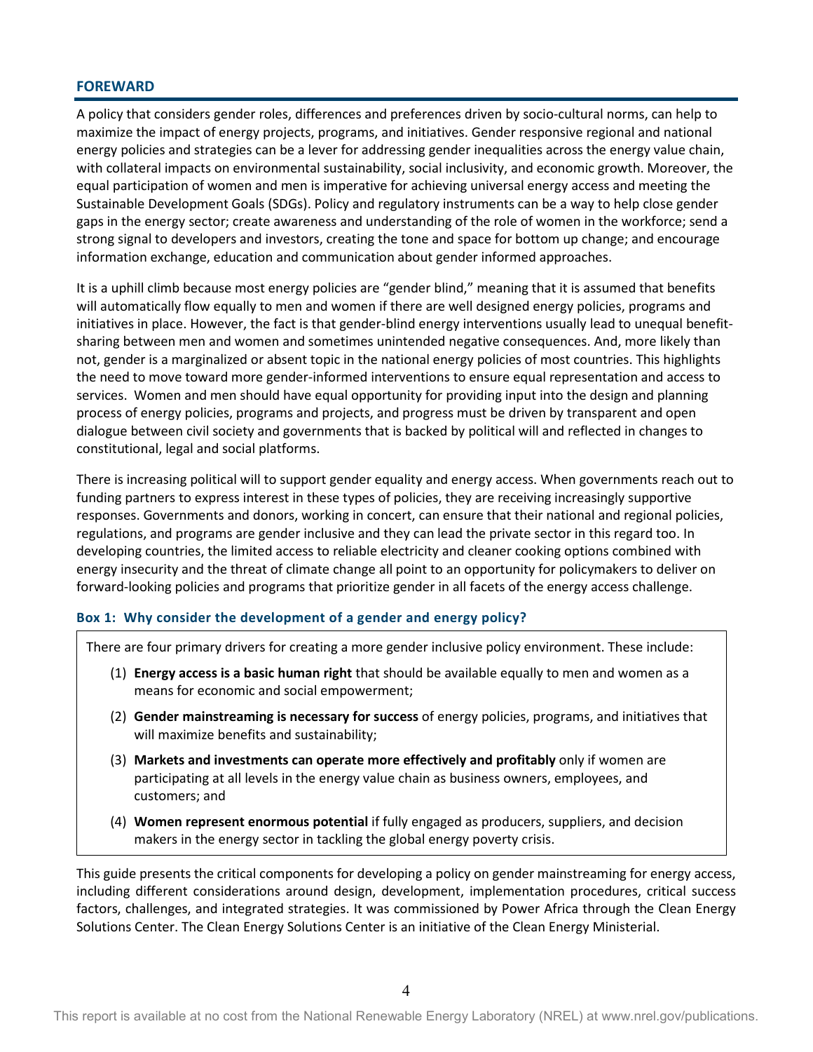## FOREWARD

A policy that considers gender roles, differences and preferences driven by socio-cultural norms, can help to maximize the impact of energy projects, programs, and initiatives. Gender responsive regional and national energy policies and strategies can be a lever for addressing gender inequalities across the energy value chain, with collateral impacts on environmental sustainability, social inclusivity, and economic growth. Moreover, the equal participation of women and men is imperative for achieving universal energy access and meeting the Sustainable Development Goals (SDGs). Policy and regulatory instruments can be a way to help close gender gaps in the energy sector; create awareness and understanding of the role of women in the workforce; send a strong signal to developers and investors, creating the tone and space for bottom up change; and encourage information exchange, education and communication about gender informed approaches.

It is a uphill climb because most energy policies are "gender blind," meaning that it is assumed that benefits will automatically flow equally to men and women if there are well designed energy policies, programs and initiatives in place. However, the fact is that gender-blind energy interventions usually lead to unequal benefit-sharing between men and women and sometimes unintended negative consequences. And, more likely than not, gender is a marginalized or absent topic in the national energy policies of most countries. This highlights the need to move toward more gender-informed interventions to ensure equal representation and access to services. Women and men should have equal opportunity for providing input into the design and planning process of energy policies, programs and projects, and progress must be driven by transparent and open dialogue between civil society and governments that is backed by political will and reflected in changes to constitutional, legal and social platforms.

There is increasing political will to support gender equality and energy access. When governments reach out to funding partners to express interest in these types of policies, they are receiving increasingly supportive responses. Governments and donors, working in concert, can ensure that their national and regional policies, regulations, and programs are gender inclusive and they can lead the private sector in this regard too. In developing countries, the limited access to reliable electricity and cleaner cooking options combined with energy insecurity and the threat of climate change all point to an opportunity for policymakers to deliver on forward-looking policies and programs that prioritize gender in all facets of the energy access challenge.

### Box 1: Why consider the development of a gender and energy policy?

There are four primary drivers for creating a more gender inclusive policy environment. These include:

(1) **Energy access is a basic human right** that should be available equally to men and women as a means for economic and social empowerment;

(2) **Gender mainstreaming is necessary for success** of energy policies, programs, and initiatives that will maximize benefits and sustainability;

(3) **Markets and investments can operate more effectively and profitably** only if women are participating at all levels in the energy value chain as business owners, employees, and customers; and

(4) **Women represent enormous potential** if fully engaged as producers, suppliers, and decision makers in the energy sector in tackling the global energy poverty crisis.

This guide presents the critical components for developing a policy on gender mainstreaming for energy access, including different considerations around design, development, implementation procedures, critical success factors, challenges, and integrated strategies. It was commissioned by Power Africa through the Clean Energy Solutions Center. The Clean Energy Solutions Center is an initiative of the Clean Energy Ministerial.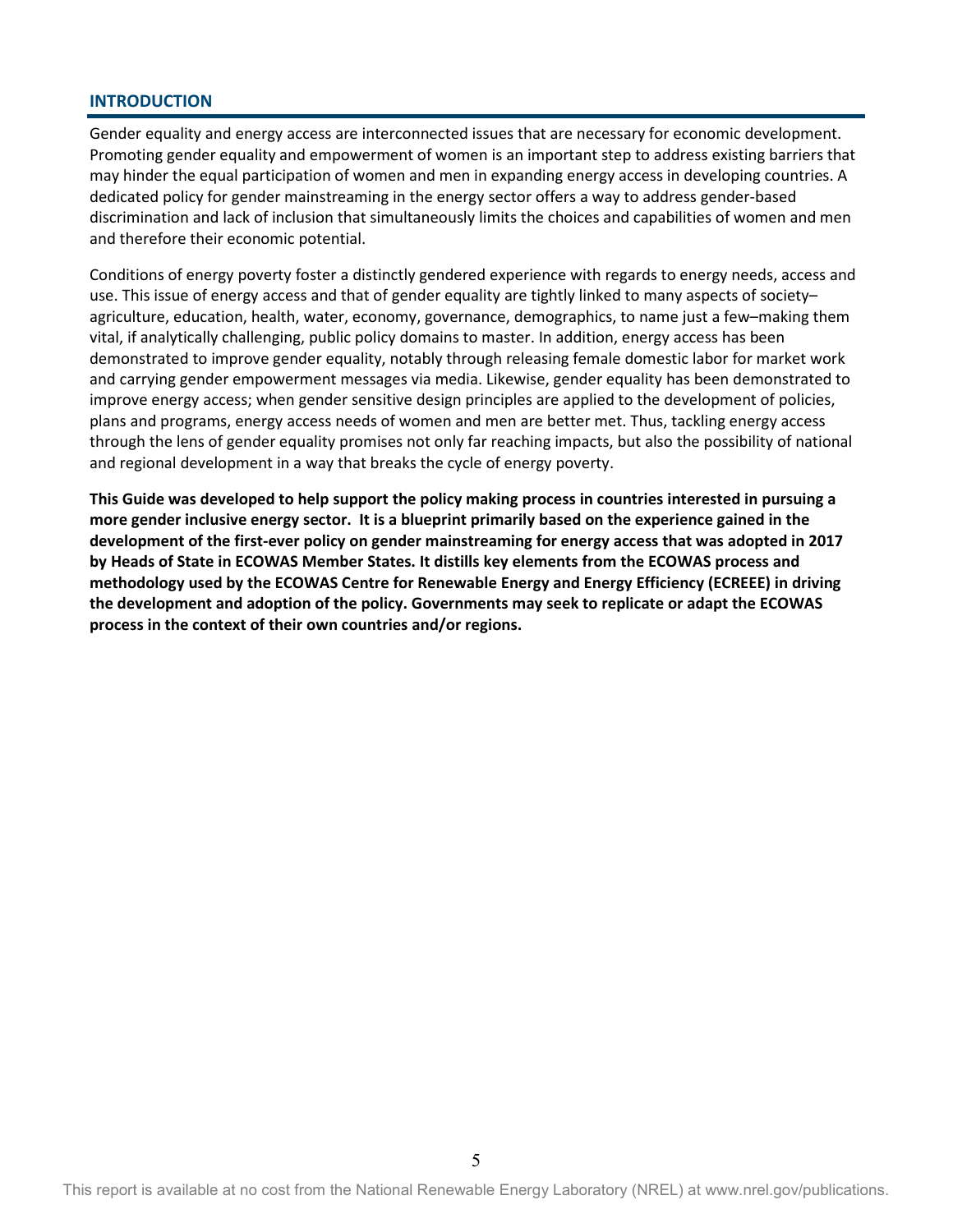## INTRODUCTION

Gender equality and energy access are interconnected issues that are necessary for economic development. Promoting gender equality and empowerment of women is an important step to address existing barriers that may hinder the equal participation of women and men in expanding energy access in developing countries. A dedicated policy for gender mainstreaming in the energy sector offers a way to address gender-based discrimination and lack of inclusion that simultaneously limits the choices and capabilities of women and men and therefore their economic potential.

Conditions of energy poverty foster a distinctly gendered experience with regards to energy needs, access and use. This issue of energy access and that of gender equality are tightly linked to many aspects of society–agriculture, education, health, water, economy, governance, demographics, to name just a few–making them vital, if analytically challenging, public policy domains to master. In addition, energy access has been demonstrated to improve gender equality, notably through releasing female domestic labor for market work and carrying gender empowerment messages via media. Likewise, gender equality has been demonstrated to improve energy access; when gender sensitive design principles are applied to the development of policies, plans and programs, energy access needs of women and men are better met. Thus, tackling energy access through the lens of gender equality promises not only far reaching impacts, but also the possibility of national and regional development in a way that breaks the cycle of energy poverty.

**This Guide was developed to help support the policy making process in countries interested in pursuing a more gender inclusive energy sector. It is a blueprint primarily based on the experience gained in the development of the first-ever policy on gender mainstreaming for energy access that was adopted in 2017 by Heads of State in ECOWAS Member States. It distills key elements from the ECOWAS process and methodology used by the ECOWAS Centre for Renewable Energy and Energy Efficiency (ECREEE) in driving the development and adoption of the policy. Governments may seek to replicate or adapt the ECOWAS process in the context of their own countries and/or regions.**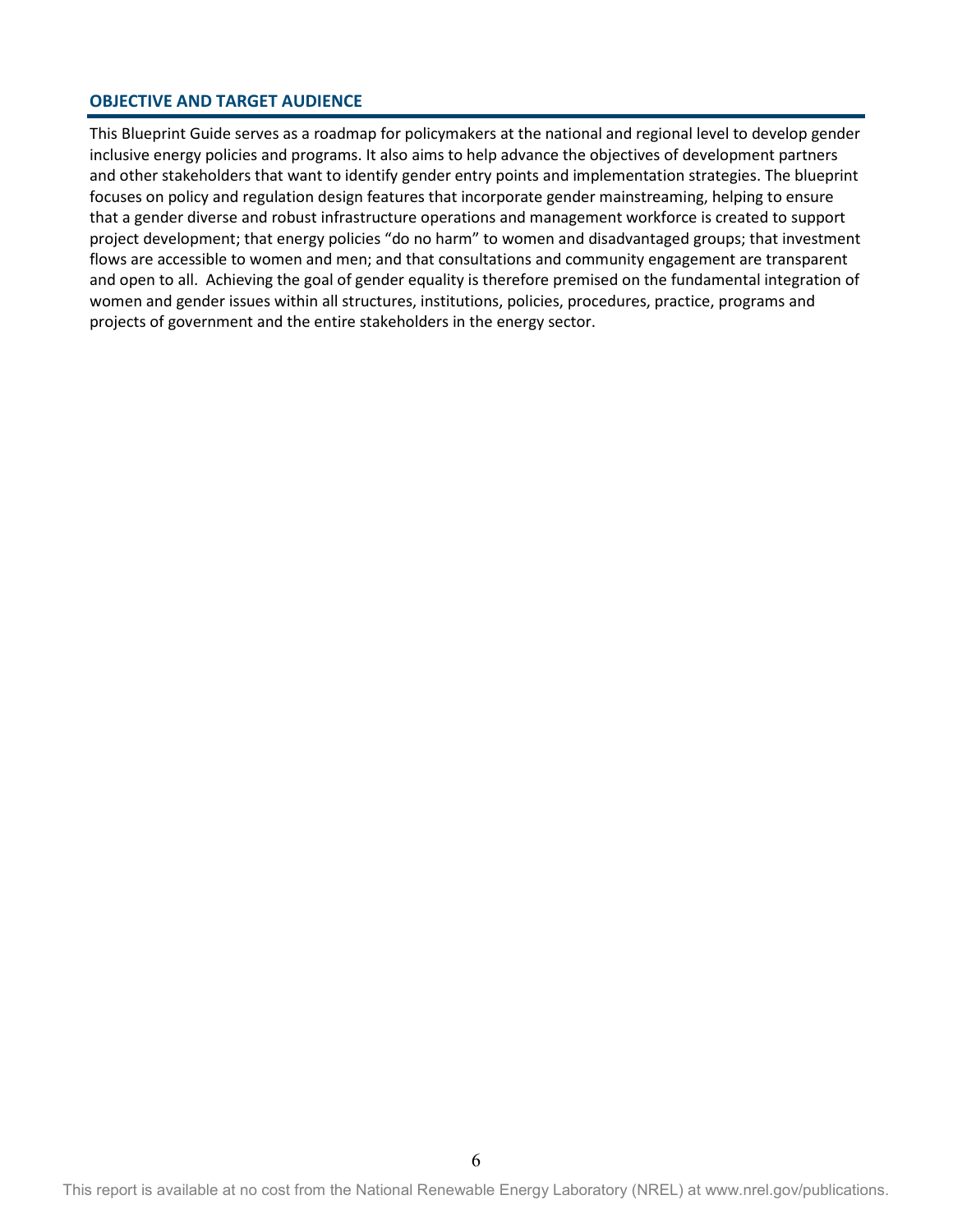## OBJECTIVE AND TARGET AUDIENCE

This Blueprint Guide serves as a roadmap for policymakers at the national and regional level to develop gender inclusive energy policies and programs. It also aims to help advance the objectives of development partners and other stakeholders that want to identify gender entry points and implementation strategies. The blueprint focuses on policy and regulation design features that incorporate gender mainstreaming, helping to ensure that a gender diverse and robust infrastructure operations and management workforce is created to support project development; that energy policies "do no harm" to women and disadvantaged groups; that investment flows are accessible to women and men; and that consultations and community engagement are transparent and open to all. Achieving the goal of gender equality is therefore premised on the fundamental integration of women and gender issues within all structures, institutions, policies, procedures, practice, programs and projects of government and the entire stakeholders in the energy sector.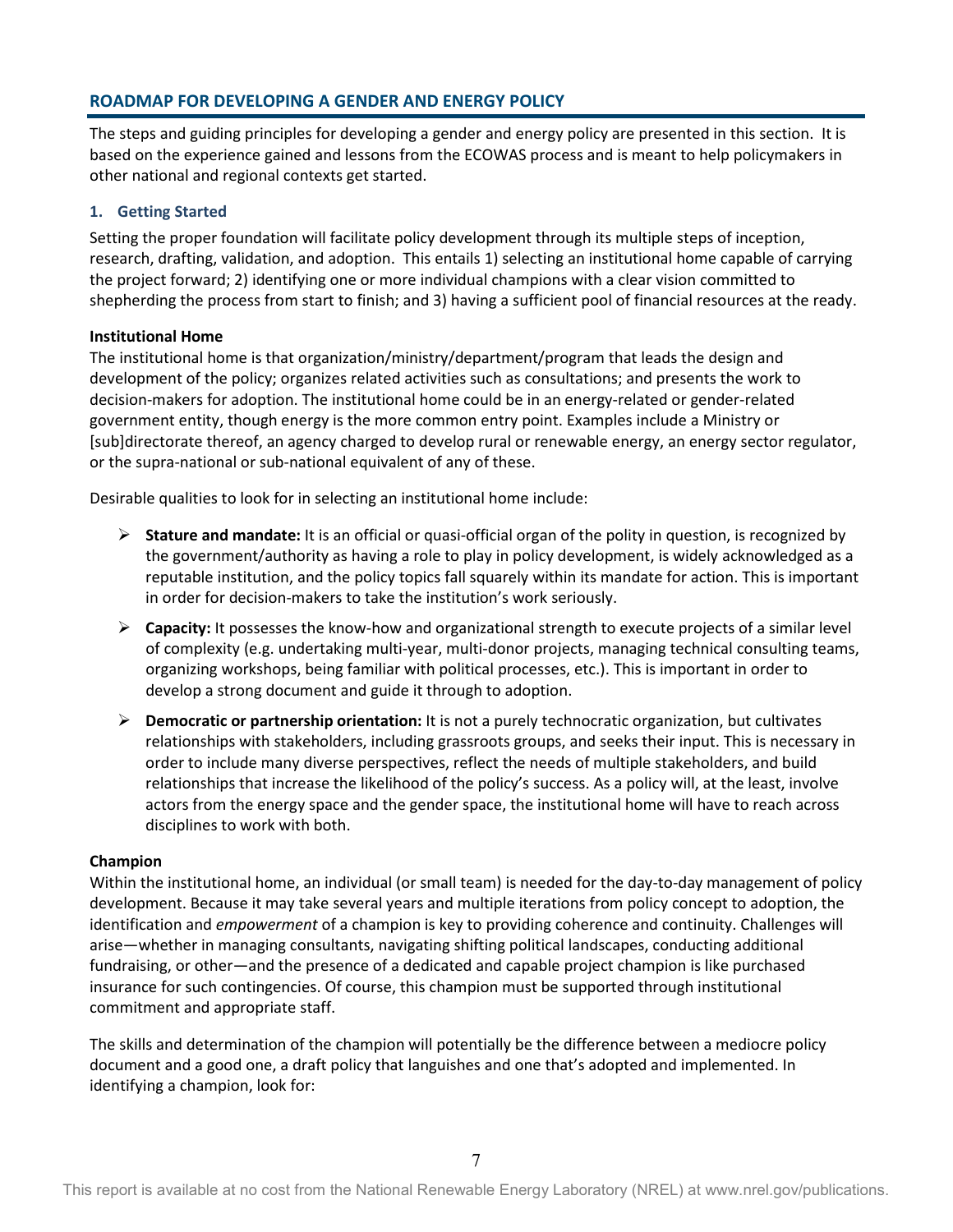## ROADMAP FOR DEVELOPING A GENDER AND ENERGY POLICY

The steps and guiding principles for developing a gender and energy policy are presented in this section. It is based on the experience gained and lessons from the ECOWAS process and is meant to help policymakers in other national and regional contexts get started.

### 1. Getting Started

Setting the proper foundation will facilitate policy development through its multiple steps of inception, research, drafting, validation, and adoption. This entails 1) selecting an institutional home capable of carrying the project forward; 2) identifying one or more individual champions with a clear vision committed to shepherding the process from start to finish; and 3) having a sufficient pool of financial resources at the ready.

**Institutional Home**

The institutional home is that organization/ministry/department/program that leads the design and development of the policy; organizes related activities such as consultations; and presents the work to decision-makers for adoption. The institutional home could be in an energy-related or gender-related government entity, though energy is the more common entry point. Examples include a Ministry or [sub]directorate thereof, an agency charged to develop rural or renewable energy, an energy sector regulator, or the supra-national or sub-national equivalent of any of these.

Desirable qualities to look for in selecting an institutional home include:

- **Stature and mandate:** It is an official or quasi-official organ of the polity in question, is recognized by the government/authority as having a role to play in policy development, is widely acknowledged as a reputable institution, and the policy topics fall squarely within its mandate for action. This is important in order for decision-makers to take the institution's work seriously.
- **Capacity:** It possesses the know-how and organizational strength to execute projects of a similar level of complexity (e.g. undertaking multi-year, multi-donor projects, managing technical consulting teams, organizing workshops, being familiar with political processes, etc.). This is important in order to develop a strong document and guide it through to adoption.
- **Democratic or partnership orientation:** It is not a purely technocratic organization, but cultivates relationships with stakeholders, including grassroots groups, and seeks their input. This is necessary in order to include many diverse perspectives, reflect the needs of multiple stakeholders, and build relationships that increase the likelihood of the policy's success. As a policy will, at the least, involve actors from the energy space and the gender space, the institutional home will have to reach across disciplines to work with both.

**Champion**

Within the institutional home, an individual (or small team) is needed for the day-to-day management of policy development. Because it may take several years and multiple iterations from policy concept to adoption, the identification and *empowerment* of a champion is key to providing coherence and continuity. Challenges will arise—whether in managing consultants, navigating shifting political landscapes, conducting additional fundraising, or other—and the presence of a dedicated and capable project champion is like purchased insurance for such contingencies. Of course, this champion must be supported through institutional commitment and appropriate staff.

The skills and determination of the champion will potentially be the difference between a mediocre policy document and a good one, a draft policy that languishes and one that's adopted and implemented. In identifying a champion, look for: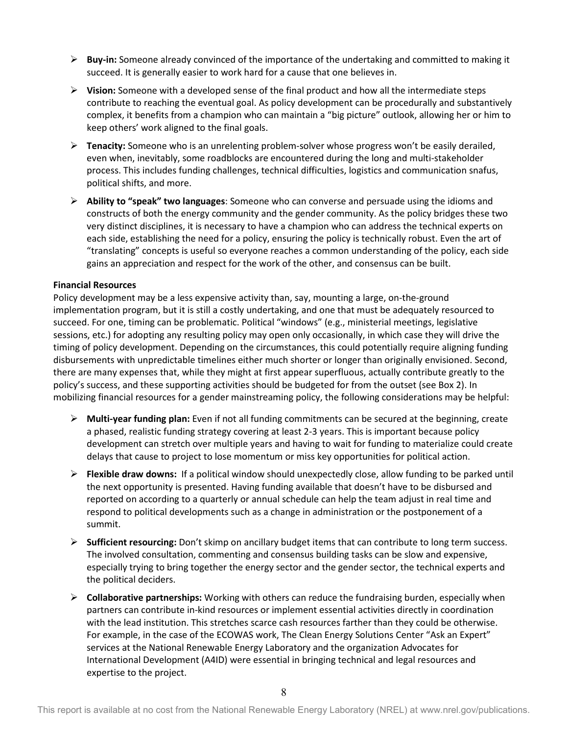- **Buy-in:** Someone already convinced of the importance of the undertaking and committed to making it succeed. It is generally easier to work hard for a cause that one believes in.
- **Vision:** Someone with a developed sense of the final product and how all the intermediate steps contribute to reaching the eventual goal. As policy development can be procedurally and substantively complex, it benefits from a champion who can maintain a "big picture" outlook, allowing her or him to keep others' work aligned to the final goals.
- **Tenacity:** Someone who is an unrelenting problem-solver whose progress won't be easily derailed, even when, inevitably, some roadblocks are encountered during the long and multi-stakeholder process. This includes funding challenges, technical difficulties, logistics and communication snafus, political shifts, and more.
- **Ability to "speak" two languages**: Someone who can converse and persuade using the idioms and constructs of both the energy community and the gender community. As the policy bridges these two very distinct disciplines, it is necessary to have a champion who can address the technical experts on each side, establishing the need for a policy, ensuring the policy is technically robust. Even the art of "translating" concepts is useful so everyone reaches a common understanding of the policy, each side gains an appreciation and respect for the work of the other, and consensus can be built.

**Financial Resources**

Policy development may be a less expensive activity than, say, mounting a large, on-the-ground implementation program, but it is still a costly undertaking, and one that must be adequately resourced to succeed. For one, timing can be problematic. Political "windows" (e.g., ministerial meetings, legislative sessions, etc.) for adopting any resulting policy may open only occasionally, in which case they will drive the timing of policy development. Depending on the circumstances, this could potentially require aligning funding disbursements with unpredictable timelines either much shorter or longer than originally envisioned. Second, there are many expenses that, while they might at first appear superfluous, actually contribute greatly to the policy's success, and these supporting activities should be budgeted for from the outset (see Box 2). In mobilizing financial resources for a gender mainstreaming policy, the following considerations may be helpful:

- **Multi-year funding plan:** Even if not all funding commitments can be secured at the beginning, create a phased, realistic funding strategy covering at least 2-3 years. This is important because policy development can stretch over multiple years and having to wait for funding to materialize could create delays that cause to project to lose momentum or miss key opportunities for political action.
- **Flexible draw downs:** If a political window should unexpectedly close, allow funding to be parked until the next opportunity is presented. Having funding available that doesn't have to be disbursed and reported on according to a quarterly or annual schedule can help the team adjust in real time and respond to political developments such as a change in administration or the postponement of a summit.
- **Sufficient resourcing:** Don't skimp on ancillary budget items that can contribute to long term success. The involved consultation, commenting and consensus building tasks can be slow and expensive, especially trying to bring together the energy sector and the gender sector, the technical experts and the political deciders.
- **Collaborative partnerships:** Working with others can reduce the fundraising burden, especially when partners can contribute in-kind resources or implement essential activities directly in coordination with the lead institution. This stretches scarce cash resources farther than they could be otherwise. For example, in the case of the ECOWAS work, The Clean Energy Solutions Center "Ask an Expert" services at the National Renewable Energy Laboratory and the organization Advocates for International Development (A4ID) were essential in bringing technical and legal resources and expertise to the project.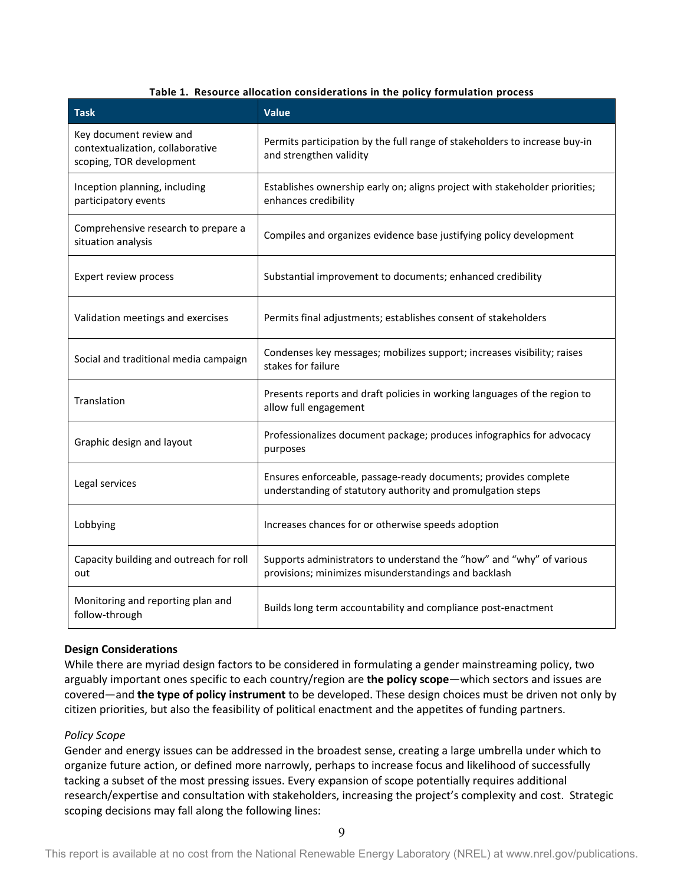**Table 1. Resource allocation considerations in the policy formulation process**

| Task | Value |
| --- | --- |
| Key document review and contextualization, collaborative scoping, TOR development | Permits participation by the full range of stakeholders to increase buy-in and strengthen validity |
| Inception planning, including participatory events | Establishes ownership early on; aligns project with stakeholder priorities; enhances credibility |
| Comprehensive research to prepare a situation analysis | Compiles and organizes evidence base justifying policy development |
| Expert review process | Substantial improvement to documents; enhanced credibility |
| Validation meetings and exercises | Permits final adjustments; establishes consent of stakeholders |
| Social and traditional media campaign | Condenses key messages; mobilizes support; increases visibility; raises stakes for failure |
| Translation | Presents reports and draft policies in working languages of the region to allow full engagement |
| Graphic design and layout | Professionalizes document package; produces infographics for advocacy purposes |
| Legal services | Ensures enforceable, passage-ready documents; provides complete understanding of statutory authority and promulgation steps |
| Lobbying | Increases chances for or otherwise speeds adoption |
| Capacity building and outreach for roll out | Supports administrators to understand the "how" and "why" of various provisions; minimizes misunderstandings and backlash |
| Monitoring and reporting plan and follow-through | Builds long term accountability and compliance post-enactment |

**Design Considerations**

While there are myriad design factors to be considered in formulating a gender mainstreaming policy, two arguably important ones specific to each country/region are **the policy scope**—which sectors and issues are covered—and **the type of policy instrument** to be developed. These design choices must be driven not only by citizen priorities, but also the feasibility of political enactment and the appetites of funding partners.

*Policy Scope*

Gender and energy issues can be addressed in the broadest sense, creating a large umbrella under which to organize future action, or defined more narrowly, perhaps to increase focus and likelihood of successfully tacking a subset of the most pressing issues. Every expansion of scope potentially requires additional research/expertise and consultation with stakeholders, increasing the project's complexity and cost. Strategic scoping decisions may fall along the following lines: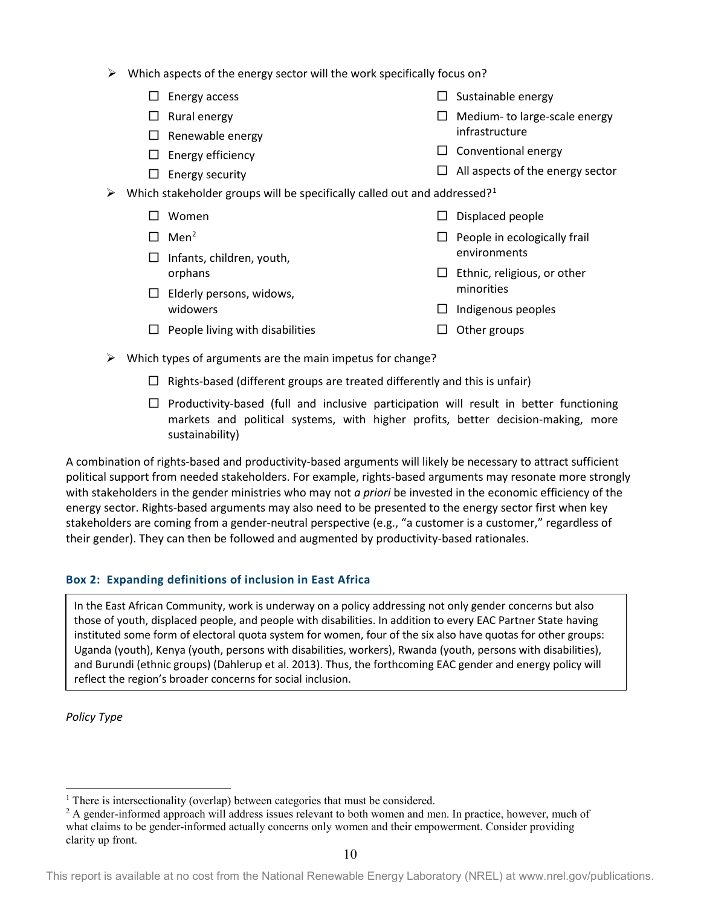- Which aspects of the energy sector will the work specifically focus on?
  - ☐ Energy access
  - ☐ Rural energy
  - ☐ Renewable energy
  - ☐ Energy efficiency
  - ☐ Energy security
  - ☐ Sustainable energy
  - ☐ Medium- to large-scale energy infrastructure
  - ☐ Conventional energy
  - ☐ All aspects of the energy sector
- Which stakeholder groups will be specifically called out and addressed?[1]
  - ☐ Women
  - ☐ Men[2]
  - ☐ Infants, children, youth, orphans
  - ☐ Elderly persons, widows, widowers
  - ☐ People living with disabilities
  - ☐ Displaced people
  - ☐ People in ecologically frail environments
  - ☐ Ethnic, religious, or other minorities
  - ☐ Indigenous peoples
  - ☐ Other groups
- Which types of arguments are the main impetus for change?
  - ☐ Rights-based (different groups are treated differently and this is unfair)
  - ☐ Productivity-based (full and inclusive participation will result in better functioning markets and political systems, with higher profits, better decision-making, more sustainability)

A combination of rights-based and productivity-based arguments will likely be necessary to attract sufficient political support from needed stakeholders. For example, rights-based arguments may resonate more strongly with stakeholders in the gender ministries who may not *a priori* be invested in the economic efficiency of the energy sector. Rights-based arguments may also need to be presented to the energy sector first when key stakeholders are coming from a gender-neutral perspective (e.g., "a customer is a customer," regardless of their gender). They can then be followed and augmented by productivity-based rationales.

#### Box 2: Expanding definitions of inclusion in East Africa

> In the East African Community, work is underway on a policy addressing not only gender concerns but also those of youth, displaced people, and people with disabilities. In addition to every EAC Partner State having instituted some form of electoral quota system for women, four of the six also have quotas for other groups: Uganda (youth), Kenya (youth, persons with disabilities, workers), Rwanda (youth, persons with disabilities), and Burundi (ethnic groups) (Dahlerup et al. 2013). Thus, the forthcoming EAC gender and energy policy will reflect the region's broader concerns for social inclusion.

*Policy Type*

---

[1] There is intersectionality (overlap) between categories that must be considered.

[2] A gender-informed approach will address issues relevant to both women and men. In practice, however, much of what claims to be gender-informed actually concerns only women and their empowerment. Consider providing clarity up front.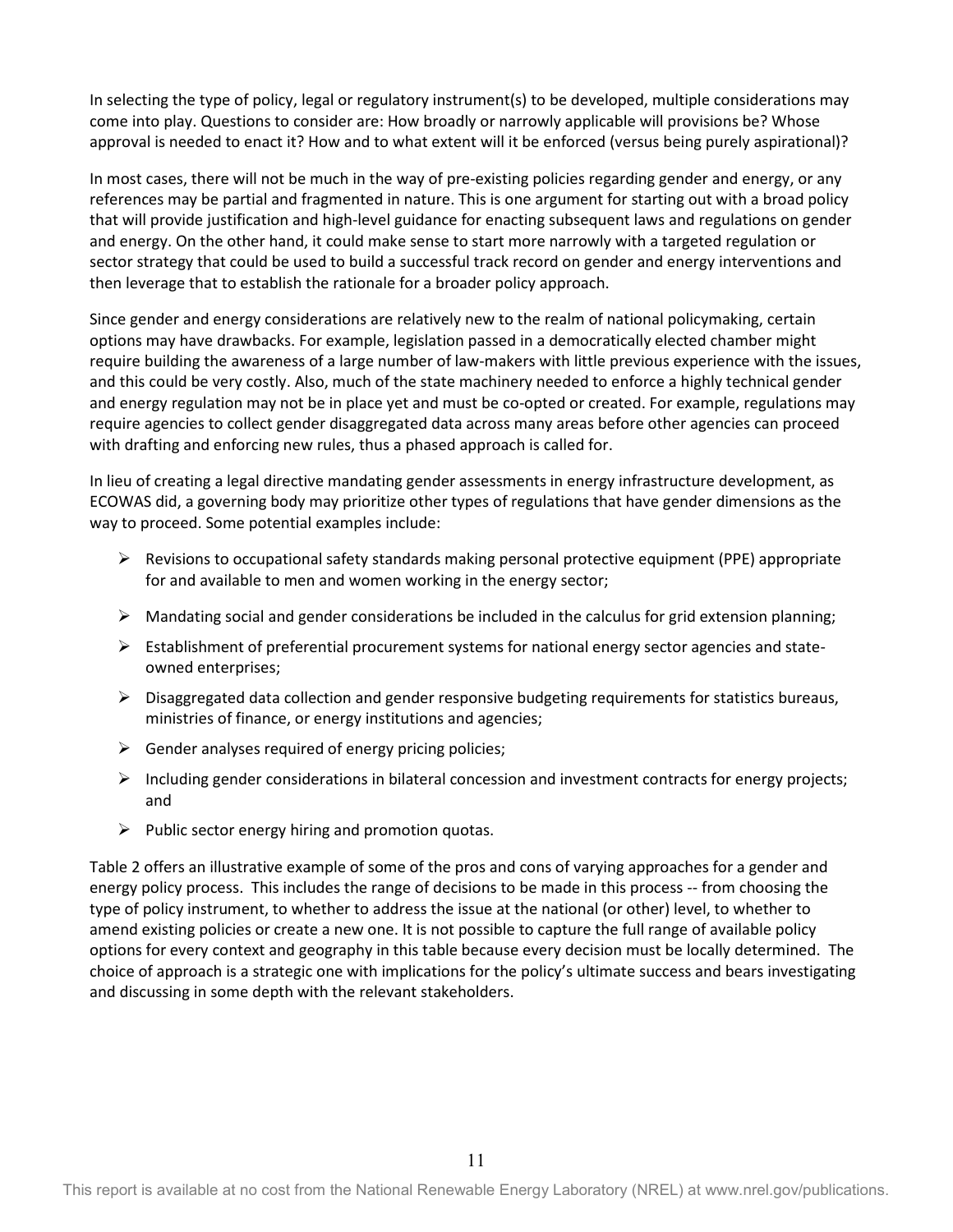In selecting the type of policy, legal or regulatory instrument(s) to be developed, multiple considerations may come into play. Questions to consider are: How broadly or narrowly applicable will provisions be? Whose approval is needed to enact it? How and to what extent will it be enforced (versus being purely aspirational)?

In most cases, there will not be much in the way of pre-existing policies regarding gender and energy, or any references may be partial and fragmented in nature. This is one argument for starting out with a broad policy that will provide justification and high-level guidance for enacting subsequent laws and regulations on gender and energy. On the other hand, it could make sense to start more narrowly with a targeted regulation or sector strategy that could be used to build a successful track record on gender and energy interventions and then leverage that to establish the rationale for a broader policy approach.

Since gender and energy considerations are relatively new to the realm of national policymaking, certain options may have drawbacks. For example, legislation passed in a democratically elected chamber might require building the awareness of a large number of law-makers with little previous experience with the issues, and this could be very costly. Also, much of the state machinery needed to enforce a highly technical gender and energy regulation may not be in place yet and must be co-opted or created. For example, regulations may require agencies to collect gender disaggregated data across many areas before other agencies can proceed with drafting and enforcing new rules, thus a phased approach is called for.

In lieu of creating a legal directive mandating gender assessments in energy infrastructure development, as ECOWAS did, a governing body may prioritize other types of regulations that have gender dimensions as the way to proceed. Some potential examples include:

- Revisions to occupational safety standards making personal protective equipment (PPE) appropriate for and available to men and women working in the energy sector;
- Mandating social and gender considerations be included in the calculus for grid extension planning;
- Establishment of preferential procurement systems for national energy sector agencies and state-owned enterprises;
- Disaggregated data collection and gender responsive budgeting requirements for statistics bureaus, ministries of finance, or energy institutions and agencies;
- Gender analyses required of energy pricing policies;
- Including gender considerations in bilateral concession and investment contracts for energy projects; and
- Public sector energy hiring and promotion quotas.

Table 2 offers an illustrative example of some of the pros and cons of varying approaches for a gender and energy policy process. This includes the range of decisions to be made in this process -- from choosing the type of policy instrument, to whether to address the issue at the national (or other) level, to whether to amend existing policies or create a new one. It is not possible to capture the full range of available policy options for every context and geography in this table because every decision must be locally determined. The choice of approach is a strategic one with implications for the policy's ultimate success and bears investigating and discussing in some depth with the relevant stakeholders.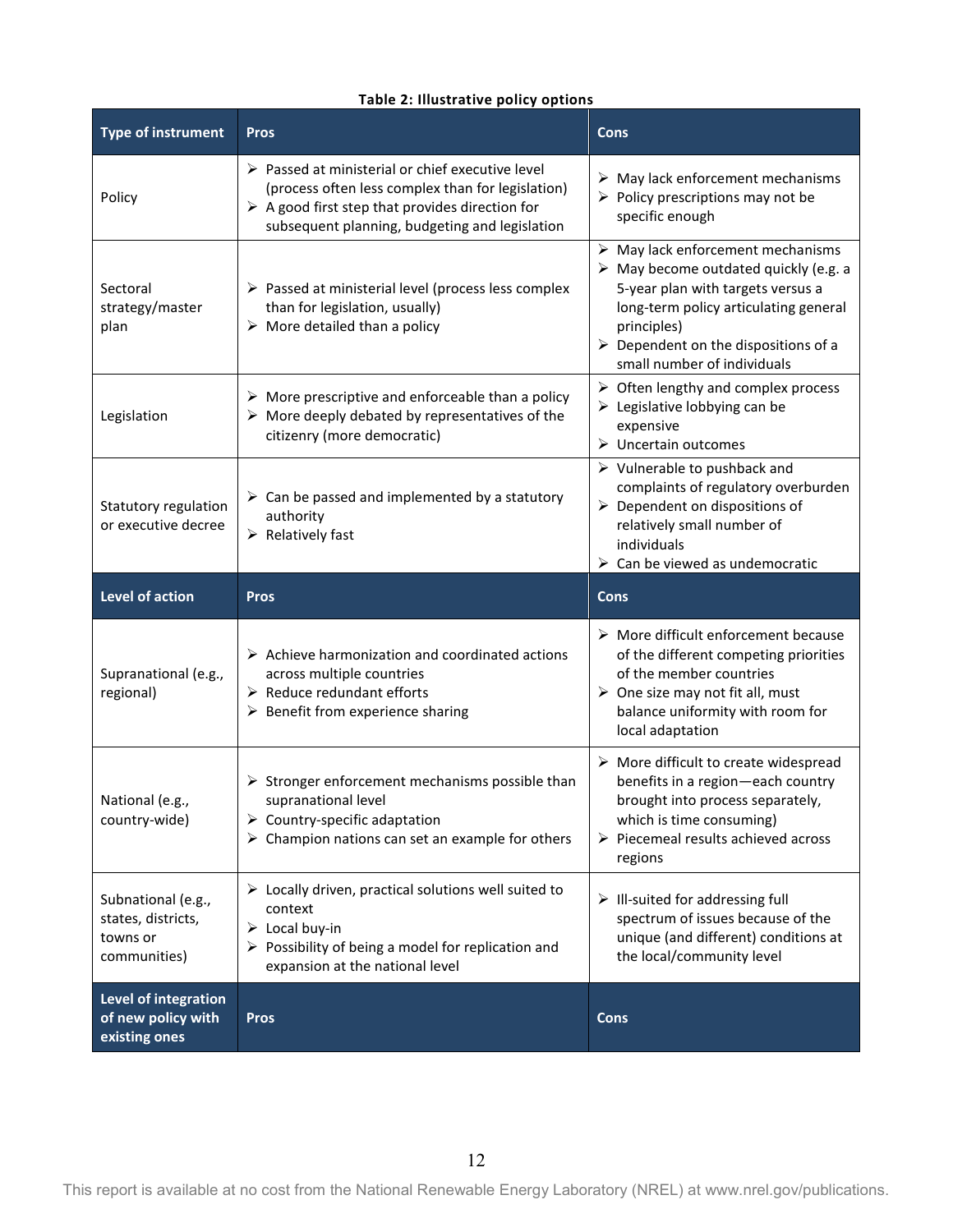**Table 2: Illustrative policy options**

| Type of instrument | Pros | Cons |
|---|---|---|
| Policy | ➢ Passed at ministerial or chief executive level (process often less complex than for legislation)<br>➢ A good first step that provides direction for subsequent planning, budgeting and legislation | ➢ May lack enforcement mechanisms<br>➢ Policy prescriptions may not be specific enough |
| Sectoral strategy/master plan | ➢ Passed at ministerial level (process less complex than for legislation, usually)<br>➢ More detailed than a policy | ➢ May lack enforcement mechanisms<br>➢ May become outdated quickly (e.g. a 5-year plan with targets versus a long-term policy articulating general principles)<br>➢ Dependent on the dispositions of a small number of individuals |
| Legislation | ➢ More prescriptive and enforceable than a policy<br>➢ More deeply debated by representatives of the citizenry (more democratic) | ➢ Often lengthy and complex process<br>➢ Legislative lobbying can be expensive<br>➢ Uncertain outcomes |
| Statutory regulation or executive decree | ➢ Can be passed and implemented by a statutory authority<br>➢ Relatively fast | ➢ Vulnerable to pushback and complaints of regulatory overburden<br>➢ Dependent on dispositions of relatively small number of individuals<br>➢ Can be viewed as undemocratic |
| **Level of action** | **Pros** | **Cons** |
| Supranational (e.g., regional) | ➢ Achieve harmonization and coordinated actions across multiple countries<br>➢ Reduce redundant efforts<br>➢ Benefit from experience sharing | ➢ More difficult enforcement because of the different competing priorities of the member countries<br>➢ One size may not fit all, must balance uniformity with room for local adaptation |
| National (e.g., country-wide) | ➢ Stronger enforcement mechanisms possible than supranational level<br>➢ Country-specific adaptation<br>➢ Champion nations can set an example for others | ➢ More difficult to create widespread benefits in a region—each country brought into process separately, which is time consuming)<br>➢ Piecemeal results achieved across regions |
| Subnational (e.g., states, districts, towns or communities) | ➢ Locally driven, practical solutions well suited to context<br>➢ Local buy-in<br>➢ Possibility of being a model for replication and expansion at the national level | ➢ Ill-suited for addressing full spectrum of issues because of the unique (and different) conditions at the local/community level |
| **Level of integration of new policy with existing ones** | **Pros** | **Cons** |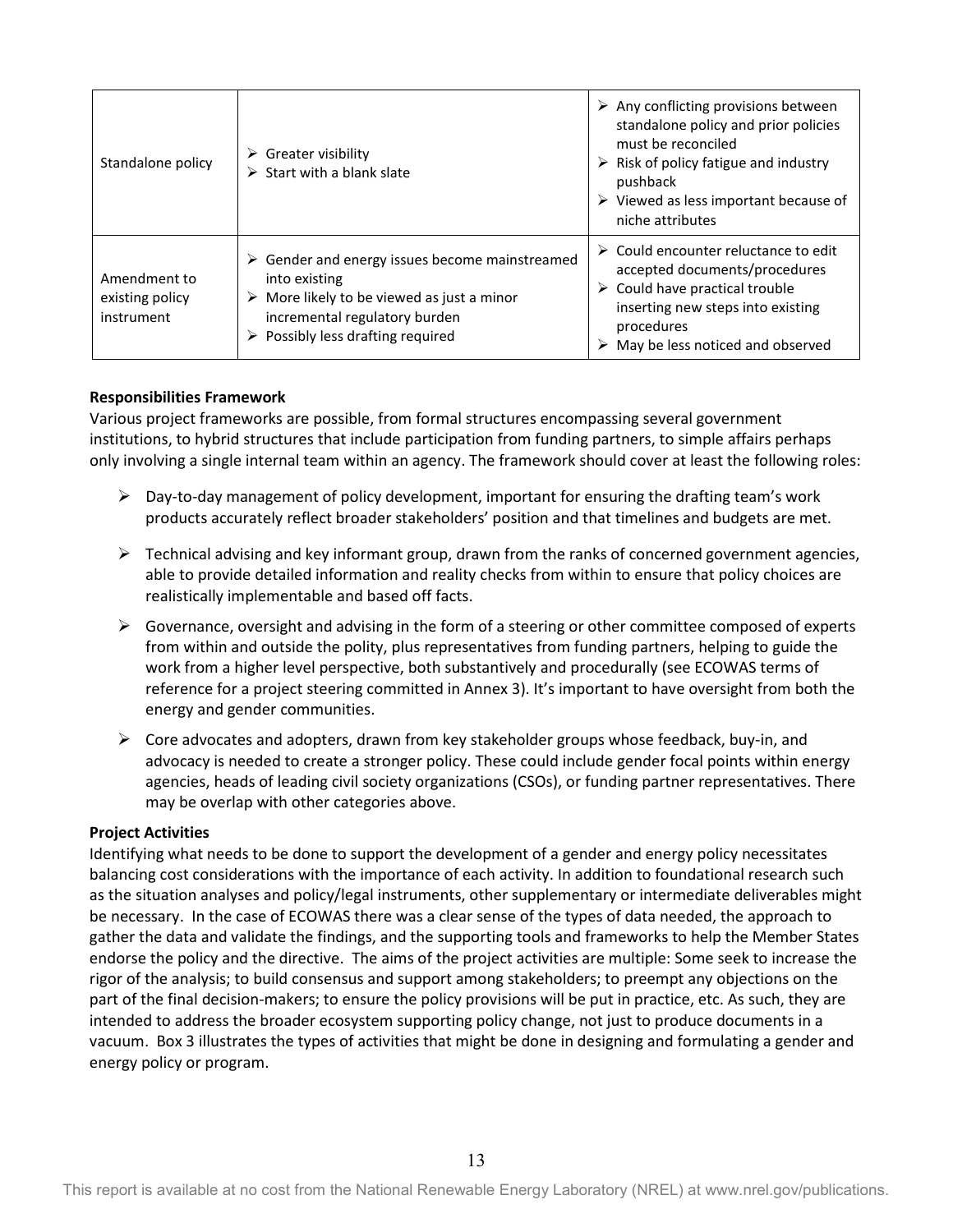| | | |
|---|---|---|
| Standalone policy | ➢ Greater visibility<br>➢ Start with a blank slate | ➢ Any conflicting provisions between standalone policy and prior policies must be reconciled<br>➢ Risk of policy fatigue and industry pushback<br>➢ Viewed as less important because of niche attributes |
| Amendment to existing policy instrument | ➢ Gender and energy issues become mainstreamed into existing<br>➢ More likely to be viewed as just a minor incremental regulatory burden<br>➢ Possibly less drafting required | ➢ Could encounter reluctance to edit accepted documents/procedures<br>➢ Could have practical trouble inserting new steps into existing procedures<br>➢ May be less noticed and observed |

**Responsibilities Framework**

Various project frameworks are possible, from formal structures encompassing several government institutions, to hybrid structures that include participation from funding partners, to simple affairs perhaps only involving a single internal team within an agency. The framework should cover at least the following roles:

- Day-to-day management of policy development, important for ensuring the drafting team's work products accurately reflect broader stakeholders' position and that timelines and budgets are met.
- Technical advising and key informant group, drawn from the ranks of concerned government agencies, able to provide detailed information and reality checks from within to ensure that policy choices are realistically implementable and based off facts.
- Governance, oversight and advising in the form of a steering or other committee composed of experts from within and outside the polity, plus representatives from funding partners, helping to guide the work from a higher level perspective, both substantively and procedurally (see ECOWAS terms of reference for a project steering committed in Annex 3). It's important to have oversight from both the energy and gender communities.
- Core advocates and adopters, drawn from key stakeholder groups whose feedback, buy-in, and advocacy is needed to create a stronger policy. These could include gender focal points within energy agencies, heads of leading civil society organizations (CSOs), or funding partner representatives. There may be overlap with other categories above.

**Project Activities**

Identifying what needs to be done to support the development of a gender and energy policy necessitates balancing cost considerations with the importance of each activity. In addition to foundational research such as the situation analyses and policy/legal instruments, other supplementary or intermediate deliverables might be necessary. In the case of ECOWAS there was a clear sense of the types of data needed, the approach to gather the data and validate the findings, and the supporting tools and frameworks to help the Member States endorse the policy and the directive. The aims of the project activities are multiple: Some seek to increase the rigor of the analysis; to build consensus and support among stakeholders; to preempt any objections on the part of the final decision-makers; to ensure the policy provisions will be put in practice, etc. As such, they are intended to address the broader ecosystem supporting policy change, not just to produce documents in a vacuum. Box 3 illustrates the types of activities that might be done in designing and formulating a gender and energy policy or program.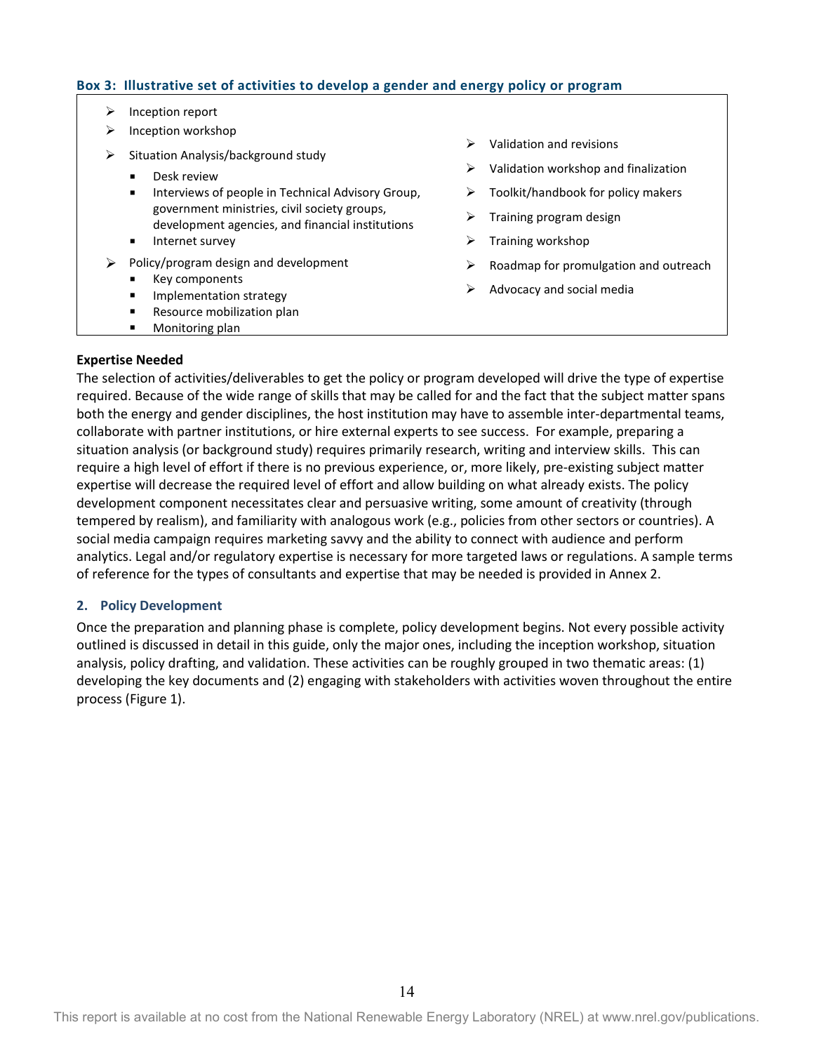**Box 3: Illustrative set of activities to develop a gender and energy policy or program**

- Inception report
- Inception workshop
- Situation Analysis/background study
  - Desk review
  - Interviews of people in Technical Advisory Group, government ministries, civil society groups, development agencies, and financial institutions
  - Internet survey
- Policy/program design and development
  - Key components
  - Implementation strategy
  - Resource mobilization plan
  - Monitoring plan
- Validation and revisions
- Validation workshop and finalization
- Toolkit/handbook for policy makers
- Training program design
- Training workshop
- Roadmap for promulgation and outreach
- Advocacy and social media

**Expertise Needed**

The selection of activities/deliverables to get the policy or program developed will drive the type of expertise required. Because of the wide range of skills that may be called for and the fact that the subject matter spans both the energy and gender disciplines, the host institution may have to assemble inter-departmental teams, collaborate with partner institutions, or hire external experts to see success. For example, preparing a situation analysis (or background study) requires primarily research, writing and interview skills. This can require a high level of effort if there is no previous experience, or, more likely, pre-existing subject matter expertise will decrease the required level of effort and allow building on what already exists. The policy development component necessitates clear and persuasive writing, some amount of creativity (through tempered by realism), and familiarity with analogous work (e.g., policies from other sectors or countries). A social media campaign requires marketing savvy and the ability to connect with audience and perform analytics. Legal and/or regulatory expertise is necessary for more targeted laws or regulations. A sample terms of reference for the types of consultants and expertise that may be needed is provided in Annex 2.

## 2. Policy Development

Once the preparation and planning phase is complete, policy development begins. Not every possible activity outlined is discussed in detail in this guide, only the major ones, including the inception workshop, situation analysis, policy drafting, and validation. These activities can be roughly grouped in two thematic areas: (1) developing the key documents and (2) engaging with stakeholders with activities woven throughout the entire process (Figure 1).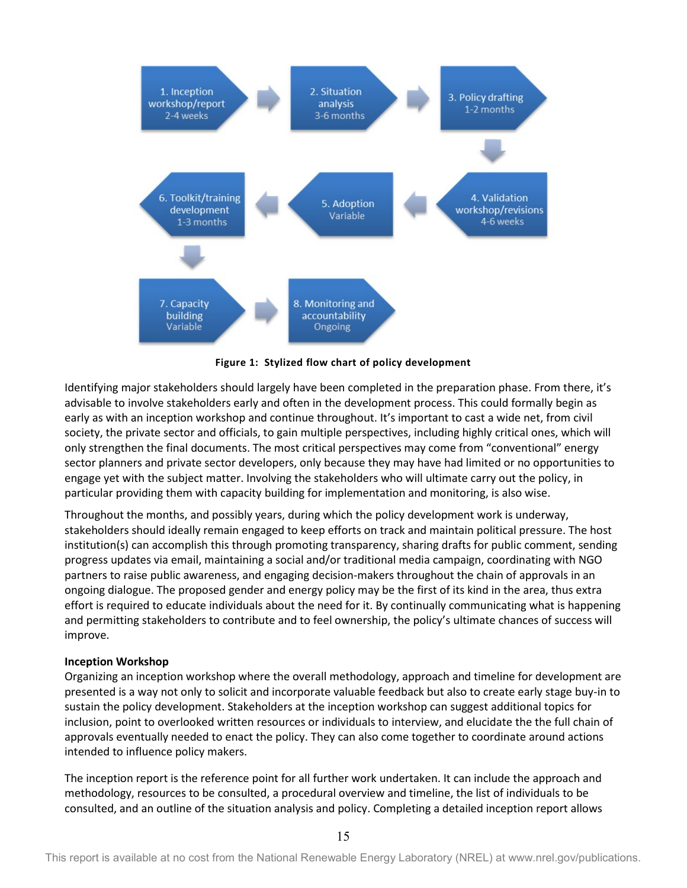1. Inception workshop/report 2-4 weeks → 2. Situation analysis 3-6 months → 3. Policy drafting 1-2 months → 4. Validation workshop/revisions 4-6 weeks → 5. Adoption Variable → 6. Toolkit/training development 1-3 months → 7. Capacity building Variable → 8. Monitoring and accountability Ongoing

**Figure 1: Stylized flow chart of policy development**

Identifying major stakeholders should largely have been completed in the preparation phase. From there, it's advisable to involve stakeholders early and often in the development process. This could formally begin as early as with an inception workshop and continue throughout. It's important to cast a wide net, from civil society, the private sector and officials, to gain multiple perspectives, including highly critical ones, which will only strengthen the final documents. The most critical perspectives may come from "conventional" energy sector planners and private sector developers, only because they may have had limited or no opportunities to engage yet with the subject matter. Involving the stakeholders who will ultimate carry out the policy, in particular providing them with capacity building for implementation and monitoring, is also wise.

Throughout the months, and possibly years, during which the policy development work is underway, stakeholders should ideally remain engaged to keep efforts on track and maintain political pressure. The host institution(s) can accomplish this through promoting transparency, sharing drafts for public comment, sending progress updates via email, maintaining a social and/or traditional media campaign, coordinating with NGO partners to raise public awareness, and engaging decision-makers throughout the chain of approvals in an ongoing dialogue. The proposed gender and energy policy may be the first of its kind in the area, thus extra effort is required to educate individuals about the need for it. By continually communicating what is happening and permitting stakeholders to contribute and to feel ownership, the policy's ultimate chances of success will improve.

**Inception Workshop**

Organizing an inception workshop where the overall methodology, approach and timeline for development are presented is a way not only to solicit and incorporate valuable feedback but also to create early stage buy-in to sustain the policy development. Stakeholders at the inception workshop can suggest additional topics for inclusion, point to overlooked written resources or individuals to interview, and elucidate the the full chain of approvals eventually needed to enact the policy. They can also come together to coordinate around actions intended to influence policy makers.

The inception report is the reference point for all further work undertaken. It can include the approach and methodology, resources to be consulted, a procedural overview and timeline, the list of individuals to be consulted, and an outline of the situation analysis and policy. Completing a detailed inception report allows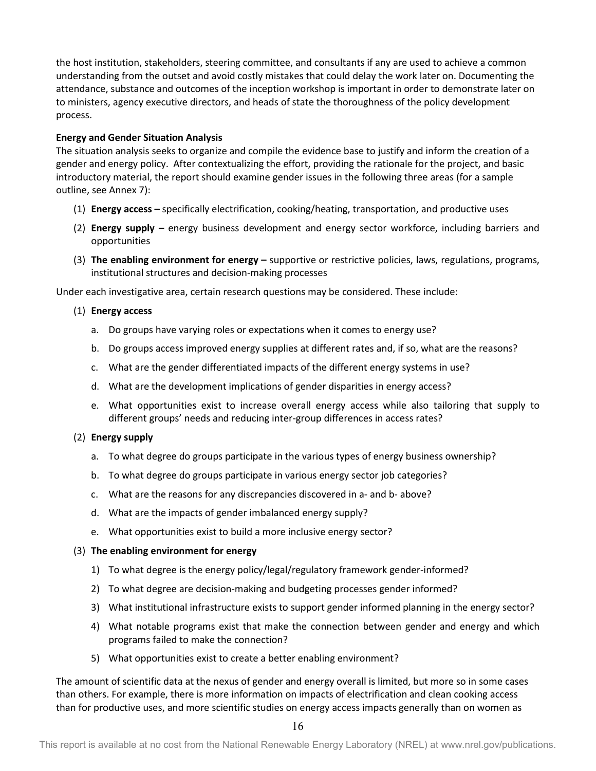the host institution, stakeholders, steering committee, and consultants if any are used to achieve a common understanding from the outset and avoid costly mistakes that could delay the work later on. Documenting the attendance, substance and outcomes of the inception workshop is important in order to demonstrate later on to ministers, agency executive directors, and heads of state the thoroughness of the policy development process.

**Energy and Gender Situation Analysis**

The situation analysis seeks to organize and compile the evidence base to justify and inform the creation of a gender and energy policy. After contextualizing the effort, providing the rationale for the project, and basic introductory material, the report should examine gender issues in the following three areas (for a sample outline, see Annex 7):

(1) **Energy access –** specifically electrification, cooking/heating, transportation, and productive uses

(2) **Energy supply –** energy business development and energy sector workforce, including barriers and opportunities

(3) **The enabling environment for energy –** supportive or restrictive policies, laws, regulations, programs, institutional structures and decision-making processes

Under each investigative area, certain research questions may be considered. These include:

(1) **Energy access**

   a. Do groups have varying roles or expectations when it comes to energy use?
   b. Do groups access improved energy supplies at different rates and, if so, what are the reasons?
   c. What are the gender differentiated impacts of the different energy systems in use?
   d. What are the development implications of gender disparities in energy access?
   e. What opportunities exist to increase overall energy access while also tailoring that supply to different groups' needs and reducing inter-group differences in access rates?

(2) **Energy supply**

   a. To what degree do groups participate in the various types of energy business ownership?
   b. To what degree do groups participate in various energy sector job categories?
   c. What are the reasons for any discrepancies discovered in a- and b- above?
   d. What are the impacts of gender imbalanced energy supply?
   e. What opportunities exist to build a more inclusive energy sector?

(3) **The enabling environment for energy**

   1) To what degree is the energy policy/legal/regulatory framework gender-informed?
   2) To what degree are decision-making and budgeting processes gender informed?
   3) What institutional infrastructure exists to support gender informed planning in the energy sector?
   4) What notable programs exist that make the connection between gender and energy and which programs failed to make the connection?
   5) What opportunities exist to create a better enabling environment?

The amount of scientific data at the nexus of gender and energy overall is limited, but more so in some cases than others. For example, there is more information on impacts of electrification and clean cooking access than for productive uses, and more scientific studies on energy access impacts generally than on women as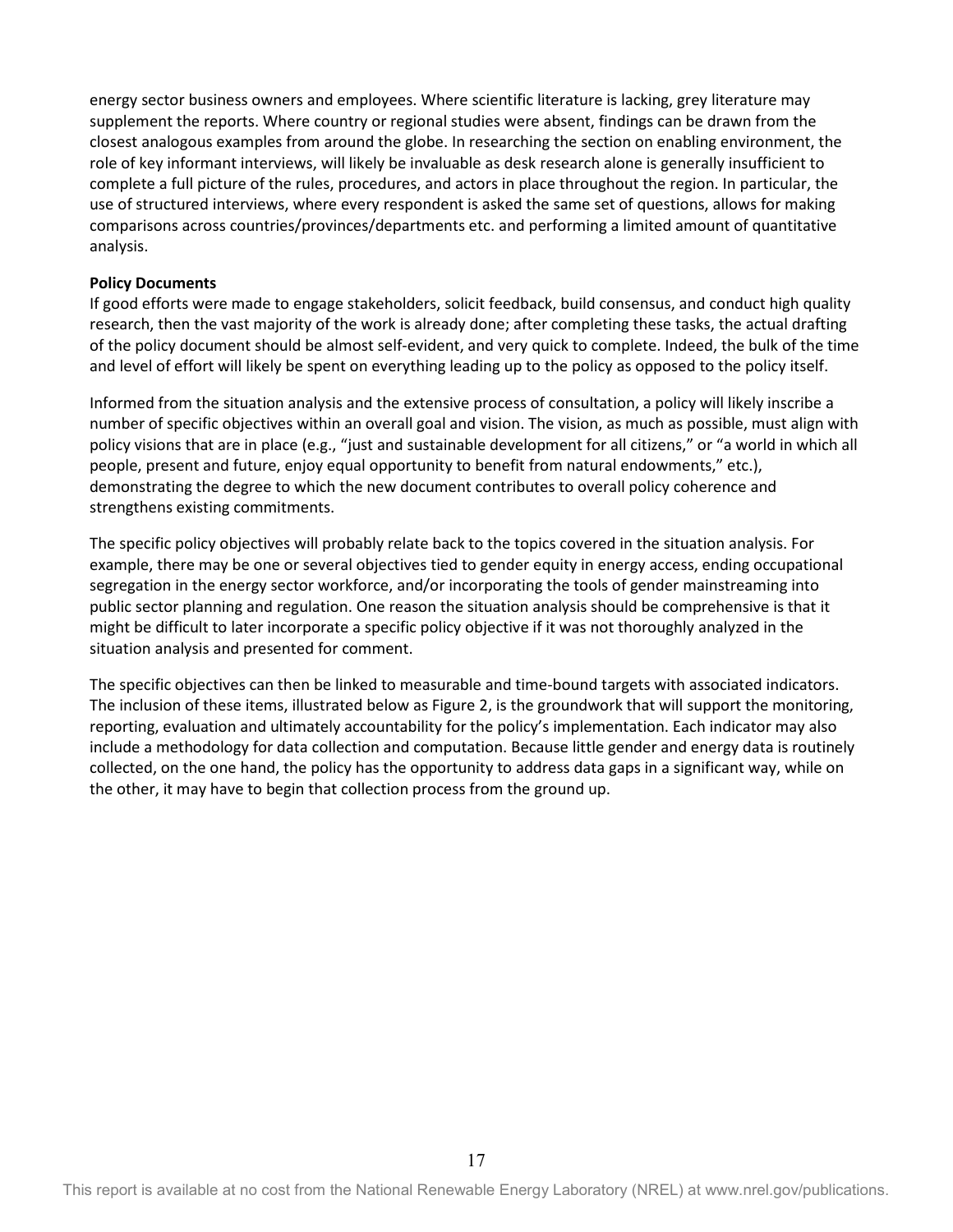energy sector business owners and employees. Where scientific literature is lacking, grey literature may supplement the reports. Where country or regional studies were absent, findings can be drawn from the closest analogous examples from around the globe. In researching the section on enabling environment, the role of key informant interviews, will likely be invaluable as desk research alone is generally insufficient to complete a full picture of the rules, procedures, and actors in place throughout the region. In particular, the use of structured interviews, where every respondent is asked the same set of questions, allows for making comparisons across countries/provinces/departments etc. and performing a limited amount of quantitative analysis.

**Policy Documents**

If good efforts were made to engage stakeholders, solicit feedback, build consensus, and conduct high quality research, then the vast majority of the work is already done; after completing these tasks, the actual drafting of the policy document should be almost self-evident, and very quick to complete. Indeed, the bulk of the time and level of effort will likely be spent on everything leading up to the policy as opposed to the policy itself.

Informed from the situation analysis and the extensive process of consultation, a policy will likely inscribe a number of specific objectives within an overall goal and vision. The vision, as much as possible, must align with policy visions that are in place (e.g., "just and sustainable development for all citizens," or "a world in which all people, present and future, enjoy equal opportunity to benefit from natural endowments," etc.), demonstrating the degree to which the new document contributes to overall policy coherence and strengthens existing commitments.

The specific policy objectives will probably relate back to the topics covered in the situation analysis. For example, there may be one or several objectives tied to gender equity in energy access, ending occupational segregation in the energy sector workforce, and/or incorporating the tools of gender mainstreaming into public sector planning and regulation. One reason the situation analysis should be comprehensive is that it might be difficult to later incorporate a specific policy objective if it was not thoroughly analyzed in the situation analysis and presented for comment.

The specific objectives can then be linked to measurable and time-bound targets with associated indicators. The inclusion of these items, illustrated below as Figure 2, is the groundwork that will support the monitoring, reporting, evaluation and ultimately accountability for the policy's implementation. Each indicator may also include a methodology for data collection and computation. Because little gender and energy data is routinely collected, on the one hand, the policy has the opportunity to address data gaps in a significant way, while on the other, it may have to begin that collection process from the ground up.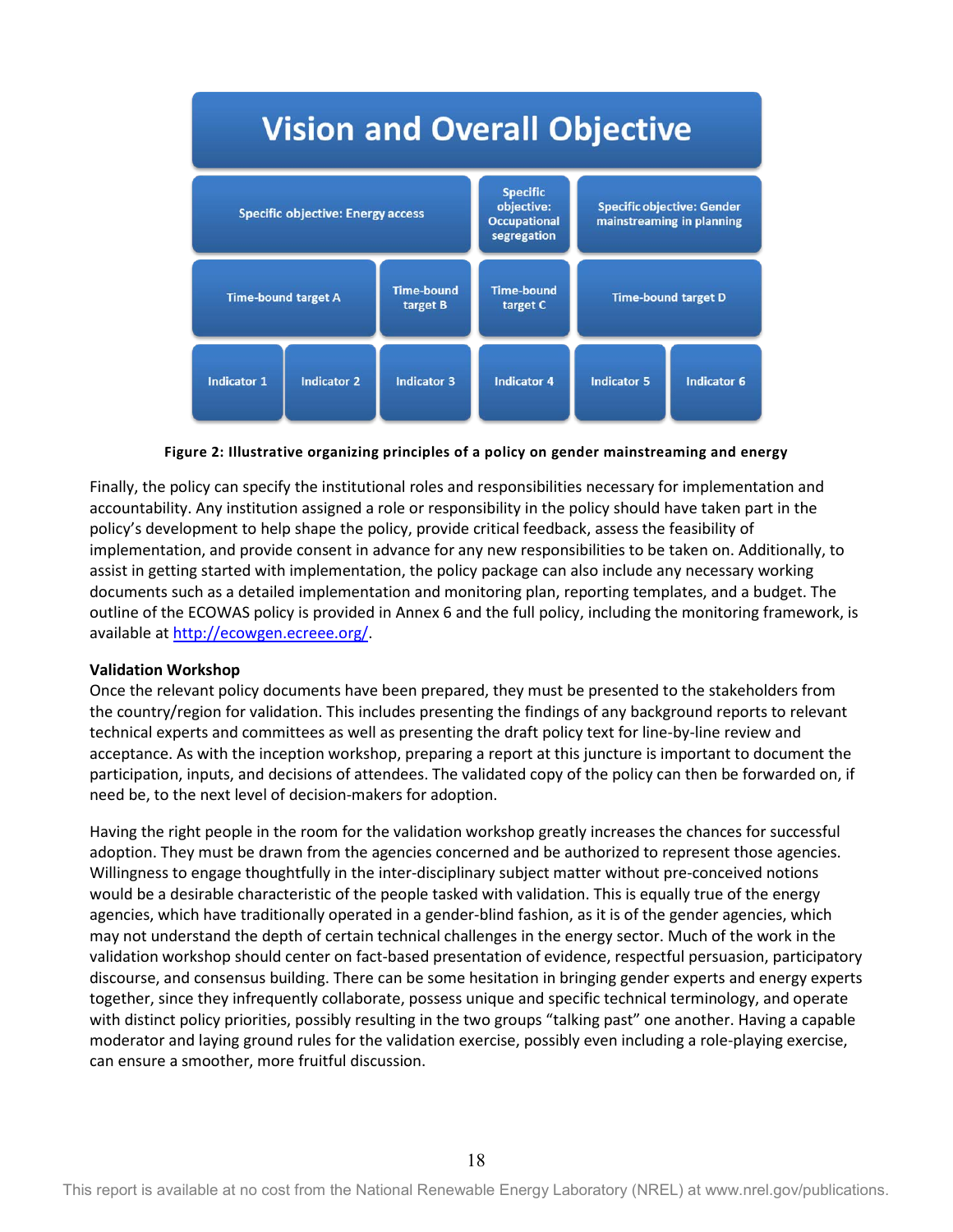| Vision and Overall Objective | | | | | |
| --- | --- | --- | --- | --- | --- |
| Specific objective: Energy access | | | Specific objective: Occupational segregation | Specific objective: Gender mainstreaming in planning | |
| Time-bound target A | | Time-bound target B | Time-bound target C | Time-bound target D | |
| Indicator 1 | Indicator 2 | Indicator 3 | Indicator 4 | Indicator 5 | Indicator 6 |

**Figure 2: Illustrative organizing principles of a policy on gender mainstreaming and energy**

Finally, the policy can specify the institutional roles and responsibilities necessary for implementation and accountability. Any institution assigned a role or responsibility in the policy should have taken part in the policy's development to help shape the policy, provide critical feedback, assess the feasibility of implementation, and provide consent in advance for any new responsibilities to be taken on. Additionally, to assist in getting started with implementation, the policy package can also include any necessary working documents such as a detailed implementation and monitoring plan, reporting templates, and a budget. The outline of the ECOWAS policy is provided in Annex 6 and the full policy, including the monitoring framework, is available at http://ecowgen.ecreee.org/.

**Validation Workshop**

Once the relevant policy documents have been prepared, they must be presented to the stakeholders from the country/region for validation. This includes presenting the findings of any background reports to relevant technical experts and committees as well as presenting the draft policy text for line-by-line review and acceptance. As with the inception workshop, preparing a report at this juncture is important to document the participation, inputs, and decisions of attendees. The validated copy of the policy can then be forwarded on, if need be, to the next level of decision-makers for adoption.

Having the right people in the room for the validation workshop greatly increases the chances for successful adoption. They must be drawn from the agencies concerned and be authorized to represent those agencies. Willingness to engage thoughtfully in the inter-disciplinary subject matter without pre-conceived notions would be a desirable characteristic of the people tasked with validation. This is equally true of the energy agencies, which have traditionally operated in a gender-blind fashion, as it is of the gender agencies, which may not understand the depth of certain technical challenges in the energy sector. Much of the work in the validation workshop should center on fact-based presentation of evidence, respectful persuasion, participatory discourse, and consensus building. There can be some hesitation in bringing gender experts and energy experts together, since they infrequently collaborate, possess unique and specific technical terminology, and operate with distinct policy priorities, possibly resulting in the two groups "talking past" one another. Having a capable moderator and laying ground rules for the validation exercise, possibly even including a role-playing exercise, can ensure a smoother, more fruitful discussion.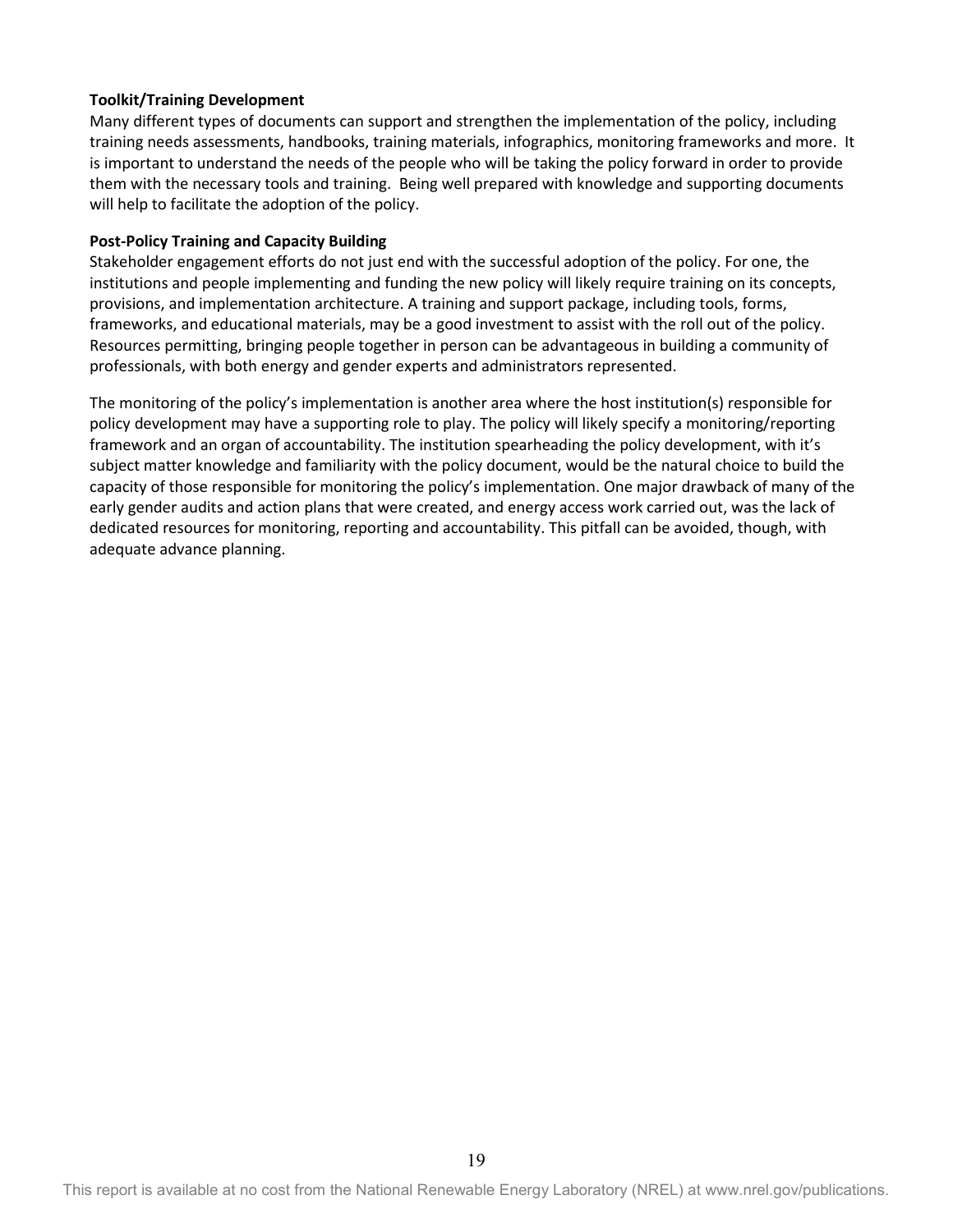**Toolkit/Training Development**

Many different types of documents can support and strengthen the implementation of the policy, including training needs assessments, handbooks, training materials, infographics, monitoring frameworks and more. It is important to understand the needs of the people who will be taking the policy forward in order to provide them with the necessary tools and training. Being well prepared with knowledge and supporting documents will help to facilitate the adoption of the policy.

**Post-Policy Training and Capacity Building**

Stakeholder engagement efforts do not just end with the successful adoption of the policy. For one, the institutions and people implementing and funding the new policy will likely require training on its concepts, provisions, and implementation architecture. A training and support package, including tools, forms, frameworks, and educational materials, may be a good investment to assist with the roll out of the policy. Resources permitting, bringing people together in person can be advantageous in building a community of professionals, with both energy and gender experts and administrators represented.

The monitoring of the policy's implementation is another area where the host institution(s) responsible for policy development may have a supporting role to play. The policy will likely specify a monitoring/reporting framework and an organ of accountability. The institution spearheading the policy development, with it's subject matter knowledge and familiarity with the policy document, would be the natural choice to build the capacity of those responsible for monitoring the policy's implementation. One major drawback of many of the early gender audits and action plans that were created, and energy access work carried out, was the lack of dedicated resources for monitoring, reporting and accountability. This pitfall can be avoided, though, with adequate advance planning.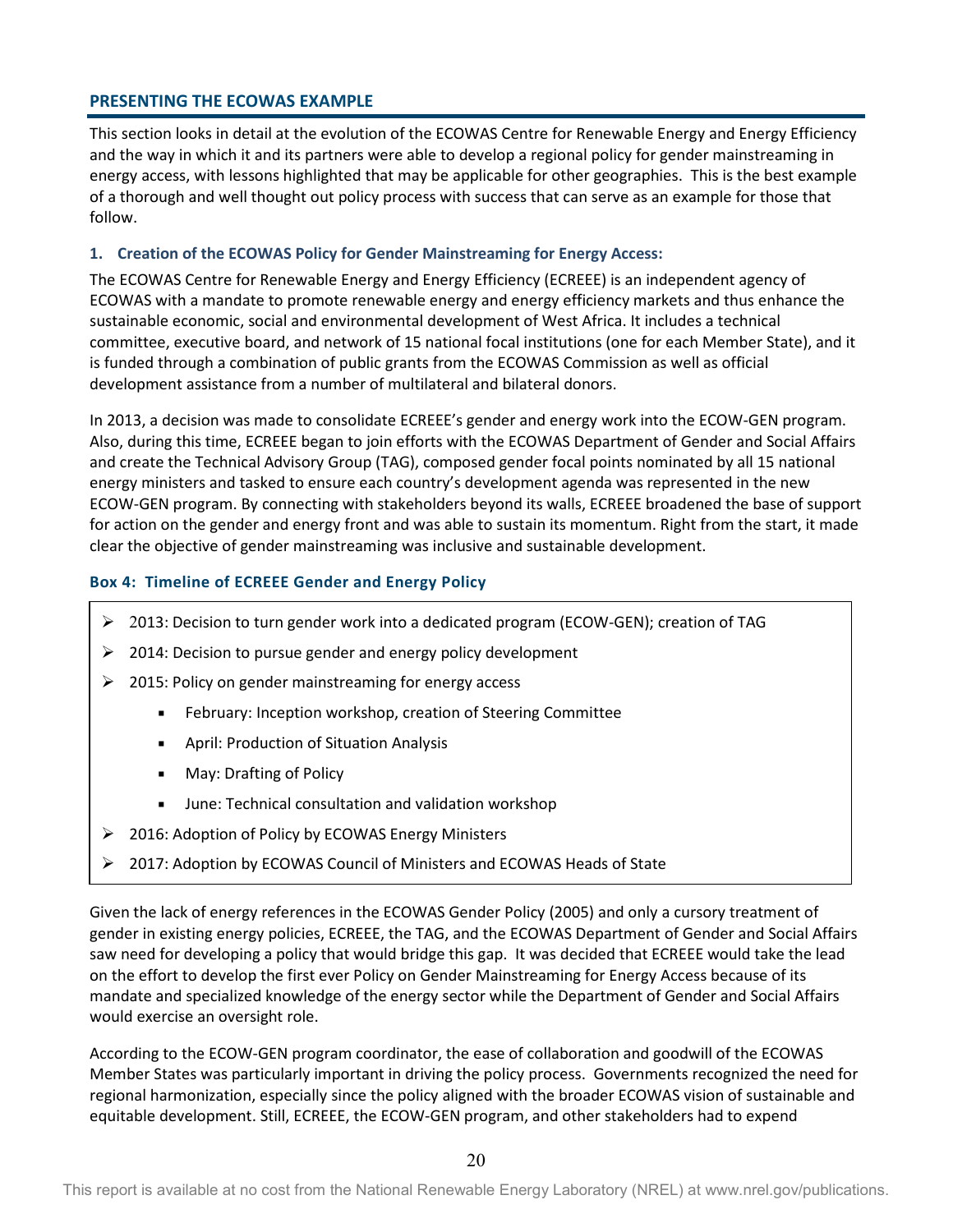## PRESENTING THE ECOWAS EXAMPLE

This section looks in detail at the evolution of the ECOWAS Centre for Renewable Energy and Energy Efficiency and the way in which it and its partners were able to develop a regional policy for gender mainstreaming in energy access, with lessons highlighted that may be applicable for other geographies. This is the best example of a thorough and well thought out policy process with success that can serve as an example for those that follow.

### 1. Creation of the ECOWAS Policy for Gender Mainstreaming for Energy Access:

The ECOWAS Centre for Renewable Energy and Energy Efficiency (ECREEE) is an independent agency of ECOWAS with a mandate to promote renewable energy and energy efficiency markets and thus enhance the sustainable economic, social and environmental development of West Africa. It includes a technical committee, executive board, and network of 15 national focal institutions (one for each Member State), and it is funded through a combination of public grants from the ECOWAS Commission as well as official development assistance from a number of multilateral and bilateral donors.

In 2013, a decision was made to consolidate ECREEE's gender and energy work into the ECOW-GEN program. Also, during this time, ECREEE began to join efforts with the ECOWAS Department of Gender and Social Affairs and create the Technical Advisory Group (TAG), composed gender focal points nominated by all 15 national energy ministers and tasked to ensure each country's development agenda was represented in the new ECOW-GEN program. By connecting with stakeholders beyond its walls, ECREEE broadened the base of support for action on the gender and energy front and was able to sustain its momentum. Right from the start, it made clear the objective of gender mainstreaming was inclusive and sustainable development.

#### Box 4: Timeline of ECREEE Gender and Energy Policy

- 2013: Decision to turn gender work into a dedicated program (ECOW-GEN); creation of TAG
- 2014: Decision to pursue gender and energy policy development
- 2015: Policy on gender mainstreaming for energy access
  - February: Inception workshop, creation of Steering Committee
  - April: Production of Situation Analysis
  - May: Drafting of Policy
  - June: Technical consultation and validation workshop
- 2016: Adoption of Policy by ECOWAS Energy Ministers
- 2017: Adoption by ECOWAS Council of Ministers and ECOWAS Heads of State

Given the lack of energy references in the ECOWAS Gender Policy (2005) and only a cursory treatment of gender in existing energy policies, ECREEE, the TAG, and the ECOWAS Department of Gender and Social Affairs saw need for developing a policy that would bridge this gap. It was decided that ECREEE would take the lead on the effort to develop the first ever Policy on Gender Mainstreaming for Energy Access because of its mandate and specialized knowledge of the energy sector while the Department of Gender and Social Affairs would exercise an oversight role.

According to the ECOW-GEN program coordinator, the ease of collaboration and goodwill of the ECOWAS Member States was particularly important in driving the policy process. Governments recognized the need for regional harmonization, especially since the policy aligned with the broader ECOWAS vision of sustainable and equitable development. Still, ECREEE, the ECOW-GEN program, and other stakeholders had to expend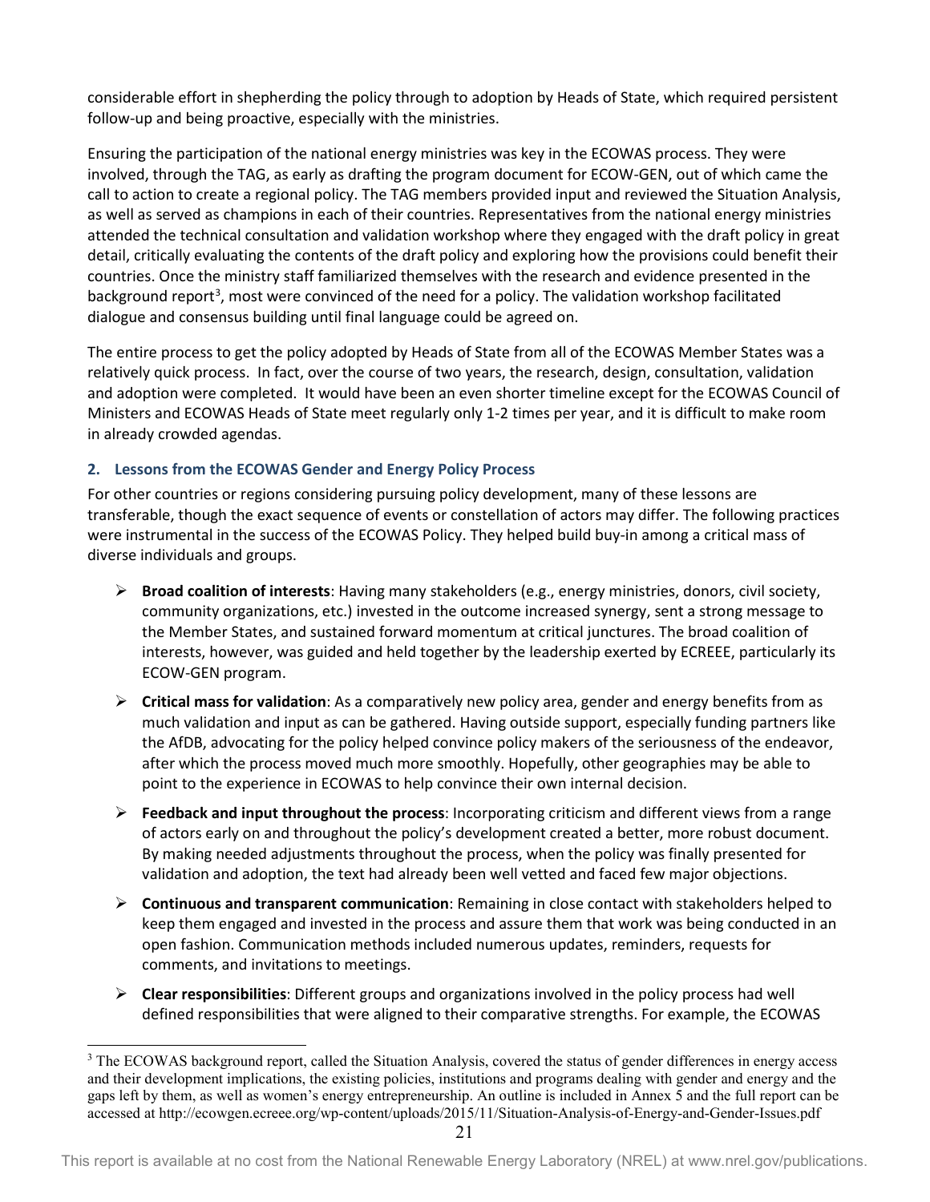considerable effort in shepherding the policy through to adoption by Heads of State, which required persistent follow-up and being proactive, especially with the ministries.

Ensuring the participation of the national energy ministries was key in the ECOWAS process. They were involved, through the TAG, as early as drafting the program document for ECOW-GEN, out of which came the call to action to create a regional policy. The TAG members provided input and reviewed the Situation Analysis, as well as served as champions in each of their countries. Representatives from the national energy ministries attended the technical consultation and validation workshop where they engaged with the draft policy in great detail, critically evaluating the contents of the draft policy and exploring how the provisions could benefit their countries. Once the ministry staff familiarized themselves with the research and evidence presented in the background report[3], most were convinced of the need for a policy. The validation workshop facilitated dialogue and consensus building until final language could be agreed on.

The entire process to get the policy adopted by Heads of State from all of the ECOWAS Member States was a relatively quick process. In fact, over the course of two years, the research, design, consultation, validation and adoption were completed. It would have been an even shorter timeline except for the ECOWAS Council of Ministers and ECOWAS Heads of State meet regularly only 1-2 times per year, and it is difficult to make room in already crowded agendas.

### 2. Lessons from the ECOWAS Gender and Energy Policy Process

For other countries or regions considering pursuing policy development, many of these lessons are transferable, though the exact sequence of events or constellation of actors may differ. The following practices were instrumental in the success of the ECOWAS Policy. They helped build buy-in among a critical mass of diverse individuals and groups.

- **Broad coalition of interests**: Having many stakeholders (e.g., energy ministries, donors, civil society, community organizations, etc.) invested in the outcome increased synergy, sent a strong message to the Member States, and sustained forward momentum at critical junctures. The broad coalition of interests, however, was guided and held together by the leadership exerted by ECREEE, particularly its ECOW-GEN program.
- **Critical mass for validation**: As a comparatively new policy area, gender and energy benefits from as much validation and input as can be gathered. Having outside support, especially funding partners like the AfDB, advocating for the policy helped convince policy makers of the seriousness of the endeavor, after which the process moved much more smoothly. Hopefully, other geographies may be able to point to the experience in ECOWAS to help convince their own internal decision.
- **Feedback and input throughout the process**: Incorporating criticism and different views from a range of actors early on and throughout the policy's development created a better, more robust document. By making needed adjustments throughout the process, when the policy was finally presented for validation and adoption, the text had already been well vetted and faced few major objections.
- **Continuous and transparent communication**: Remaining in close contact with stakeholders helped to keep them engaged and invested in the process and assure them that work was being conducted in an open fashion. Communication methods included numerous updates, reminders, requests for comments, and invitations to meetings.
- **Clear responsibilities**: Different groups and organizations involved in the policy process had well defined responsibilities that were aligned to their comparative strengths. For example, the ECOWAS

[3] The ECOWAS background report, called the Situation Analysis, covered the status of gender differences in energy access and their development implications, the existing policies, institutions and programs dealing with gender and energy and the gaps left by them, as well as women's energy entrepreneurship. An outline is included in Annex 5 and the full report can be accessed at http://ecowgen.ecreee.org/wp-content/uploads/2015/11/Situation-Analysis-of-Energy-and-Gender-Issues.pdf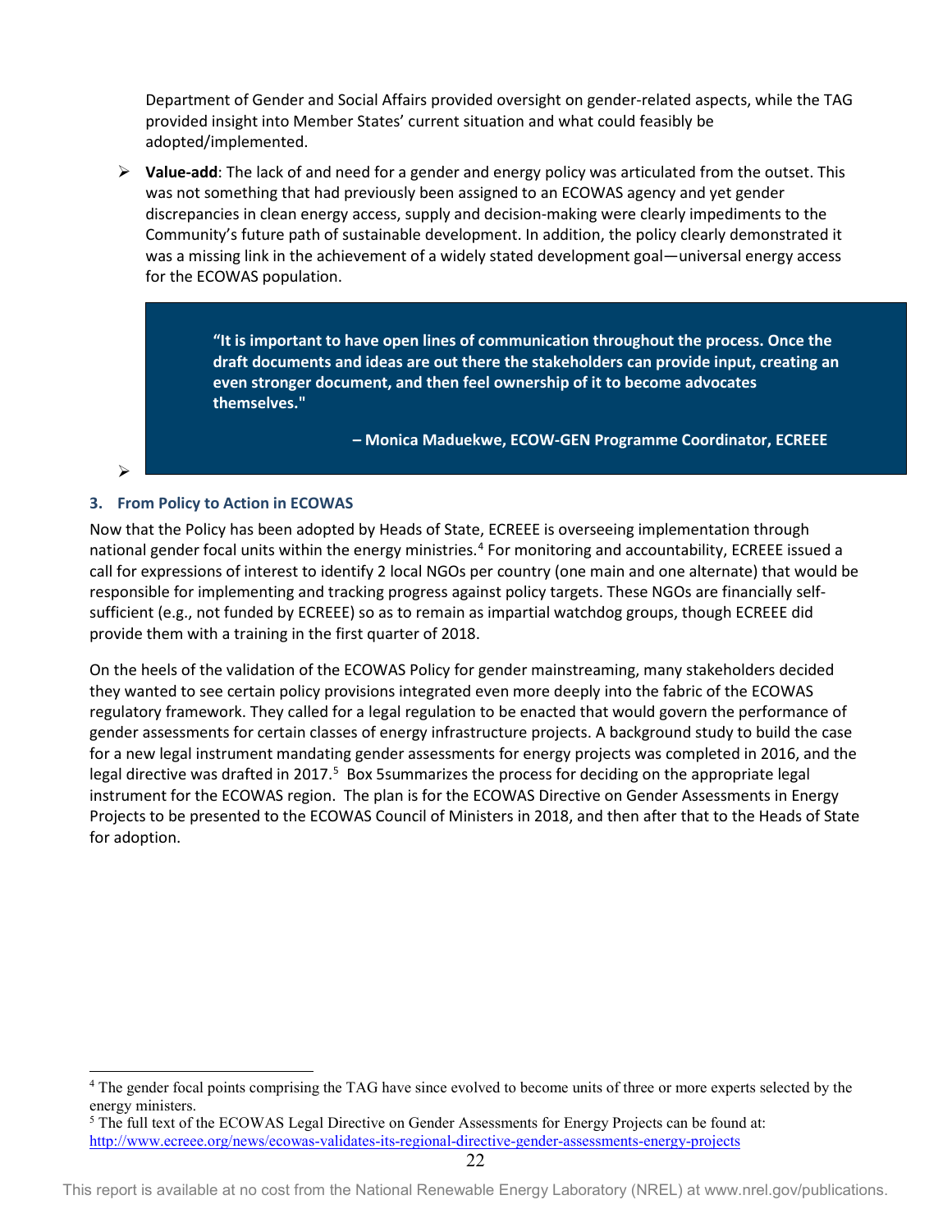Department of Gender and Social Affairs provided oversight on gender-related aspects, while the TAG provided insight into Member States' current situation and what could feasibly be adopted/implemented.

- **Value-add**: The lack of and need for a gender and energy policy was articulated from the outset. This was not something that had previously been assigned to an ECOWAS agency and yet gender discrepancies in clean energy access, supply and decision-making were clearly impediments to the Community's future path of sustainable development. In addition, the policy clearly demonstrated it was a missing link in the achievement of a widely stated development goal—universal energy access for the ECOWAS population.

> **"It is important to have open lines of communication throughout the process. Once the draft documents and ideas are out there the stakeholders can provide input, creating an even stronger document, and then feel ownership of it to become advocates themselves."**
>
> **– Monica Maduekwe, ECOW-GEN Programme Coordinator, ECREEE**

### 3. From Policy to Action in ECOWAS

Now that the Policy has been adopted by Heads of State, ECREEE is overseeing implementation through national gender focal units within the energy ministries.[4] For monitoring and accountability, ECREEE issued a call for expressions of interest to identify 2 local NGOs per country (one main and one alternate) that would be responsible for implementing and tracking progress against policy targets. These NGOs are financially self-sufficient (e.g., not funded by ECREEE) so as to remain as impartial watchdog groups, though ECREEE did provide them with a training in the first quarter of 2018.

On the heels of the validation of the ECOWAS Policy for gender mainstreaming, many stakeholders decided they wanted to see certain policy provisions integrated even more deeply into the fabric of the ECOWAS regulatory framework. They called for a legal regulation to be enacted that would govern the performance of gender assessments for certain classes of energy infrastructure projects. A background study to build the case for a new legal instrument mandating gender assessments for energy projects was completed in 2016, and the legal directive was drafted in 2017.[5] Box 5summarizes the process for deciding on the appropriate legal instrument for the ECOWAS region. The plan is for the ECOWAS Directive on Gender Assessments in Energy Projects to be presented to the ECOWAS Council of Ministers in 2018, and then after that to the Heads of State for adoption.

---

[4] The gender focal points comprising the TAG have since evolved to become units of three or more experts selected by the energy ministers.

[5] The full text of the ECOWAS Legal Directive on Gender Assessments for Energy Projects can be found at: http://www.ecreee.org/news/ecowas-validates-its-regional-directive-gender-assessments-energy-projects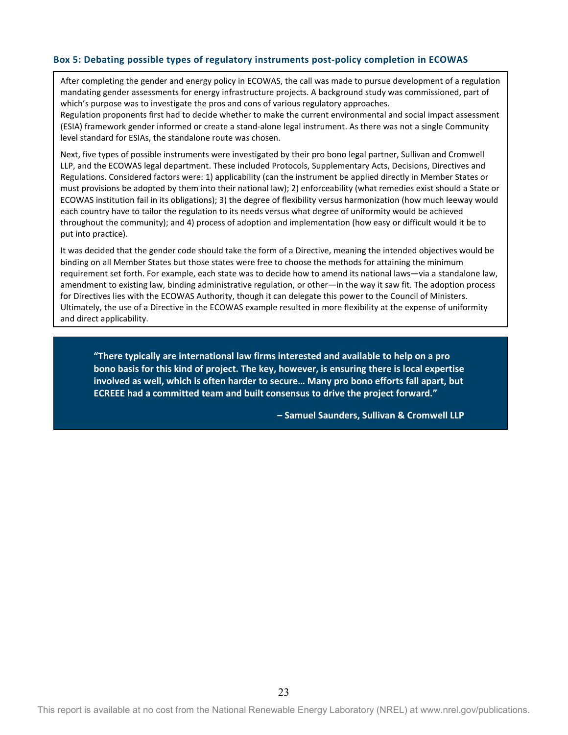### Box 5: Debating possible types of regulatory instruments post-policy completion in ECOWAS

After completing the gender and energy policy in ECOWAS, the call was made to pursue development of a regulation mandating gender assessments for energy infrastructure projects. A background study was commissioned, part of which's purpose was to investigate the pros and cons of various regulatory approaches.
Regulation proponents first had to decide whether to make the current environmental and social impact assessment (ESIA) framework gender informed or create a stand-alone legal instrument. As there was not a single Community level standard for ESIAs, the standalone route was chosen.

Next, five types of possible instruments were investigated by their pro bono legal partner, Sullivan and Cromwell LLP, and the ECOWAS legal department. These included Protocols, Supplementary Acts, Decisions, Directives and Regulations. Considered factors were: 1) applicability (can the instrument be applied directly in Member States or must provisions be adopted by them into their national law); 2) enforceability (what remedies exist should a State or ECOWAS institution fail in its obligations); 3) the degree of flexibility versus harmonization (how much leeway would each country have to tailor the regulation to its needs versus what degree of uniformity would be achieved throughout the community); and 4) process of adoption and implementation (how easy or difficult would it be to put into practice).

It was decided that the gender code should take the form of a Directive, meaning the intended objectives would be binding on all Member States but those states were free to choose the methods for attaining the minimum requirement set forth. For example, each state was to decide how to amend its national laws—via a standalone law, amendment to existing law, binding administrative regulation, or other—in the way it saw fit. The adoption process for Directives lies with the ECOWAS Authority, though it can delegate this power to the Council of Ministers. Ultimately, the use of a Directive in the ECOWAS example resulted in more flexibility at the expense of uniformity and direct applicability.

> **"There typically are international law firms interested and available to help on a pro bono basis for this kind of project. The key, however, is ensuring there is local expertise involved as well, which is often harder to secure… Many pro bono efforts fall apart, but ECREEE had a committed team and built consensus to drive the project forward."**
>
> **– Samuel Saunders, Sullivan & Cromwell LLP**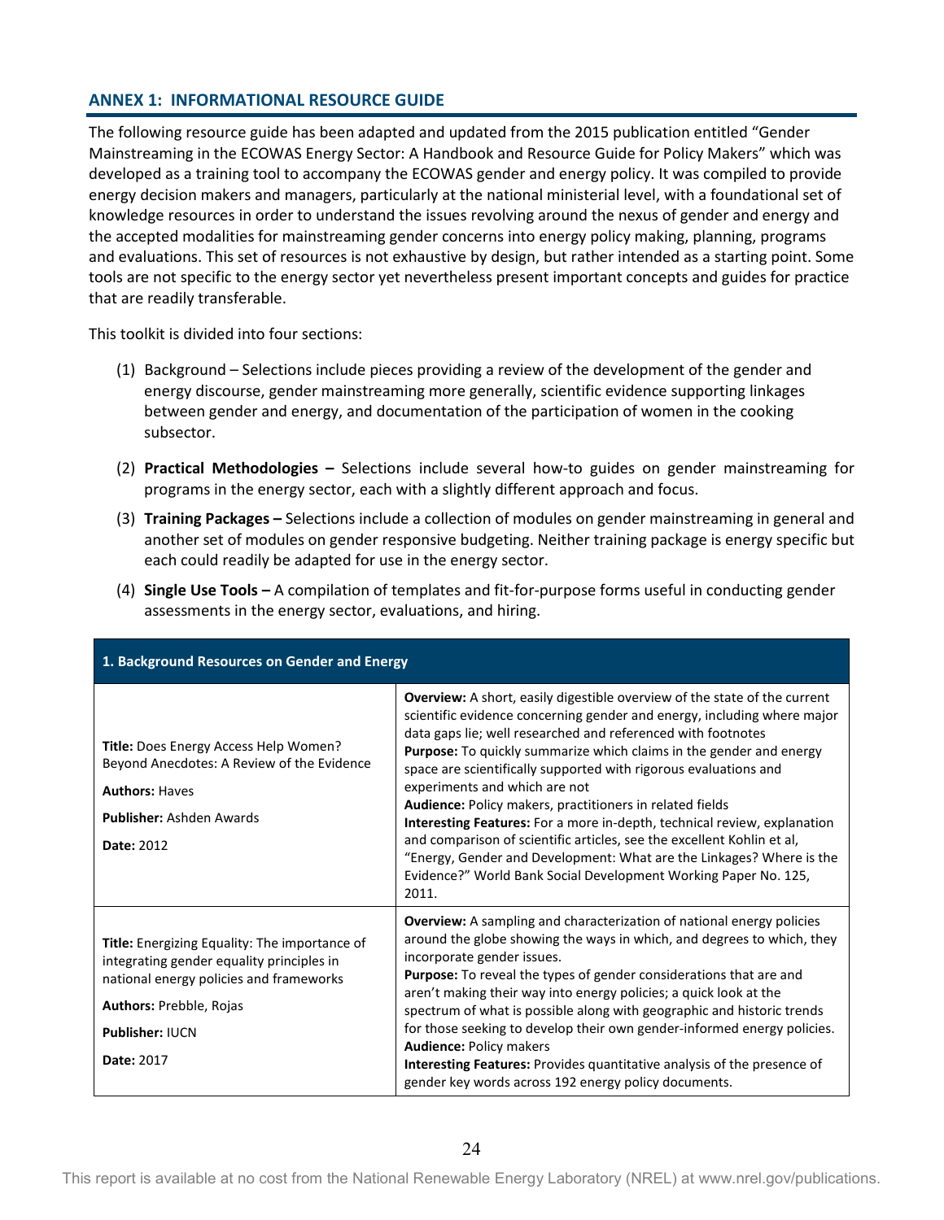## ANNEX 1: INFORMATIONAL RESOURCE GUIDE

The following resource guide has been adapted and updated from the 2015 publication entitled "Gender Mainstreaming in the ECOWAS Energy Sector: A Handbook and Resource Guide for Policy Makers" which was developed as a training tool to accompany the ECOWAS gender and energy policy. It was compiled to provide energy decision makers and managers, particularly at the national ministerial level, with a foundational set of knowledge resources in order to understand the issues revolving around the nexus of gender and energy and the accepted modalities for mainstreaming gender concerns into energy policy making, planning, programs and evaluations. This set of resources is not exhaustive by design, but rather intended as a starting point. Some tools are not specific to the energy sector yet nevertheless present important concepts and guides for practice that are readily transferable.

This toolkit is divided into four sections:

(1) Background – Selections include pieces providing a review of the development of the gender and energy discourse, gender mainstreaming more generally, scientific evidence supporting linkages between gender and energy, and documentation of the participation of women in the cooking subsector.

(2) **Practical Methodologies –** Selections include several how-to guides on gender mainstreaming for programs in the energy sector, each with a slightly different approach and focus.

(3) **Training Packages –** Selections include a collection of modules on gender mainstreaming in general and another set of modules on gender responsive budgeting. Neither training package is energy specific but each could readily be adapted for use in the energy sector.

(4) **Single Use Tools –** A compilation of templates and fit-for-purpose forms useful in conducting gender assessments in the energy sector, evaluations, and hiring.

| **1. Background Resources on Gender and Energy** | |
|---|---|
| **Title:** Does Energy Access Help Women? Beyond Anecdotes: A Review of the Evidence<br><br>**Authors:** Haves<br><br>**Publisher:** Ashden Awards<br><br>**Date:** 2012 | **Overview:** A short, easily digestible overview of the state of the current scientific evidence concerning gender and energy, including where major data gaps lie; well researched and referenced with footnotes<br>**Purpose:** To quickly summarize which claims in the gender and energy space are scientifically supported with rigorous evaluations and experiments and which are not<br>**Audience:** Policy makers, practitioners in related fields<br>**Interesting Features:** For a more in-depth, technical review, explanation and comparison of scientific articles, see the excellent Kohlin et al, "Energy, Gender and Development: What are the Linkages? Where is the Evidence?" World Bank Social Development Working Paper No. 125, 2011. |
| **Title:** Energizing Equality: The importance of integrating gender equality principles in national energy policies and frameworks<br><br>**Authors:** Prebble, Rojas<br><br>**Publisher:** IUCN<br><br>**Date:** 2017 | **Overview:** A sampling and characterization of national energy policies around the globe showing the ways in which, and degrees to which, they incorporate gender issues.<br>**Purpose:** To reveal the types of gender considerations that are and aren't making their way into energy policies; a quick look at the spectrum of what is possible along with geographic and historic trends for those seeking to develop their own gender-informed energy policies.<br>**Audience:** Policy makers<br>**Interesting Features:** Provides quantitative analysis of the presence of gender key words across 192 energy policy documents. |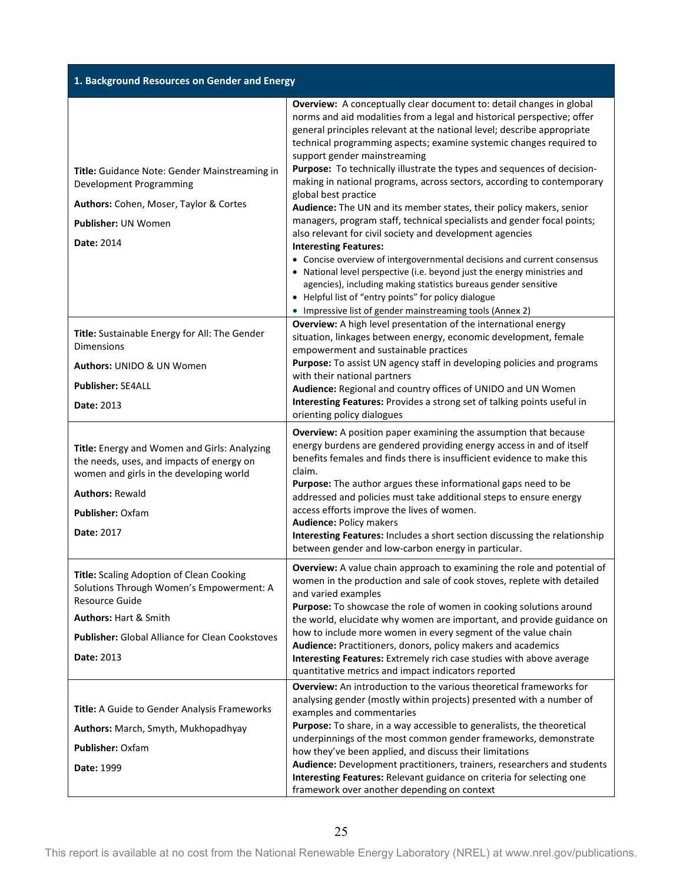| 1. Background Resources on Gender and Energy | |
|---|---|
| **Title:** Guidance Note: Gender Mainstreaming in Development Programming<br>**Authors:** Cohen, Moser, Taylor & Cortes<br>**Publisher:** UN Women<br>**Date:** 2014 | **Overview:** A conceptually clear document to: detail changes in global norms and aid modalities from a legal and historical perspective; offer general principles relevant at the national level; describe appropriate technical programming aspects; examine systemic changes required to support gender mainstreaming<br>**Purpose:** To technically illustrate the types and sequences of decision-making in national programs, across sectors, according to contemporary global best practice<br>**Audience:** The UN and its member states, their policy makers, senior managers, program staff, technical specialists and gender focal points; also relevant for civil society and development agencies<br>**Interesting Features:**<br>• Concise overview of intergovernmental decisions and current consensus<br>• National level perspective (i.e. beyond just the energy ministries and agencies), including making statistics bureaus gender sensitive<br>• Helpful list of "entry points" for policy dialogue<br>• Impressive list of gender mainstreaming tools (Annex 2) |
| **Title:** Sustainable Energy for All: The Gender Dimensions<br>**Authors:** UNIDO & UN Women<br>**Publisher:** SE4ALL<br>**Date:** 2013 | **Overview:** A high level presentation of the international energy situation, linkages between energy, economic development, female empowerment and sustainable practices<br>**Purpose:** To assist UN agency staff in developing policies and programs with their national partners<br>**Audience:** Regional and country offices of UNIDO and UN Women<br>**Interesting Features:** Provides a strong set of talking points useful in orienting policy dialogues |
| **Title:** Energy and Women and Girls: Analyzing the needs, uses, and impacts of energy on women and girls in the developing world<br>**Authors:** Rewald<br>**Publisher:** Oxfam<br>**Date:** 2017 | **Overview:** A position paper examining the assumption that because energy burdens are gendered providing energy access in and of itself benefits females and finds there is insufficient evidence to make this claim.<br>**Purpose:** The author argues these informational gaps need to be addressed and policies must take additional steps to ensure energy access efforts improve the lives of women.<br>**Audience:** Policy makers<br>**Interesting Features:** Includes a short section discussing the relationship between gender and low-carbon energy in particular. |
| **Title:** Scaling Adoption of Clean Cooking Solutions Through Women's Empowerment: A Resource Guide<br>**Authors:** Hart & Smith<br>**Publisher:** Global Alliance for Clean Cookstoves<br>**Date:** 2013 | **Overview:** A value chain approach to examining the role and potential of women in the production and sale of cook stoves, replete with detailed and varied examples<br>**Purpose:** To showcase the role of women in cooking solutions around the world, elucidate why women are important, and provide guidance on how to include more women in every segment of the value chain<br>**Audience:** Practitioners, donors, policy makers and academics<br>**Interesting Features:** Extremely rich case studies with above average quantitative metrics and impact indicators reported |
| **Title:** A Guide to Gender Analysis Frameworks<br>**Authors:** March, Smyth, Mukhopadhyay<br>**Publisher:** Oxfam<br>**Date:** 1999 | **Overview:** An introduction to the various theoretical frameworks for analysing gender (mostly within projects) presented with a number of examples and commentaries<br>**Purpose:** To share, in a way accessible to generalists, the theoretical underpinnings of the most common gender frameworks, demonstrate how they've been applied, and discuss their limitations<br>**Audience:** Development practitioners, trainers, researchers and students<br>**Interesting Features:** Relevant guidance on criteria for selecting one framework over another depending on context |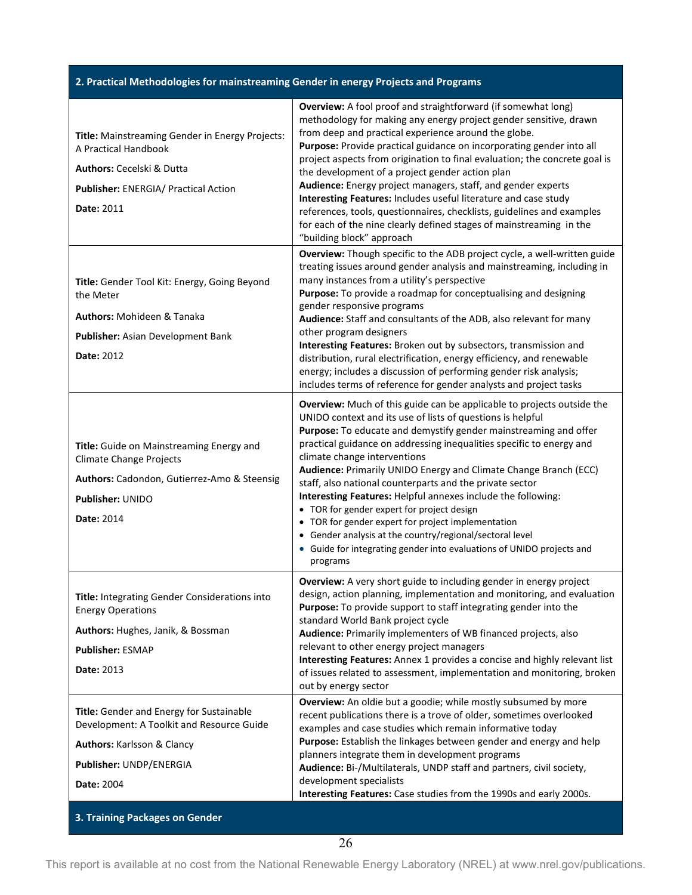| 2. Practical Methodologies for mainstreaming Gender in energy Projects and Programs | |
|---|---|
| **Title:** Mainstreaming Gender in Energy Projects: A Practical Handbook<br><br>**Authors:** Cecelski & Dutta<br><br>**Publisher:** ENERGIA/ Practical Action<br><br>**Date:** 2011 | **Overview:** A fool proof and straightforward (if somewhat long) methodology for making any energy project gender sensitive, drawn from deep and practical experience around the globe.<br>**Purpose:** Provide practical guidance on incorporating gender into all project aspects from origination to final evaluation; the concrete goal is the development of a project gender action plan<br>**Audience:** Energy project managers, staff, and gender experts<br>**Interesting Features:** Includes useful literature and case study references, tools, questionnaires, checklists, guidelines and examples for each of the nine clearly defined stages of mainstreaming in the "building block" approach |
| **Title:** Gender Tool Kit: Energy, Going Beyond the Meter<br><br>**Authors:** Mohideen & Tanaka<br><br>**Publisher:** Asian Development Bank<br><br>**Date:** 2012 | **Overview:** Though specific to the ADB project cycle, a well-written guide treating issues around gender analysis and mainstreaming, including in many instances from a utility's perspective<br>**Purpose:** To provide a roadmap for conceptualising and designing gender responsive programs<br>**Audience:** Staff and consultants of the ADB, also relevant for many other program designers<br>**Interesting Features:** Broken out by subsectors, transmission and distribution, rural electrification, energy efficiency, and renewable energy; includes a discussion of performing gender risk analysis; includes terms of reference for gender analysts and project tasks |
| **Title:** Guide on Mainstreaming Energy and Climate Change Projects<br><br>**Authors:** Cadondon, Gutierrez-Amo & Steensig<br><br>**Publisher:** UNIDO<br><br>**Date:** 2014 | **Overview:** Much of this guide can be applicable to projects outside the UNIDO context and its use of lists of questions is helpful<br>**Purpose:** To educate and demystify gender mainstreaming and offer practical guidance on addressing inequalities specific to energy and climate change interventions<br>**Audience:** Primarily UNIDO Energy and Climate Change Branch (ECC) staff, also national counterparts and the private sector<br>**Interesting Features:** Helpful annexes include the following:<br>• TOR for gender expert for project design<br>• TOR for gender expert for project implementation<br>• Gender analysis at the country/regional/sectoral level<br>• Guide for integrating gender into evaluations of UNIDO projects and programs |
| **Title:** Integrating Gender Considerations into Energy Operations<br><br>**Authors:** Hughes, Janik, & Bossman<br><br>**Publisher:** ESMAP<br><br>**Date:** 2013 | **Overview:** A very short guide to including gender in energy project design, action planning, implementation and monitoring, and evaluation<br>**Purpose:** To provide support to staff integrating gender into the standard World Bank project cycle<br>**Audience:** Primarily implementers of WB financed projects, also relevant to other energy project managers<br>**Interesting Features:** Annex 1 provides a concise and highly relevant list of issues related to assessment, implementation and monitoring, broken out by energy sector |
| **Title:** Gender and Energy for Sustainable Development: A Toolkit and Resource Guide<br><br>**Authors:** Karlsson & Clancy<br><br>**Publisher:** UNDP/ENERGIA<br><br>**Date:** 2004 | **Overview:** An oldie but a goodie; while mostly subsumed by more recent publications there is a trove of older, sometimes overlooked examples and case studies which remain informative today<br>**Purpose:** Establish the linkages between gender and energy and help planners integrate them in development programs<br>**Audience:** Bi-/Multilaterals, UNDP staff and partners, civil society, development specialists<br>**Interesting Features:** Case studies from the 1990s and early 2000s. |
| **3. Training Packages on Gender** | |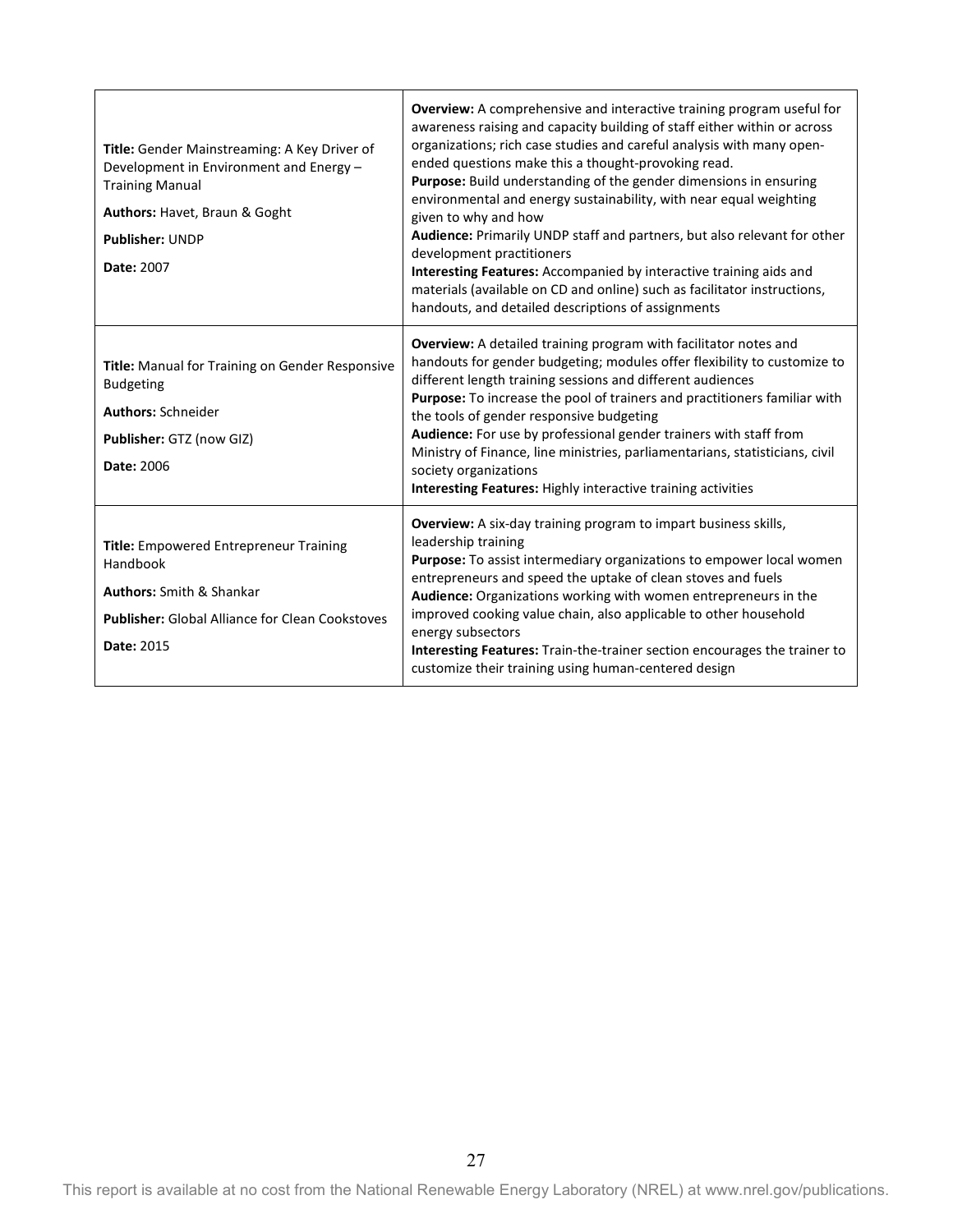| | |
|---|---|
| **Title:** Gender Mainstreaming: A Key Driver of Development in Environment and Energy – Training Manual<br>**Authors:** Havet, Braun & Goght<br>**Publisher:** UNDP<br>**Date:** 2007 | **Overview:** A comprehensive and interactive training program useful for awareness raising and capacity building of staff either within or across organizations; rich case studies and careful analysis with many open-ended questions make this a thought-provoking read.<br>**Purpose:** Build understanding of the gender dimensions in ensuring environmental and energy sustainability, with near equal weighting given to why and how<br>**Audience:** Primarily UNDP staff and partners, but also relevant for other development practitioners<br>**Interesting Features:** Accompanied by interactive training aids and materials (available on CD and online) such as facilitator instructions, handouts, and detailed descriptions of assignments |
| **Title:** Manual for Training on Gender Responsive Budgeting<br>**Authors:** Schneider<br>**Publisher:** GTZ (now GIZ)<br>**Date:** 2006 | **Overview:** A detailed training program with facilitator notes and handouts for gender budgeting; modules offer flexibility to customize to different length training sessions and different audiences<br>**Purpose:** To increase the pool of trainers and practitioners familiar with the tools of gender responsive budgeting<br>**Audience:** For use by professional gender trainers with staff from Ministry of Finance, line ministries, parliamentarians, statisticians, civil society organizations<br>**Interesting Features:** Highly interactive training activities |
| **Title:** Empowered Entrepreneur Training Handbook<br>**Authors:** Smith & Shankar<br>**Publisher:** Global Alliance for Clean Cookstoves<br>**Date:** 2015 | **Overview:** A six-day training program to impart business skills, leadership training<br>**Purpose:** To assist intermediary organizations to empower local women entrepreneurs and speed the uptake of clean stoves and fuels<br>**Audience:** Organizations working with women entrepreneurs in the improved cooking value chain, also applicable to other household energy subsectors<br>**Interesting Features:** Train-the-trainer section encourages the trainer to customize their training using human-centered design |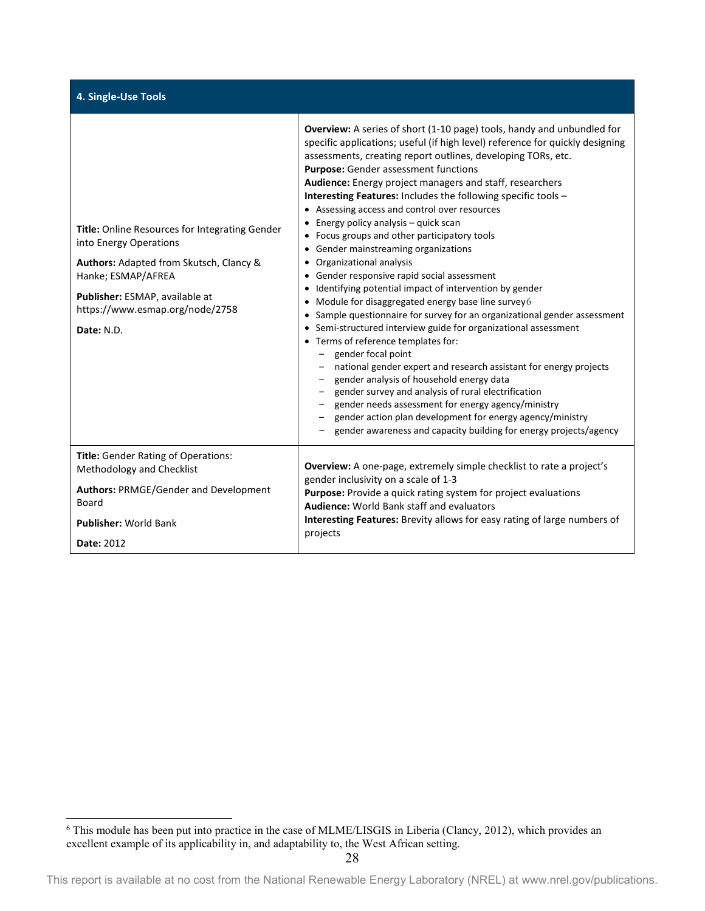| 4. Single-Use Tools | |
|---|---|
| **Title:** Online Resources for Integrating Gender into Energy Operations<br><br>**Authors:** Adapted from Skutsch, Clancy & Hanke; ESMAP/AFREA<br><br>**Publisher:** ESMAP, available at https://www.esmap.org/node/2758<br><br>**Date:** N.D. | **Overview:** A series of short (1-10 page) tools, handy and unbundled for specific applications; useful (if high level) reference for quickly designing assessments, creating report outlines, developing TORs, etc.<br>**Purpose:** Gender assessment functions<br>**Audience:** Energy project managers and staff, researchers<br>**Interesting Features:** Includes the following specific tools –<br>• Assessing access and control over resources<br>• Energy policy analysis – quick scan<br>• Focus groups and other participatory tools<br>• Gender mainstreaming organizations<br>• Organizational analysis<br>• Gender responsive rapid social assessment<br>• Identifying potential impact of intervention by gender<br>• Module for disaggregated energy base line survey[6]<br>• Sample questionnaire for survey for an organizational gender assessment<br>• Semi-structured interview guide for organizational assessment<br>• Terms of reference templates for:<br>– gender focal point<br>– national gender expert and research assistant for energy projects<br>– gender analysis of household energy data<br>– gender survey and analysis of rural electrification<br>– gender needs assessment for energy agency/ministry<br>– gender action plan development for energy agency/ministry<br>– gender awareness and capacity building for energy projects/agency |
| **Title:** Gender Rating of Operations: Methodology and Checklist<br><br>**Authors:** PRMGE/Gender and Development Board<br><br>**Publisher:** World Bank<br><br>**Date:** 2012 | **Overview:** A one-page, extremely simple checklist to rate a project's gender inclusivity on a scale of 1-3<br>**Purpose:** Provide a quick rating system for project evaluations<br>**Audience:** World Bank staff and evaluators<br>**Interesting Features:** Brevity allows for easy rating of large numbers of projects |

[6] This module has been put into practice in the case of MLME/LISGIS in Liberia (Clancy, 2012), which provides an excellent example of its applicability in, and adaptability to, the West African setting.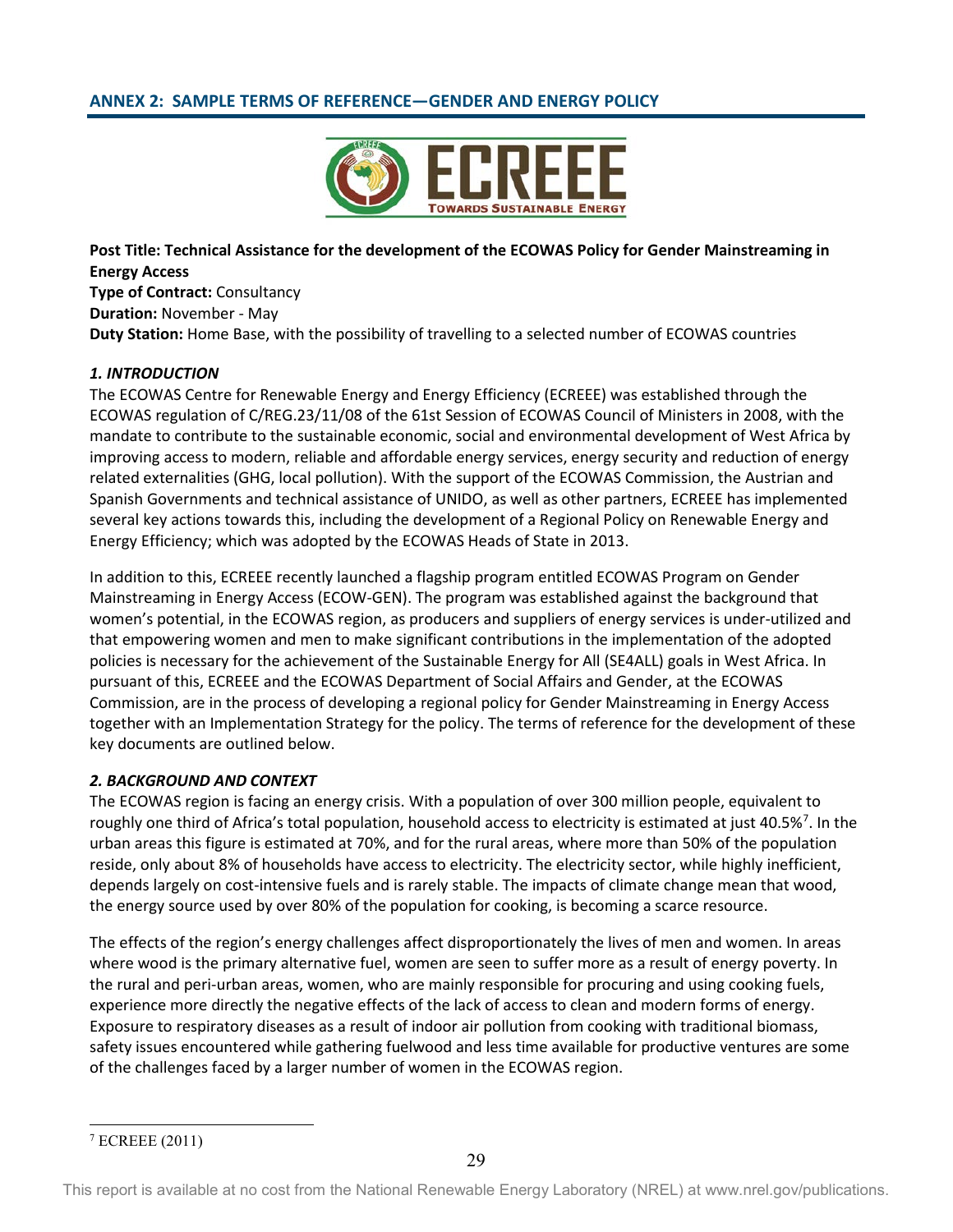## ANNEX 2: SAMPLE TERMS OF REFERENCE—GENDER AND ENERGY POLICY

**Post Title: Technical Assistance for the development of the ECOWAS Policy for Gender Mainstreaming in Energy Access**
**Type of Contract:** Consultancy
**Duration:** November - May
**Duty Station:** Home Base, with the possibility of travelling to a selected number of ECOWAS countries

### *1. INTRODUCTION*

The ECOWAS Centre for Renewable Energy and Energy Efficiency (ECREEE) was established through the ECOWAS regulation of C/REG.23/11/08 of the 61st Session of ECOWAS Council of Ministers in 2008, with the mandate to contribute to the sustainable economic, social and environmental development of West Africa by improving access to modern, reliable and affordable energy services, energy security and reduction of energy related externalities (GHG, local pollution). With the support of the ECOWAS Commission, the Austrian and Spanish Governments and technical assistance of UNIDO, as well as other partners, ECREEE has implemented several key actions towards this, including the development of a Regional Policy on Renewable Energy and Energy Efficiency; which was adopted by the ECOWAS Heads of State in 2013.

In addition to this, ECREEE recently launched a flagship program entitled ECOWAS Program on Gender Mainstreaming in Energy Access (ECOW-GEN). The program was established against the background that women's potential, in the ECOWAS region, as producers and suppliers of energy services is under-utilized and that empowering women and men to make significant contributions in the implementation of the adopted policies is necessary for the achievement of the Sustainable Energy for All (SE4ALL) goals in West Africa. In pursuant of this, ECREEE and the ECOWAS Department of Social Affairs and Gender, at the ECOWAS Commission, are in the process of developing a regional policy for Gender Mainstreaming in Energy Access together with an Implementation Strategy for the policy. The terms of reference for the development of these key documents are outlined below.

### *2. BACKGROUND AND CONTEXT*

The ECOWAS region is facing an energy crisis. With a population of over 300 million people, equivalent to roughly one third of Africa's total population, household access to electricity is estimated at just 40.5%[7]. In the urban areas this figure is estimated at 70%, and for the rural areas, where more than 50% of the population reside, only about 8% of households have access to electricity. The electricity sector, while highly inefficient, depends largely on cost-intensive fuels and is rarely stable. The impacts of climate change mean that wood, the energy source used by over 80% of the population for cooking, is becoming a scarce resource.

The effects of the region's energy challenges affect disproportionately the lives of men and women. In areas where wood is the primary alternative fuel, women are seen to suffer more as a result of energy poverty. In the rural and peri-urban areas, women, who are mainly responsible for procuring and using cooking fuels, experience more directly the negative effects of the lack of access to clean and modern forms of energy. Exposure to respiratory diseases as a result of indoor air pollution from cooking with traditional biomass, safety issues encountered while gathering fuelwood and less time available for productive ventures are some of the challenges faced by a larger number of women in the ECOWAS region.

[7] ECREEE (2011)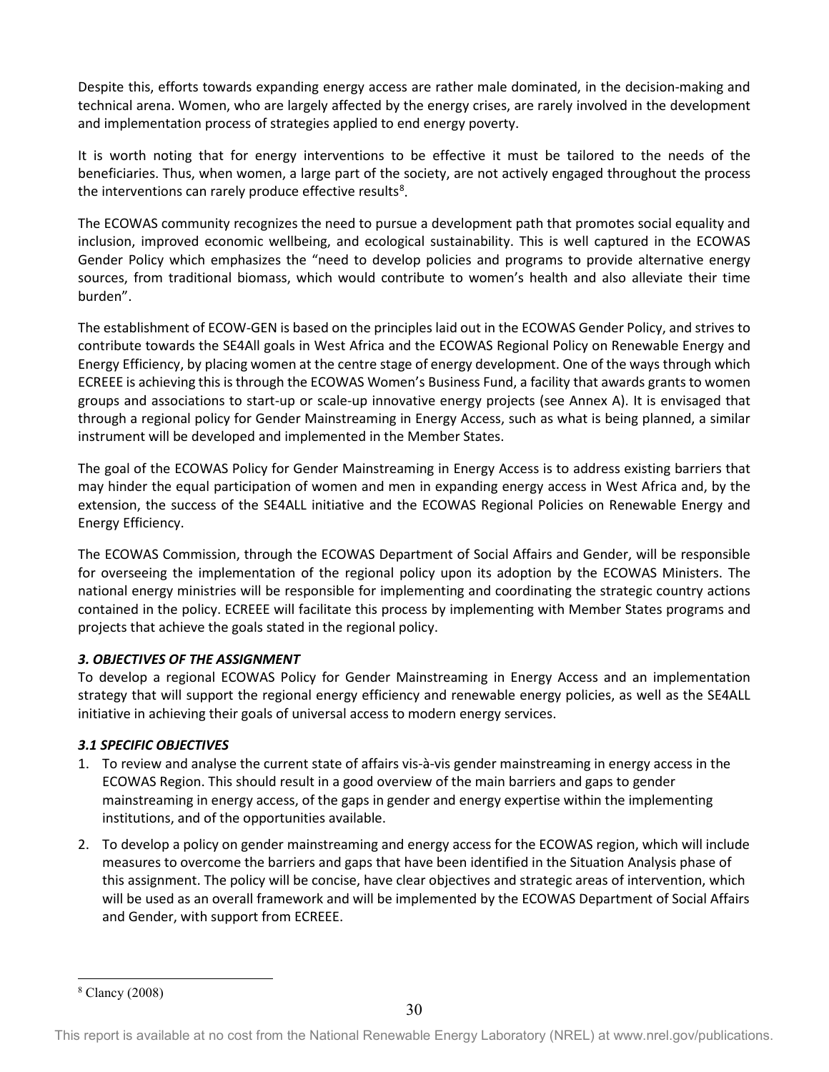Despite this, efforts towards expanding energy access are rather male dominated, in the decision-making and technical arena. Women, who are largely affected by the energy crises, are rarely involved in the development and implementation process of strategies applied to end energy poverty.

It is worth noting that for energy interventions to be effective it must be tailored to the needs of the beneficiaries. Thus, when women, a large part of the society, are not actively engaged throughout the process the interventions can rarely produce effective results[8].

The ECOWAS community recognizes the need to pursue a development path that promotes social equality and inclusion, improved economic wellbeing, and ecological sustainability. This is well captured in the ECOWAS Gender Policy which emphasizes the "need to develop policies and programs to provide alternative energy sources, from traditional biomass, which would contribute to women's health and also alleviate their time burden".

The establishment of ECOW-GEN is based on the principles laid out in the ECOWAS Gender Policy, and strives to contribute towards the SE4All goals in West Africa and the ECOWAS Regional Policy on Renewable Energy and Energy Efficiency, by placing women at the centre stage of energy development. One of the ways through which ECREEE is achieving this is through the ECOWAS Women's Business Fund, a facility that awards grants to women groups and associations to start-up or scale-up innovative energy projects (see Annex A). It is envisaged that through a regional policy for Gender Mainstreaming in Energy Access, such as what is being planned, a similar instrument will be developed and implemented in the Member States.

The goal of the ECOWAS Policy for Gender Mainstreaming in Energy Access is to address existing barriers that may hinder the equal participation of women and men in expanding energy access in West Africa and, by the extension, the success of the SE4ALL initiative and the ECOWAS Regional Policies on Renewable Energy and Energy Efficiency.

The ECOWAS Commission, through the ECOWAS Department of Social Affairs and Gender, will be responsible for overseeing the implementation of the regional policy upon its adoption by the ECOWAS Ministers. The national energy ministries will be responsible for implementing and coordinating the strategic country actions contained in the policy. ECREEE will facilitate this process by implementing with Member States programs and projects that achieve the goals stated in the regional policy.

### *3. OBJECTIVES OF THE ASSIGNMENT*

To develop a regional ECOWAS Policy for Gender Mainstreaming in Energy Access and an implementation strategy that will support the regional energy efficiency and renewable energy policies, as well as the SE4ALL initiative in achieving their goals of universal access to modern energy services.

### *3.1 SPECIFIC OBJECTIVES*

1. To review and analyse the current state of affairs vis-à-vis gender mainstreaming in energy access in the ECOWAS Region. This should result in a good overview of the main barriers and gaps to gender mainstreaming in energy access, of the gaps in gender and energy expertise within the implementing institutions, and of the opportunities available.
2. To develop a policy on gender mainstreaming and energy access for the ECOWAS region, which will include measures to overcome the barriers and gaps that have been identified in the Situation Analysis phase of this assignment. The policy will be concise, have clear objectives and strategic areas of intervention, which will be used as an overall framework and will be implemented by the ECOWAS Department of Social Affairs and Gender, with support from ECREEE.

[8] Clancy (2008)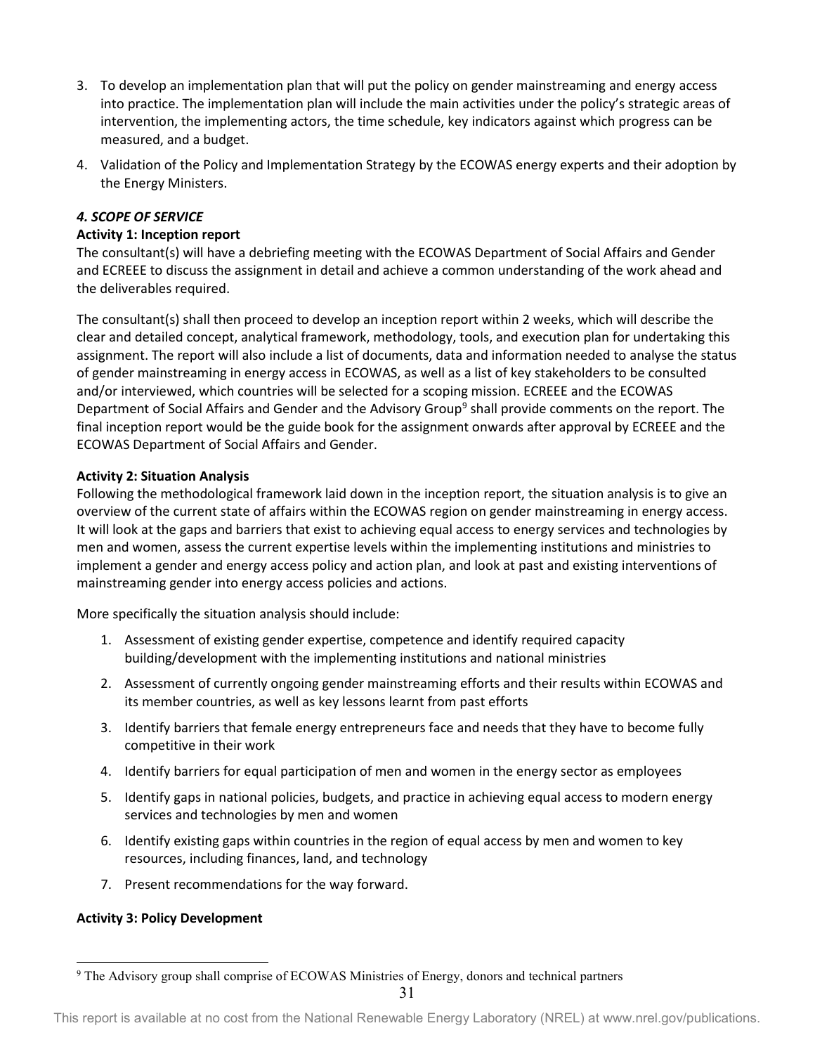3. To develop an implementation plan that will put the policy on gender mainstreaming and energy access into practice. The implementation plan will include the main activities under the policy's strategic areas of intervention, the implementing actors, the time schedule, key indicators against which progress can be measured, and a budget.
4. Validation of the Policy and Implementation Strategy by the ECOWAS energy experts and their adoption by the Energy Ministers.

***4. SCOPE OF SERVICE***

**Activity 1: Inception report**

The consultant(s) will have a debriefing meeting with the ECOWAS Department of Social Affairs and Gender and ECREEE to discuss the assignment in detail and achieve a common understanding of the work ahead and the deliverables required.

The consultant(s) shall then proceed to develop an inception report within 2 weeks, which will describe the clear and detailed concept, analytical framework, methodology, tools, and execution plan for undertaking this assignment. The report will also include a list of documents, data and information needed to analyse the status of gender mainstreaming in energy access in ECOWAS, as well as a list of key stakeholders to be consulted and/or interviewed, which countries will be selected for a scoping mission. ECREEE and the ECOWAS Department of Social Affairs and Gender and the Advisory Group[9] shall provide comments on the report. The final inception report would be the guide book for the assignment onwards after approval by ECREEE and the ECOWAS Department of Social Affairs and Gender.

**Activity 2: Situation Analysis**

Following the methodological framework laid down in the inception report, the situation analysis is to give an overview of the current state of affairs within the ECOWAS region on gender mainstreaming in energy access. It will look at the gaps and barriers that exist to achieving equal access to energy services and technologies by men and women, assess the current expertise levels within the implementing institutions and ministries to implement a gender and energy access policy and action plan, and look at past and existing interventions of mainstreaming gender into energy access policies and actions.

More specifically the situation analysis should include:

1. Assessment of existing gender expertise, competence and identify required capacity building/development with the implementing institutions and national ministries
2. Assessment of currently ongoing gender mainstreaming efforts and their results within ECOWAS and its member countries, as well as key lessons learnt from past efforts
3. Identify barriers that female energy entrepreneurs face and needs that they have to become fully competitive in their work
4. Identify barriers for equal participation of men and women in the energy sector as employees
5. Identify gaps in national policies, budgets, and practice in achieving equal access to modern energy services and technologies by men and women
6. Identify existing gaps within countries in the region of equal access by men and women to key resources, including finances, land, and technology
7. Present recommendations for the way forward.

**Activity 3: Policy Development**

[9] The Advisory group shall comprise of ECOWAS Ministries of Energy, donors and technical partners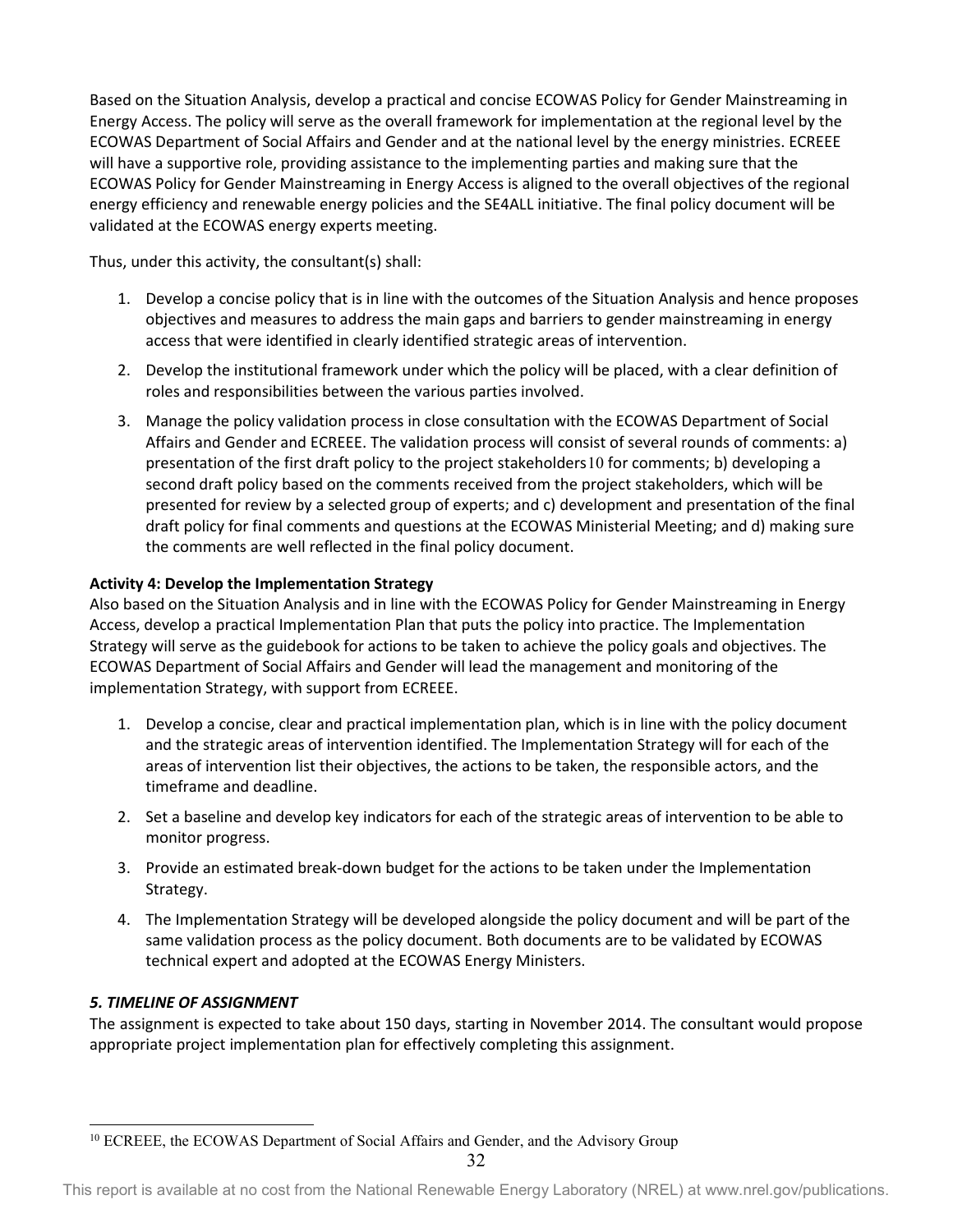Based on the Situation Analysis, develop a practical and concise ECOWAS Policy for Gender Mainstreaming in Energy Access. The policy will serve as the overall framework for implementation at the regional level by the ECOWAS Department of Social Affairs and Gender and at the national level by the energy ministries. ECREEE will have a supportive role, providing assistance to the implementing parties and making sure that the ECOWAS Policy for Gender Mainstreaming in Energy Access is aligned to the overall objectives of the regional energy efficiency and renewable energy policies and the SE4ALL initiative. The final policy document will be validated at the ECOWAS energy experts meeting.

Thus, under this activity, the consultant(s) shall:

1. Develop a concise policy that is in line with the outcomes of the Situation Analysis and hence proposes objectives and measures to address the main gaps and barriers to gender mainstreaming in energy access that were identified in clearly identified strategic areas of intervention.
2. Develop the institutional framework under which the policy will be placed, with a clear definition of roles and responsibilities between the various parties involved.
3. Manage the policy validation process in close consultation with the ECOWAS Department of Social Affairs and Gender and ECREEE. The validation process will consist of several rounds of comments: a) presentation of the first draft policy to the project stakeholders[10] for comments; b) developing a second draft policy based on the comments received from the project stakeholders, which will be presented for review by a selected group of experts; and c) development and presentation of the final draft policy for final comments and questions at the ECOWAS Ministerial Meeting; and d) making sure the comments are well reflected in the final policy document.

**Activity 4: Develop the Implementation Strategy**

Also based on the Situation Analysis and in line with the ECOWAS Policy for Gender Mainstreaming in Energy Access, develop a practical Implementation Plan that puts the policy into practice. The Implementation Strategy will serve as the guidebook for actions to be taken to achieve the policy goals and objectives. The ECOWAS Department of Social Affairs and Gender will lead the management and monitoring of the implementation Strategy, with support from ECREEE.

1. Develop a concise, clear and practical implementation plan, which is in line with the policy document and the strategic areas of intervention identified. The Implementation Strategy will for each of the areas of intervention list their objectives, the actions to be taken, the responsible actors, and the timeframe and deadline.
2. Set a baseline and develop key indicators for each of the strategic areas of intervention to be able to monitor progress.
3. Provide an estimated break-down budget for the actions to be taken under the Implementation Strategy.
4. The Implementation Strategy will be developed alongside the policy document and will be part of the same validation process as the policy document. Both documents are to be validated by ECOWAS technical expert and adopted at the ECOWAS Energy Ministers.

***5. TIMELINE OF ASSIGNMENT***

The assignment is expected to take about 150 days, starting in November 2014. The consultant would propose appropriate project implementation plan for effectively completing this assignment.

[10] ECREEE, the ECOWAS Department of Social Affairs and Gender, and the Advisory Group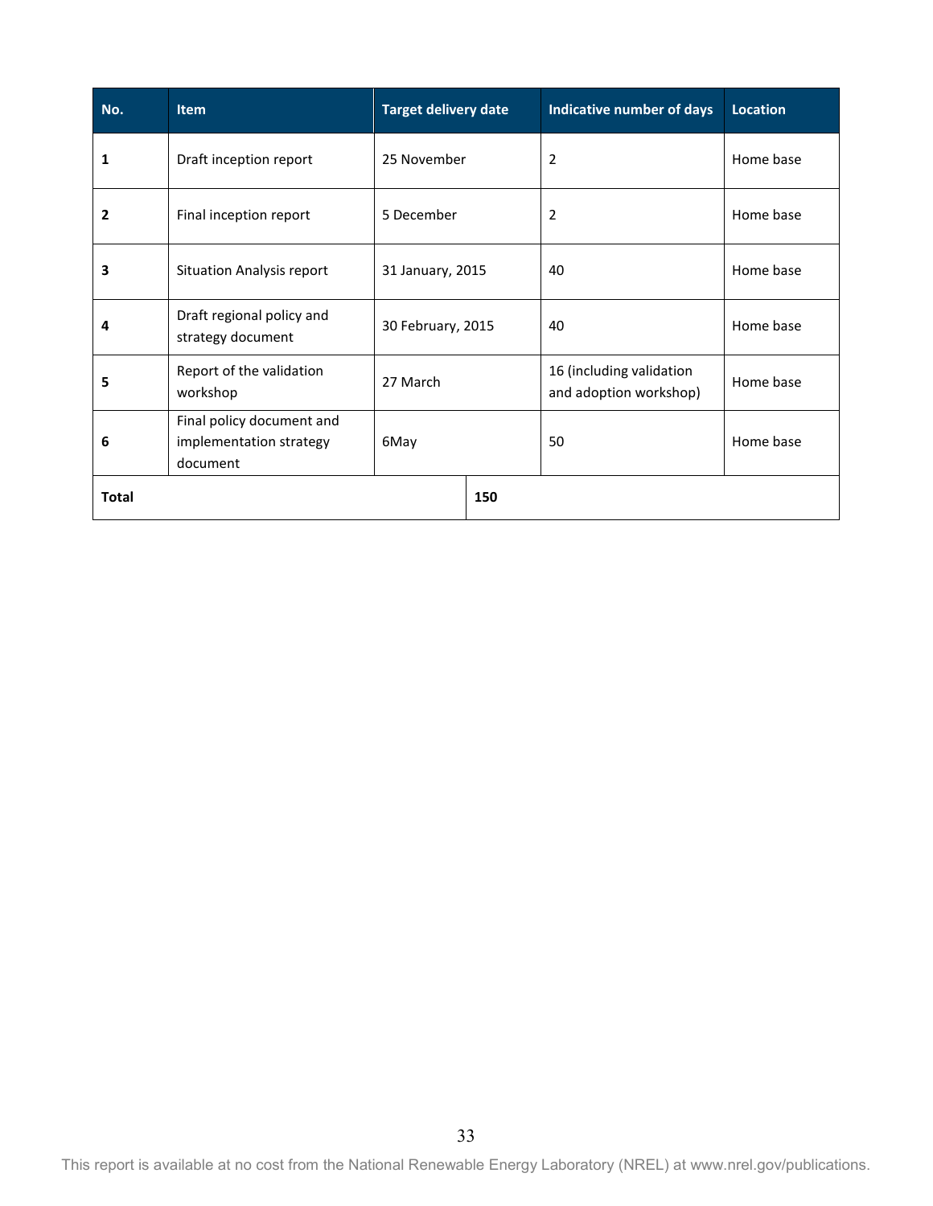| No. | Item | Target delivery date | Indicative number of days | Location |
|---|---|---|---|---|
| **1** | Draft inception report | 25 November | 2 | Home base |
| **2** | Final inception report | 5 December | 2 | Home base |
| **3** | Situation Analysis report | 31 January, 2015 | 40 | Home base |
| **4** | Draft regional policy and strategy document | 30 February, 2015 | 40 | Home base |
| **5** | Report of the validation workshop | 27 March | 16 (including validation and adoption workshop) | Home base |
| **6** | Final policy document and implementation strategy document | 6May | 50 | Home base |
| **Total** | | **150** | | |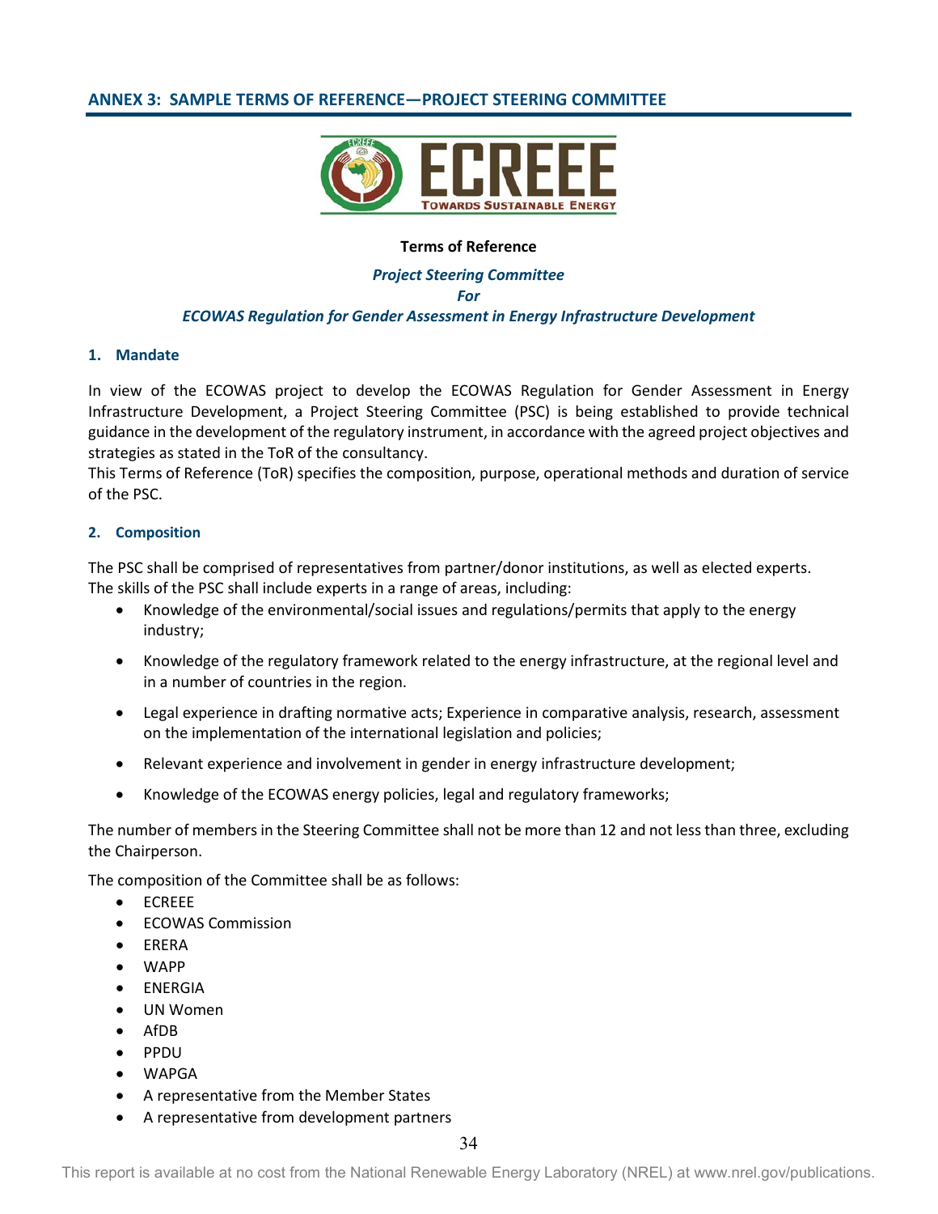## ANNEX 3: SAMPLE TERMS OF REFERENCE—PROJECT STEERING COMMITTEE

**Terms of Reference**

***Project Steering Committee***

***For***

***ECOWAS Regulation for Gender Assessment in Energy Infrastructure Development***

### 1. Mandate

In view of the ECOWAS project to develop the ECOWAS Regulation for Gender Assessment in Energy Infrastructure Development, a Project Steering Committee (PSC) is being established to provide technical guidance in the development of the regulatory instrument, in accordance with the agreed project objectives and strategies as stated in the ToR of the consultancy.

This Terms of Reference (ToR) specifies the composition, purpose, operational methods and duration of service of the PSC.

### 2. Composition

The PSC shall be comprised of representatives from partner/donor institutions, as well as elected experts. The skills of the PSC shall include experts in a range of areas, including:

- Knowledge of the environmental/social issues and regulations/permits that apply to the energy industry;
- Knowledge of the regulatory framework related to the energy infrastructure, at the regional level and in a number of countries in the region.
- Legal experience in drafting normative acts; Experience in comparative analysis, research, assessment on the implementation of the international legislation and policies;
- Relevant experience and involvement in gender in energy infrastructure development;
- Knowledge of the ECOWAS energy policies, legal and regulatory frameworks;

The number of members in the Steering Committee shall not be more than 12 and not less than three, excluding the Chairperson.

The composition of the Committee shall be as follows:

- ECREEE
- ECOWAS Commission
- ERERA
- WAPP
- ENERGIA
- UN Women
- AfDB
- PPDU
- WAPGA
- A representative from the Member States
- A representative from development partners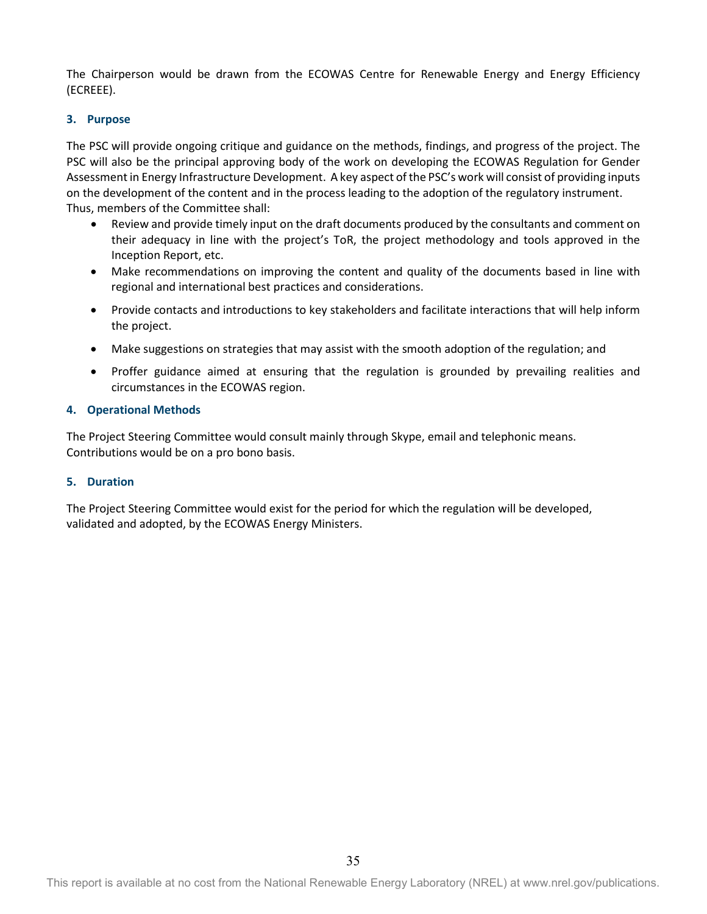The Chairperson would be drawn from the ECOWAS Centre for Renewable Energy and Energy Efficiency (ECREEE).

### 3. Purpose

The PSC will provide ongoing critique and guidance on the methods, findings, and progress of the project. The PSC will also be the principal approving body of the work on developing the ECOWAS Regulation for Gender Assessment in Energy Infrastructure Development. A key aspect of the PSC's work will consist of providing inputs on the development of the content and in the process leading to the adoption of the regulatory instrument. Thus, members of the Committee shall:

- Review and provide timely input on the draft documents produced by the consultants and comment on their adequacy in line with the project's ToR, the project methodology and tools approved in the Inception Report, etc.
- Make recommendations on improving the content and quality of the documents based in line with regional and international best practices and considerations.
- Provide contacts and introductions to key stakeholders and facilitate interactions that will help inform the project.
- Make suggestions on strategies that may assist with the smooth adoption of the regulation; and
- Proffer guidance aimed at ensuring that the regulation is grounded by prevailing realities and circumstances in the ECOWAS region.

### 4. Operational Methods

The Project Steering Committee would consult mainly through Skype, email and telephonic means. Contributions would be on a pro bono basis.

### 5. Duration

The Project Steering Committee would exist for the period for which the regulation will be developed, validated and adopted, by the ECOWAS Energy Ministers.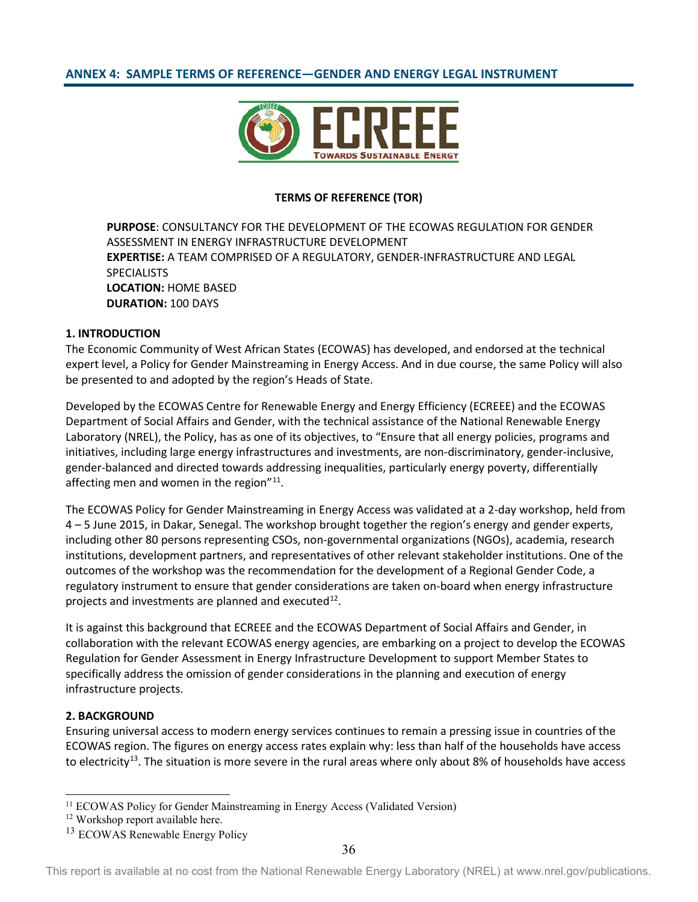## ANNEX 4: SAMPLE TERMS OF REFERENCE—GENDER AND ENERGY LEGAL INSTRUMENT

**TERMS OF REFERENCE (TOR)**

**PURPOSE**: CONSULTANCY FOR THE DEVELOPMENT OF THE ECOWAS REGULATION FOR GENDER ASSESSMENT IN ENERGY INFRASTRUCTURE DEVELOPMENT
**EXPERTISE:** A TEAM COMPRISED OF A REGULATORY, GENDER-INFRASTRUCTURE AND LEGAL SPECIALISTS
**LOCATION:** HOME BASED
**DURATION:** 100 DAYS

### 1. INTRODUCTION

The Economic Community of West African States (ECOWAS) has developed, and endorsed at the technical expert level, a Policy for Gender Mainstreaming in Energy Access. And in due course, the same Policy will also be presented to and adopted by the region's Heads of State.

Developed by the ECOWAS Centre for Renewable Energy and Energy Efficiency (ECREEE) and the ECOWAS Department of Social Affairs and Gender, with the technical assistance of the National Renewable Energy Laboratory (NREL), the Policy, has as one of its objectives, to "Ensure that all energy policies, programs and initiatives, including large energy infrastructures and investments, are non-discriminatory, gender-inclusive, gender-balanced and directed towards addressing inequalities, particularly energy poverty, differentially affecting men and women in the region"[11].

The ECOWAS Policy for Gender Mainstreaming in Energy Access was validated at a 2-day workshop, held from 4 – 5 June 2015, in Dakar, Senegal. The workshop brought together the region's energy and gender experts, including other 80 persons representing CSOs, non-governmental organizations (NGOs), academia, research institutions, development partners, and representatives of other relevant stakeholder institutions. One of the outcomes of the workshop was the recommendation for the development of a Regional Gender Code, a regulatory instrument to ensure that gender considerations are taken on-board when energy infrastructure projects and investments are planned and executed[12].

It is against this background that ECREEE and the ECOWAS Department of Social Affairs and Gender, in collaboration with the relevant ECOWAS energy agencies, are embarking on a project to develop the ECOWAS Regulation for Gender Assessment in Energy Infrastructure Development to support Member States to specifically address the omission of gender considerations in the planning and execution of energy infrastructure projects.

### 2. BACKGROUND

Ensuring universal access to modern energy services continues to remain a pressing issue in countries of the ECOWAS region. The figures on energy access rates explain why: less than half of the households have access to electricity[13]. The situation is more severe in the rural areas where only about 8% of households have access

---

[11] ECOWAS Policy for Gender Mainstreaming in Energy Access (Validated Version)
[12] Workshop report available here.
[13] ECOWAS Renewable Energy Policy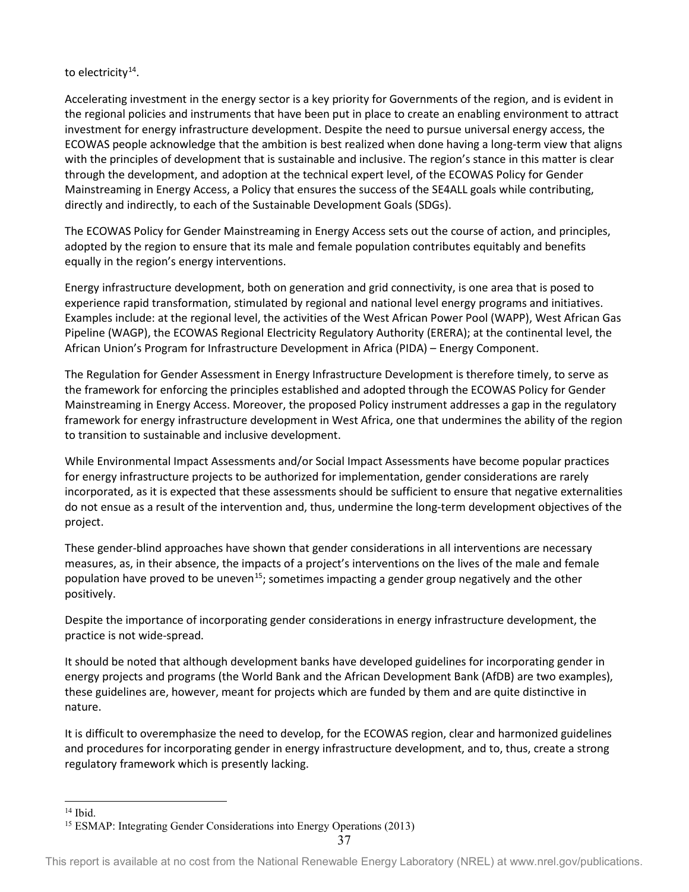to electricity[14].

Accelerating investment in the energy sector is a key priority for Governments of the region, and is evident in the regional policies and instruments that have been put in place to create an enabling environment to attract investment for energy infrastructure development. Despite the need to pursue universal energy access, the ECOWAS people acknowledge that the ambition is best realized when done having a long-term view that aligns with the principles of development that is sustainable and inclusive. The region's stance in this matter is clear through the development, and adoption at the technical expert level, of the ECOWAS Policy for Gender Mainstreaming in Energy Access, a Policy that ensures the success of the SE4ALL goals while contributing, directly and indirectly, to each of the Sustainable Development Goals (SDGs).

The ECOWAS Policy for Gender Mainstreaming in Energy Access sets out the course of action, and principles, adopted by the region to ensure that its male and female population contributes equitably and benefits equally in the region's energy interventions.

Energy infrastructure development, both on generation and grid connectivity, is one area that is posed to experience rapid transformation, stimulated by regional and national level energy programs and initiatives. Examples include: at the regional level, the activities of the West African Power Pool (WAPP), West African Gas Pipeline (WAGP), the ECOWAS Regional Electricity Regulatory Authority (ERERA); at the continental level, the African Union's Program for Infrastructure Development in Africa (PIDA) – Energy Component.

The Regulation for Gender Assessment in Energy Infrastructure Development is therefore timely, to serve as the framework for enforcing the principles established and adopted through the ECOWAS Policy for Gender Mainstreaming in Energy Access. Moreover, the proposed Policy instrument addresses a gap in the regulatory framework for energy infrastructure development in West Africa, one that undermines the ability of the region to transition to sustainable and inclusive development.

While Environmental Impact Assessments and/or Social Impact Assessments have become popular practices for energy infrastructure projects to be authorized for implementation, gender considerations are rarely incorporated, as it is expected that these assessments should be sufficient to ensure that negative externalities do not ensue as a result of the intervention and, thus, undermine the long-term development objectives of the project.

These gender-blind approaches have shown that gender considerations in all interventions are necessary measures, as, in their absence, the impacts of a project's interventions on the lives of the male and female population have proved to be uneven[15]; sometimes impacting a gender group negatively and the other positively.

Despite the importance of incorporating gender considerations in energy infrastructure development, the practice is not wide-spread.

It should be noted that although development banks have developed guidelines for incorporating gender in energy projects and programs (the World Bank and the African Development Bank (AfDB) are two examples), these guidelines are, however, meant for projects which are funded by them and are quite distinctive in nature.

It is difficult to overemphasize the need to develop, for the ECOWAS region, clear and harmonized guidelines and procedures for incorporating gender in energy infrastructure development, and to, thus, create a strong regulatory framework which is presently lacking.

[14] Ibid.

[15] ESMAP: Integrating Gender Considerations into Energy Operations (2013)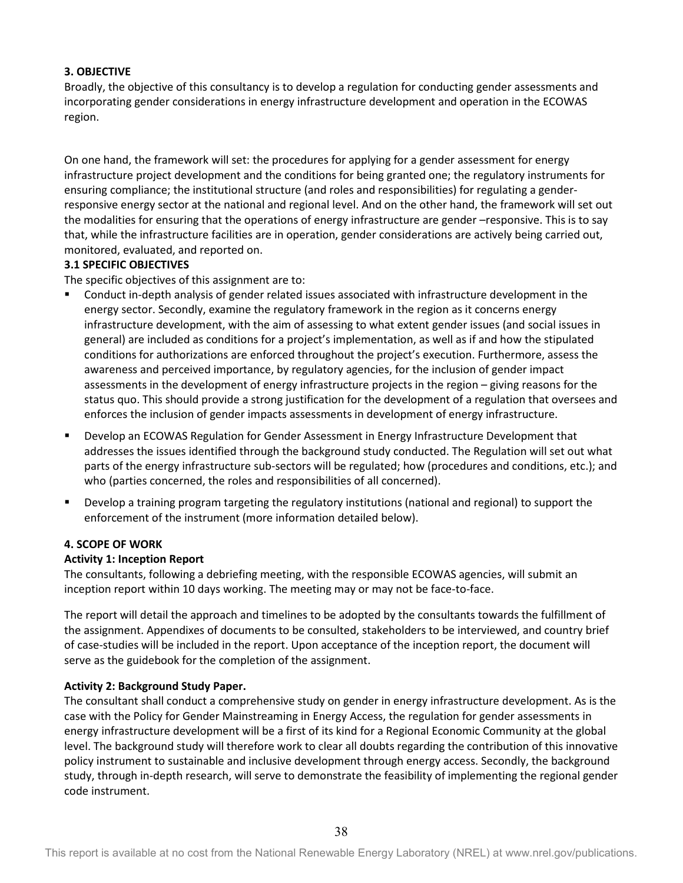### 3. OBJECTIVE

Broadly, the objective of this consultancy is to develop a regulation for conducting gender assessments and incorporating gender considerations in energy infrastructure development and operation in the ECOWAS region.

On one hand, the framework will set: the procedures for applying for a gender assessment for energy infrastructure project development and the conditions for being granted one; the regulatory instruments for ensuring compliance; the institutional structure (and roles and responsibilities) for regulating a gender-responsive energy sector at the national and regional level. And on the other hand, the framework will set out the modalities for ensuring that the operations of energy infrastructure are gender –responsive. This is to say that, while the infrastructure facilities are in operation, gender considerations are actively being carried out, monitored, evaluated, and reported on.

#### 3.1 SPECIFIC OBJECTIVES

The specific objectives of this assignment are to:

- Conduct in-depth analysis of gender related issues associated with infrastructure development in the energy sector. Secondly, examine the regulatory framework in the region as it concerns energy infrastructure development, with the aim of assessing to what extent gender issues (and social issues in general) are included as conditions for a project's implementation, as well as if and how the stipulated conditions for authorizations are enforced throughout the project's execution. Furthermore, assess the awareness and perceived importance, by regulatory agencies, for the inclusion of gender impact assessments in the development of energy infrastructure projects in the region – giving reasons for the status quo. This should provide a strong justification for the development of a regulation that oversees and enforces the inclusion of gender impacts assessments in development of energy infrastructure.
- Develop an ECOWAS Regulation for Gender Assessment in Energy Infrastructure Development that addresses the issues identified through the background study conducted. The Regulation will set out what parts of the energy infrastructure sub-sectors will be regulated; how (procedures and conditions, etc.); and who (parties concerned, the roles and responsibilities of all concerned).
- Develop a training program targeting the regulatory institutions (national and regional) to support the enforcement of the instrument (more information detailed below).

### 4. SCOPE OF WORK

**Activity 1: Inception Report**

The consultants, following a debriefing meeting, with the responsible ECOWAS agencies, will submit an inception report within 10 days working. The meeting may or may not be face-to-face.

The report will detail the approach and timelines to be adopted by the consultants towards the fulfillment of the assignment. Appendixes of documents to be consulted, stakeholders to be interviewed, and country brief of case-studies will be included in the report. Upon acceptance of the inception report, the document will serve as the guidebook for the completion of the assignment.

**Activity 2: Background Study Paper.**

The consultant shall conduct a comprehensive study on gender in energy infrastructure development. As is the case with the Policy for Gender Mainstreaming in Energy Access, the regulation for gender assessments in energy infrastructure development will be a first of its kind for a Regional Economic Community at the global level. The background study will therefore work to clear all doubts regarding the contribution of this innovative policy instrument to sustainable and inclusive development through energy access. Secondly, the background study, through in-depth research, will serve to demonstrate the feasibility of implementing the regional gender code instrument.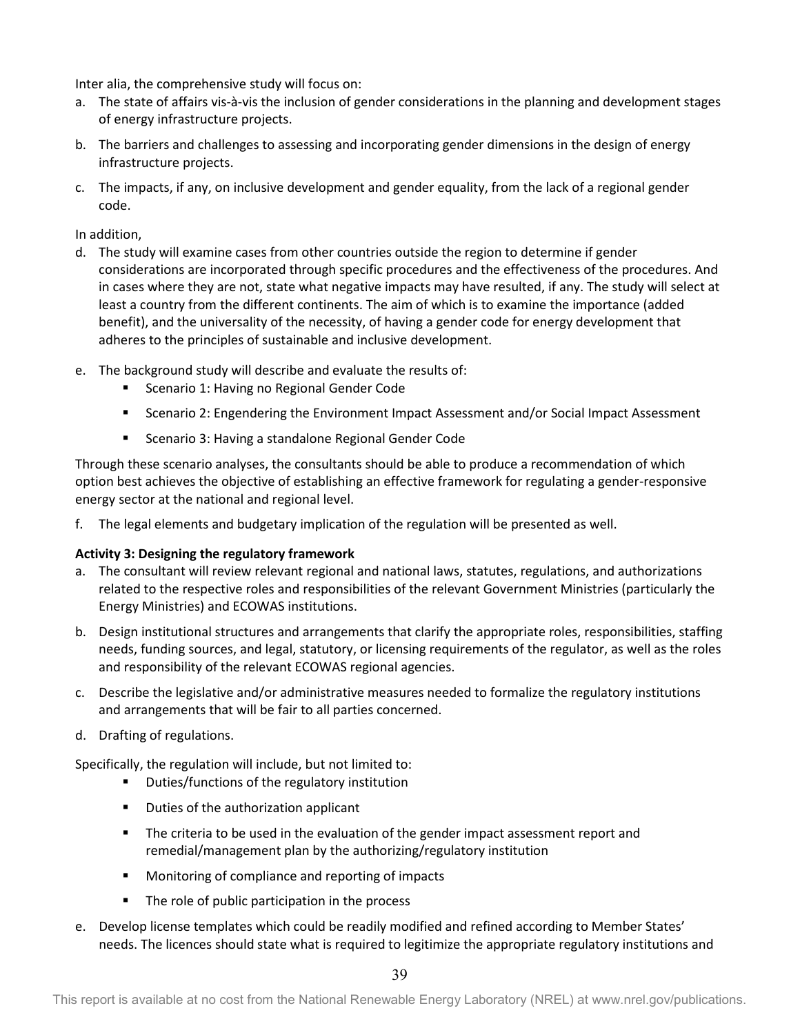Inter alia, the comprehensive study will focus on:

a. The state of affairs vis-à-vis the inclusion of gender considerations in the planning and development stages of energy infrastructure projects.

b. The barriers and challenges to assessing and incorporating gender dimensions in the design of energy infrastructure projects.

c. The impacts, if any, on inclusive development and gender equality, from the lack of a regional gender code.

In addition,

d. The study will examine cases from other countries outside the region to determine if gender considerations are incorporated through specific procedures and the effectiveness of the procedures. And in cases where they are not, state what negative impacts may have resulted, if any. The study will select at least a country from the different continents. The aim of which is to examine the importance (added benefit), and the universality of the necessity, of having a gender code for energy development that adheres to the principles of sustainable and inclusive development.

e. The background study will describe and evaluate the results of:
   - Scenario 1: Having no Regional Gender Code
   - Scenario 2: Engendering the Environment Impact Assessment and/or Social Impact Assessment
   - Scenario 3: Having a standalone Regional Gender Code

Through these scenario analyses, the consultants should be able to produce a recommendation of which option best achieves the objective of establishing an effective framework for regulating a gender-responsive energy sector at the national and regional level.

f. The legal elements and budgetary implication of the regulation will be presented as well.

**Activity 3: Designing the regulatory framework**

a. The consultant will review relevant regional and national laws, statutes, regulations, and authorizations related to the respective roles and responsibilities of the relevant Government Ministries (particularly the Energy Ministries) and ECOWAS institutions.

b. Design institutional structures and arrangements that clarify the appropriate roles, responsibilities, staffing needs, funding sources, and legal, statutory, or licensing requirements of the regulator, as well as the roles and responsibility of the relevant ECOWAS regional agencies.

c. Describe the legislative and/or administrative measures needed to formalize the regulatory institutions and arrangements that will be fair to all parties concerned.

d. Drafting of regulations.

Specifically, the regulation will include, but not limited to:
   - Duties/functions of the regulatory institution
   - Duties of the authorization applicant
   - The criteria to be used in the evaluation of the gender impact assessment report and remedial/management plan by the authorizing/regulatory institution
   - Monitoring of compliance and reporting of impacts
   - The role of public participation in the process

e. Develop license templates which could be readily modified and refined according to Member States' needs. The licences should state what is required to legitimize the appropriate regulatory institutions and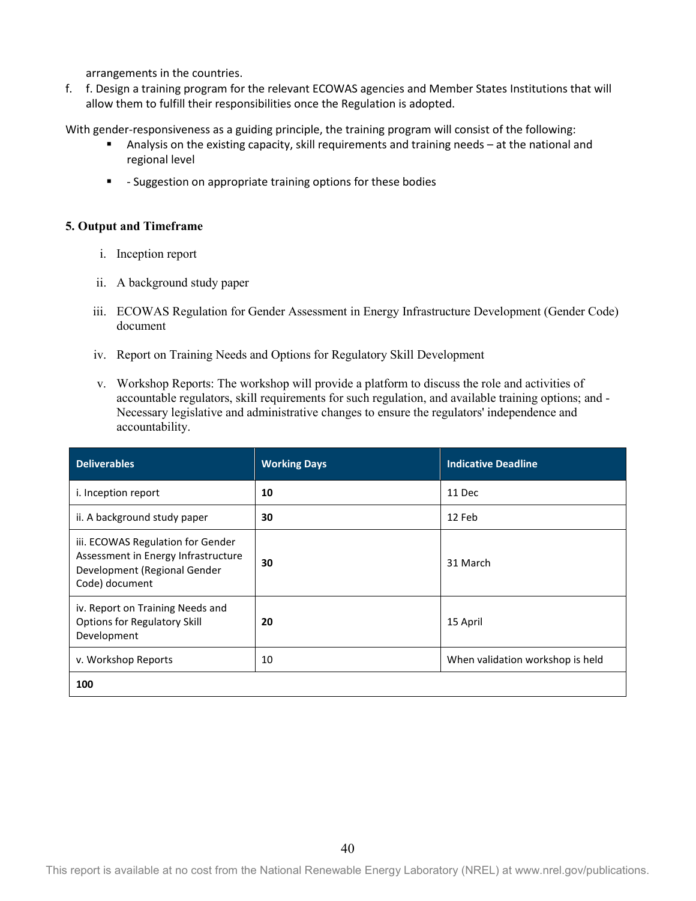arrangements in the countries.

f. f. Design a training program for the relevant ECOWAS agencies and Member States Institutions that will allow them to fulfill their responsibilities once the Regulation is adopted.

With gender-responsiveness as a guiding principle, the training program will consist of the following:

- Analysis on the existing capacity, skill requirements and training needs – at the national and regional level
- - Suggestion on appropriate training options for these bodies

**5. Output and Timeframe**

i. Inception report

ii. A background study paper

iii. ECOWAS Regulation for Gender Assessment in Energy Infrastructure Development (Gender Code) document

iv. Report on Training Needs and Options for Regulatory Skill Development

v. Workshop Reports: The workshop will provide a platform to discuss the role and activities of accountable regulators, skill requirements for such regulation, and available training options; and - Necessary legislative and administrative changes to ensure the regulators' independence and accountability.

| Deliverables | Working Days | Indicative Deadline |
|---|---|---|
| i. Inception report | **10** | 11 Dec |
| ii. A background study paper | **30** | 12 Feb |
| iii. ECOWAS Regulation for Gender Assessment in Energy Infrastructure Development (Regional Gender Code) document | **30** | 31 March |
| iv. Report on Training Needs and Options for Regulatory Skill Development | **20** | 15 April |
| v. Workshop Reports | 10 | When validation workshop is held |
| **100** | | |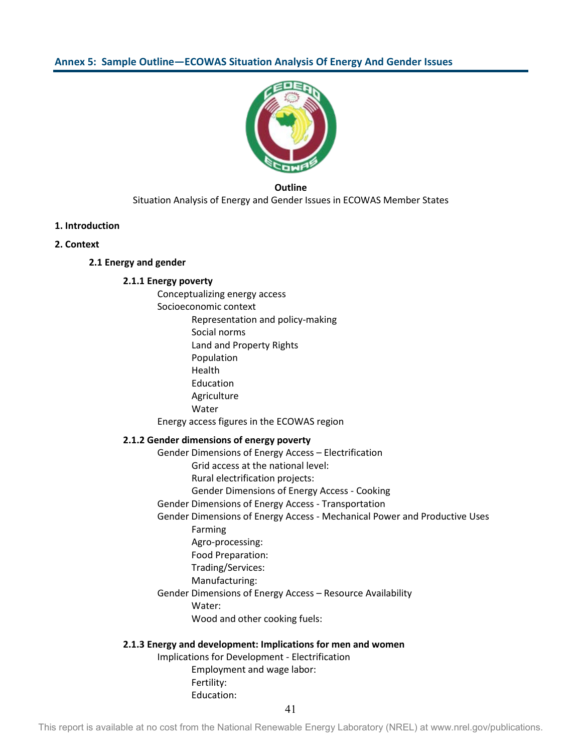## Annex 5: Sample Outline—ECOWAS Situation Analysis Of Energy And Gender Issues

**Outline**

Situation Analysis of Energy and Gender Issues in ECOWAS Member States

**1. Introduction**

**2. Context**

**2.1 Energy and gender**

**2.1.1 Energy poverty**

- Conceptualizing energy access
- Socioeconomic context
  - Representation and policy-making
  - Social norms
  - Land and Property Rights
  - Population
  - Health
  - Education
  - Agriculture
  - Water
- Energy access figures in the ECOWAS region

**2.1.2 Gender dimensions of energy poverty**

- Gender Dimensions of Energy Access – Electrification
  - Grid access at the national level:
  - Rural electrification projects:
  - Gender Dimensions of Energy Access - Cooking
- Gender Dimensions of Energy Access - Transportation
- Gender Dimensions of Energy Access - Mechanical Power and Productive Uses
  - Farming
  - Agro-processing:
  - Food Preparation:
  - Trading/Services:
  - Manufacturing:
- Gender Dimensions of Energy Access – Resource Availability
  - Water:
  - Wood and other cooking fuels:

**2.1.3 Energy and development: Implications for men and women**

- Implications for Development - Electrification
  - Employment and wage labor:
  - Fertility:
  - Education: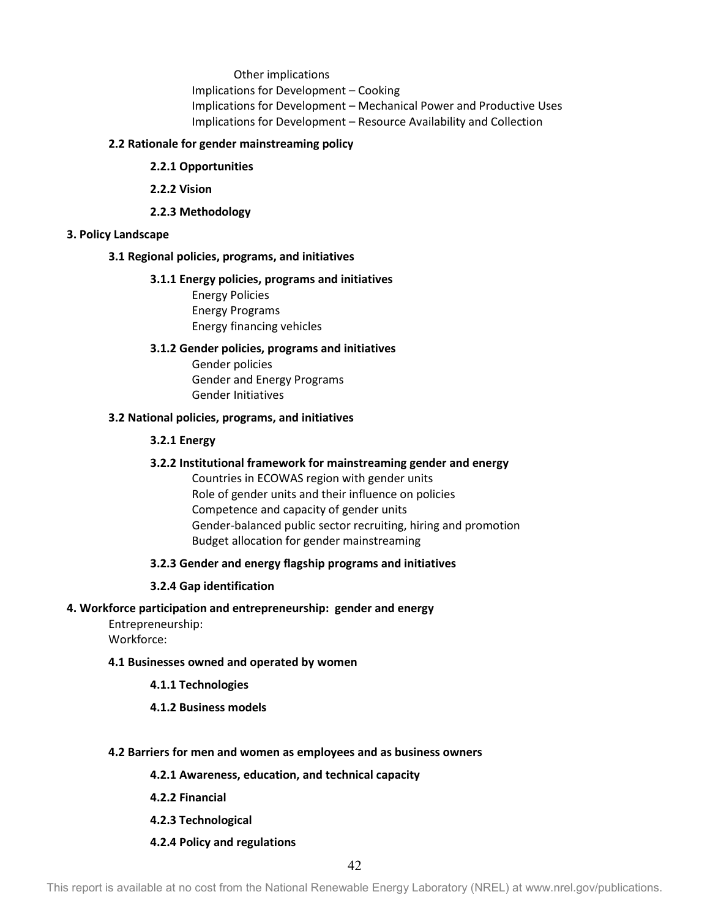Other implications

Implications for Development – Cooking

Implications for Development – Mechanical Power and Productive Uses

Implications for Development – Resource Availability and Collection

**2.2 Rationale for gender mainstreaming policy**

**2.2.1 Opportunities**

**2.2.2 Vision**

**2.2.3 Methodology**

**3. Policy Landscape**

**3.1 Regional policies, programs, and initiatives**

**3.1.1 Energy policies, programs and initiatives**

Energy Policies

Energy Programs

Energy financing vehicles

**3.1.2 Gender policies, programs and initiatives**

Gender policies

Gender and Energy Programs

Gender Initiatives

**3.2 National policies, programs, and initiatives**

**3.2.1 Energy**

**3.2.2 Institutional framework for mainstreaming gender and energy**

Countries in ECOWAS region with gender units

Role of gender units and their influence on policies

Competence and capacity of gender units

Gender-balanced public sector recruiting, hiring and promotion

Budget allocation for gender mainstreaming

**3.2.3 Gender and energy flagship programs and initiatives**

**3.2.4 Gap identification**

**4. Workforce participation and entrepreneurship: gender and energy**

Entrepreneurship:

Workforce:

**4.1 Businesses owned and operated by women**

**4.1.1 Technologies**

**4.1.2 Business models**

**4.2 Barriers for men and women as employees and as business owners**

**4.2.1 Awareness, education, and technical capacity**

**4.2.2 Financial**

**4.2.3 Technological**

**4.2.4 Policy and regulations**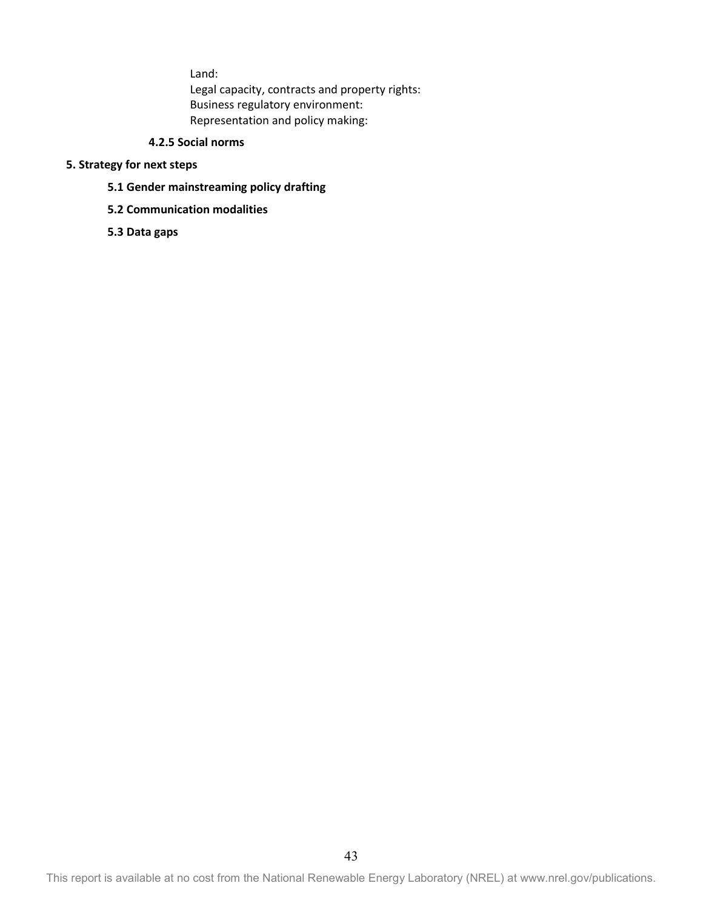Land:

Legal capacity, contracts and property rights:

Business regulatory environment:

Representation and policy making:

#### 4.2.5 Social norms

## 5. Strategy for next steps

### 5.1 Gender mainstreaming policy drafting

### 5.2 Communication modalities

### 5.3 Data gaps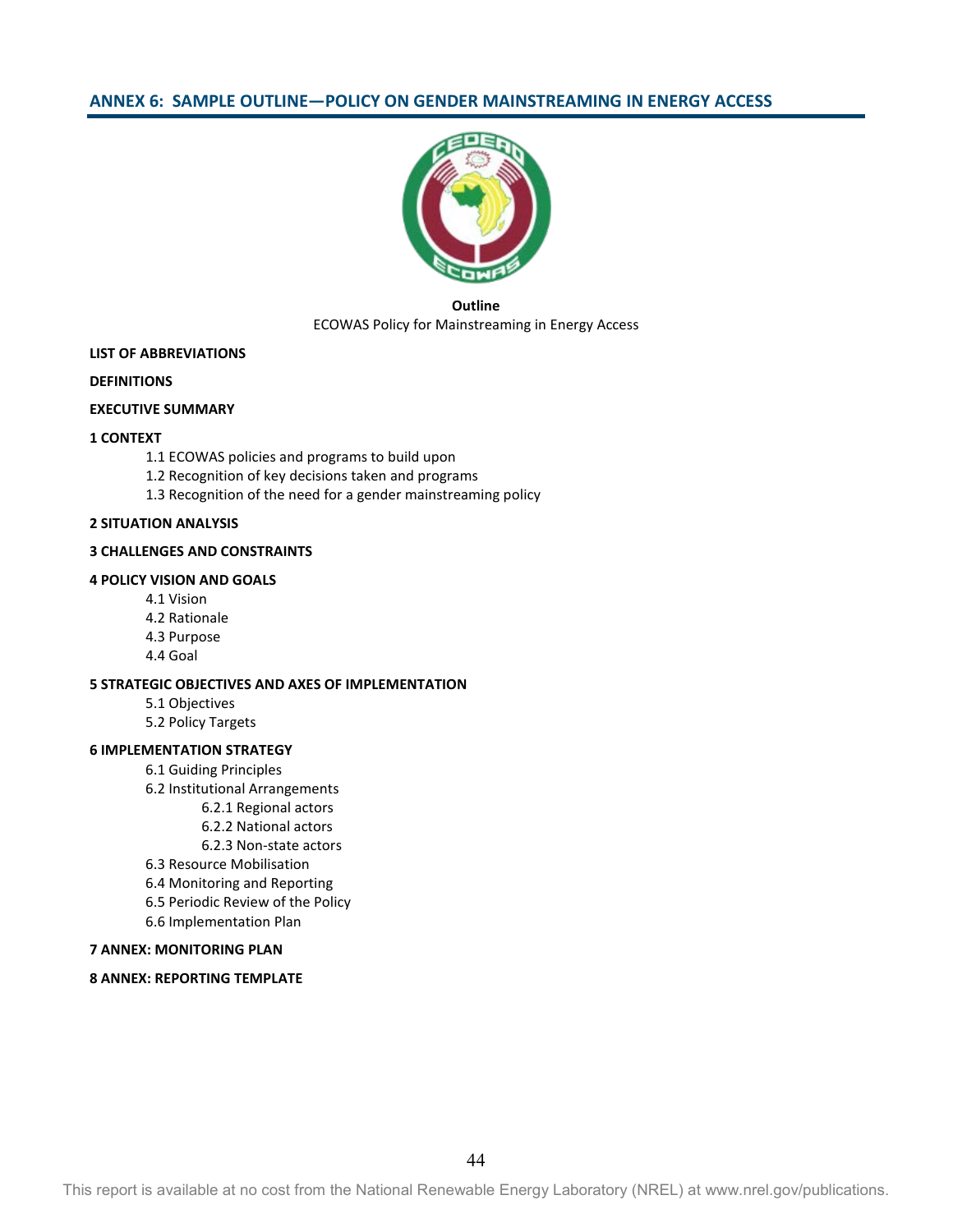## ANNEX 6: SAMPLE OUTLINE—POLICY ON GENDER MAINSTREAMING IN ENERGY ACCESS

**Outline**

ECOWAS Policy for Mainstreaming in Energy Access

**LIST OF ABBREVIATIONS**

**DEFINITIONS**

**EXECUTIVE SUMMARY**

**1 CONTEXT**

- 1.1 ECOWAS policies and programs to build upon
- 1.2 Recognition of key decisions taken and programs
- 1.3 Recognition of the need for a gender mainstreaming policy

**2 SITUATION ANALYSIS**

**3 CHALLENGES AND CONSTRAINTS**

**4 POLICY VISION AND GOALS**

- 4.1 Vision
- 4.2 Rationale
- 4.3 Purpose
- 4.4 Goal

**5 STRATEGIC OBJECTIVES AND AXES OF IMPLEMENTATION**

- 5.1 Objectives
- 5.2 Policy Targets

**6 IMPLEMENTATION STRATEGY**

- 6.1 Guiding Principles
- 6.2 Institutional Arrangements
  - 6.2.1 Regional actors
  - 6.2.2 National actors
  - 6.2.3 Non-state actors
- 6.3 Resource Mobilisation
- 6.4 Monitoring and Reporting
- 6.5 Periodic Review of the Policy
- 6.6 Implementation Plan

**7 ANNEX: MONITORING PLAN**

**8 ANNEX: REPORTING TEMPLATE**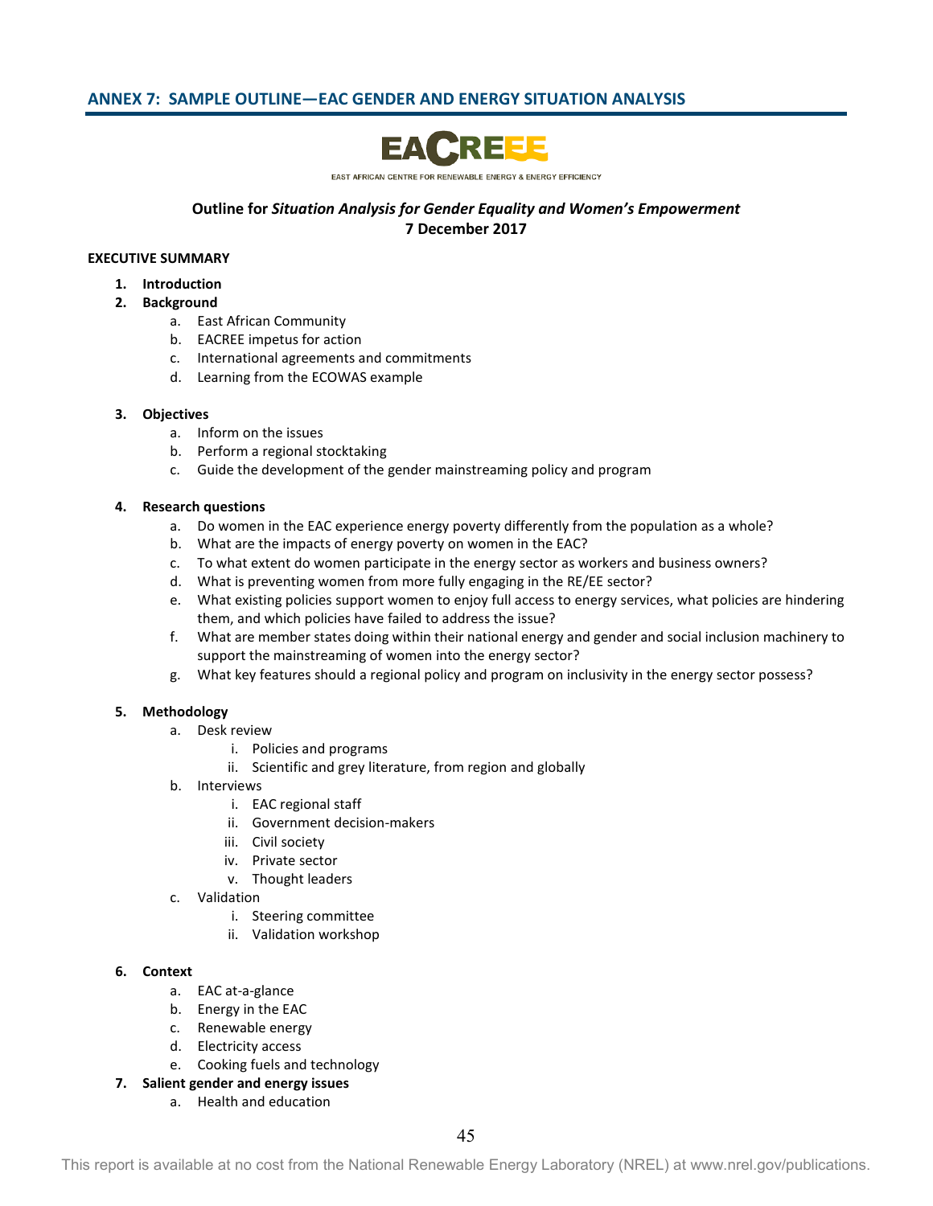## ANNEX 7: SAMPLE OUTLINE—EAC GENDER AND ENERGY SITUATION ANALYSIS

EACREEE

EAST AFRICAN CENTRE FOR RENEWABLE ENERGY & ENERGY EFFICIENCY

**Outline for *Situation Analysis for Gender Equality and Women's Empowerment***
**7 December 2017**

**EXECUTIVE SUMMARY**

1. **Introduction**
2. **Background**
   a. East African Community
   b. EACREE impetus for action
   c. International agreements and commitments
   d. Learning from the ECOWAS example

3. **Objectives**
   a. Inform on the issues
   b. Perform a regional stocktaking
   c. Guide the development of the gender mainstreaming policy and program

4. **Research questions**
   a. Do women in the EAC experience energy poverty differently from the population as a whole?
   b. What are the impacts of energy poverty on women in the EAC?
   c. To what extent do women participate in the energy sector as workers and business owners?
   d. What is preventing women from more fully engaging in the RE/EE sector?
   e. What existing policies support women to enjoy full access to energy services, what policies are hindering them, and which policies have failed to address the issue?
   f. What are member states doing within their national energy and gender and social inclusion machinery to support the mainstreaming of women into the energy sector?
   g. What key features should a regional policy and program on inclusivity in the energy sector possess?

5. **Methodology**
   a. Desk review
      i. Policies and programs
      ii. Scientific and grey literature, from region and globally
   b. Interviews
      i. EAC regional staff
      ii. Government decision-makers
      iii. Civil society
      iv. Private sector
      v. Thought leaders
   c. Validation
      i. Steering committee
      ii. Validation workshop

6. **Context**
   a. EAC at-a-glance
   b. Energy in the EAC
   c. Renewable energy
   d. Electricity access
   e. Cooking fuels and technology
7. **Salient gender and energy issues**
   a. Health and education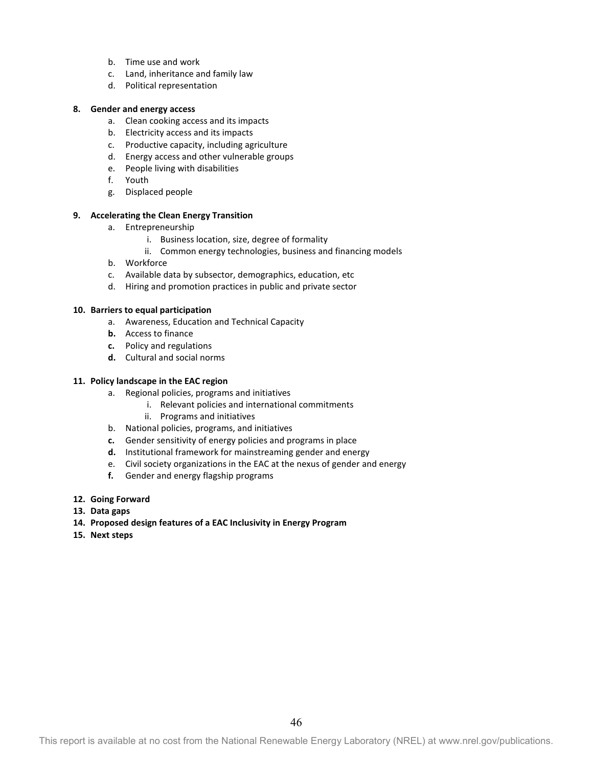b. Time use and work
c. Land, inheritance and family law
d. Political representation

**8. Gender and energy access**

a. Clean cooking access and its impacts
b. Electricity access and its impacts
c. Productive capacity, including agriculture
d. Energy access and other vulnerable groups
e. People living with disabilities
f. Youth
g. Displaced people

**9. Accelerating the Clean Energy Transition**

a. Entrepreneurship
    i. Business location, size, degree of formality
    ii. Common energy technologies, business and financing models
b. Workforce
c. Available data by subsector, demographics, education, etc
d. Hiring and promotion practices in public and private sector

**10. Barriers to equal participation**

a. Awareness, Education and Technical Capacity
**b.** Access to finance
**c.** Policy and regulations
**d.** Cultural and social norms

**11. Policy landscape in the EAC region**

a. Regional policies, programs and initiatives
    i. Relevant policies and international commitments
    ii. Programs and initiatives
b. National policies, programs, and initiatives
**c.** Gender sensitivity of energy policies and programs in place
**d.** Institutional framework for mainstreaming gender and energy
e. Civil society organizations in the EAC at the nexus of gender and energy
**f.** Gender and energy flagship programs

**12. Going Forward**
**13. Data gaps**
**14. Proposed design features of a EAC Inclusivity in Energy Program**
**15. Next steps**